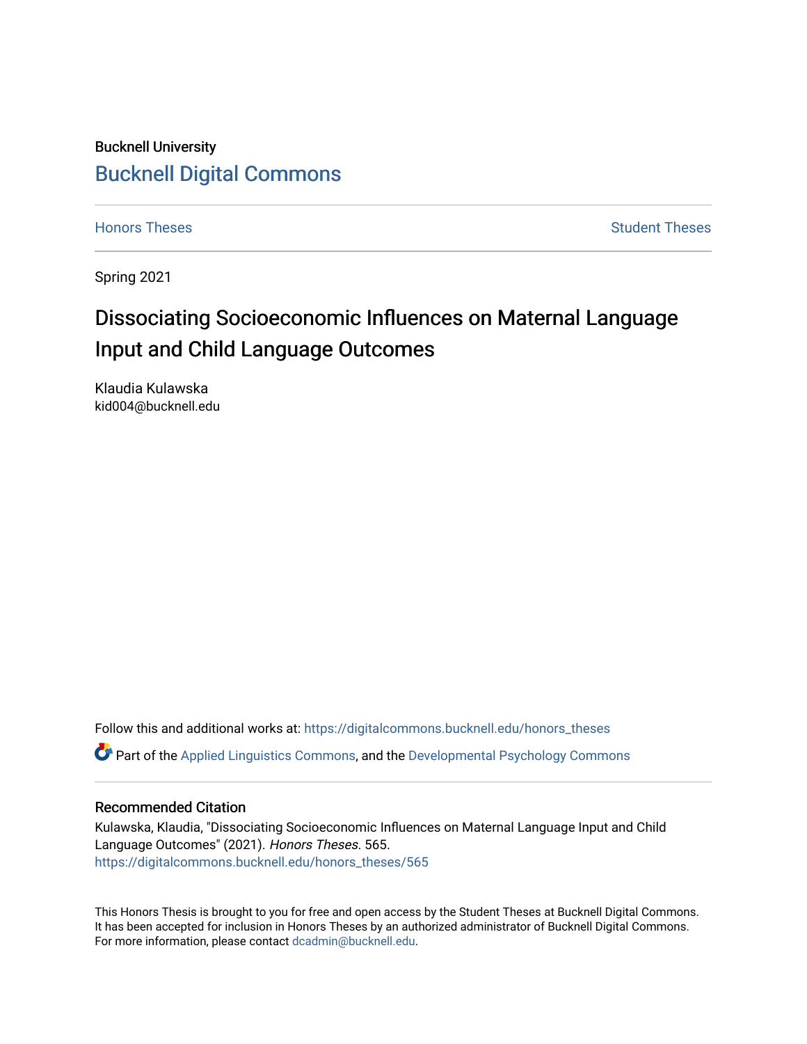Bucknell University

# Bucknell Digital Commons

Honors Theses | Student Theses

Spring 2021

## Dissociating Socioeconomic Influences on Maternal Language Input and Child Language Outcomes

Klaudia Kulawska
kid004@bucknell.edu

Follow this and additional works at: https://digitalcommons.bucknell.edu/honors_theses

Part of the Applied Linguistics Commons, and the Developmental Psychology Commons

### Recommended Citation

Kulawska, Klaudia, "Dissociating Socioeconomic Influences on Maternal Language Input and Child Language Outcomes" (2021). *Honors Theses*. 565.
https://digitalcommons.bucknell.edu/honors_theses/565

This Honors Thesis is brought to you for free and open access by the Student Theses at Bucknell Digital Commons. It has been accepted for inclusion in Honors Theses by an authorized administrator of Bucknell Digital Commons. For more information, please contact dcadmin@bucknell.edu.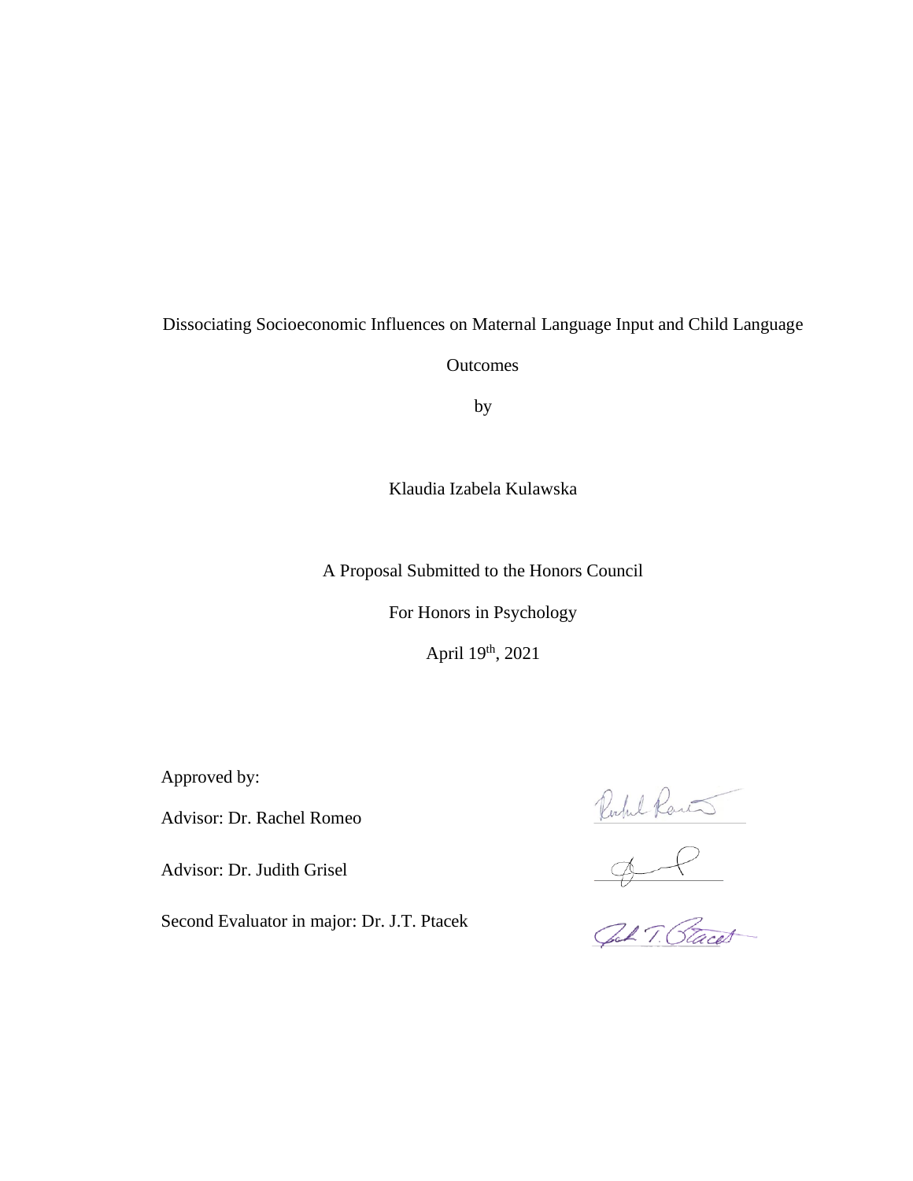Dissociating Socioeconomic Influences on Maternal Language Input and Child Language Outcomes

by

Klaudia Izabela Kulawska

A Proposal Submitted to the Honors Council

For Honors in Psychology

April 19th, 2021

Approved by:

Advisor: Dr. Rachel Romeo

Advisor: Dr. Judith Grisel

Second Evaluator in major: Dr. J.T. Ptacek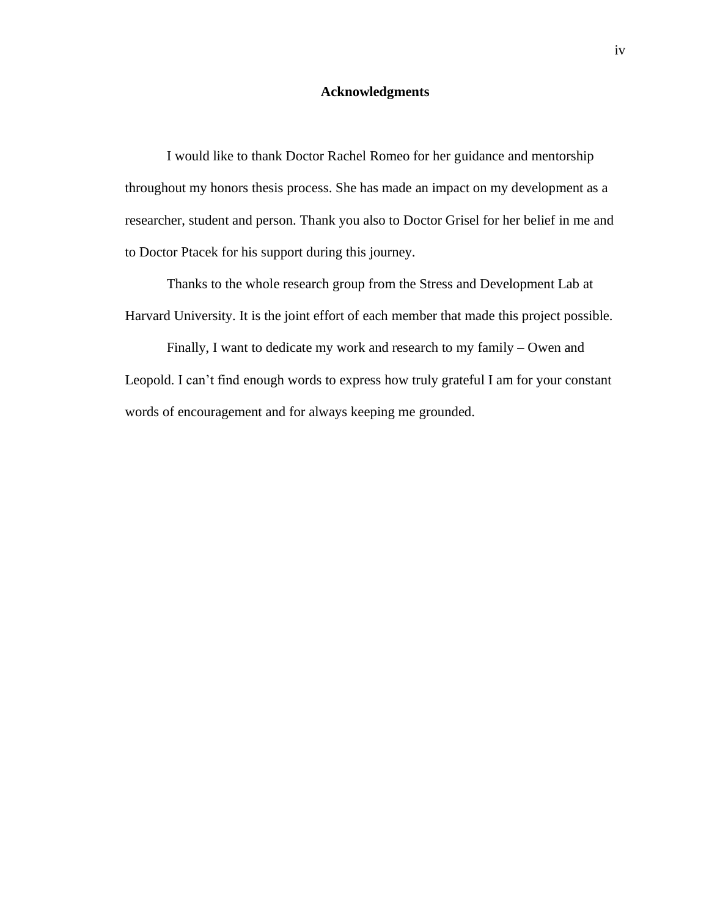# Acknowledgments

I would like to thank Doctor Rachel Romeo for her guidance and mentorship throughout my honors thesis process. She has made an impact on my development as a researcher, student and person. Thank you also to Doctor Grisel for her belief in me and to Doctor Ptacek for his support during this journey.

Thanks to the whole research group from the Stress and Development Lab at Harvard University. It is the joint effort of each member that made this project possible.

Finally, I want to dedicate my work and research to my family – Owen and Leopold. I can't find enough words to express how truly grateful I am for your constant words of encouragement and for always keeping me grounded.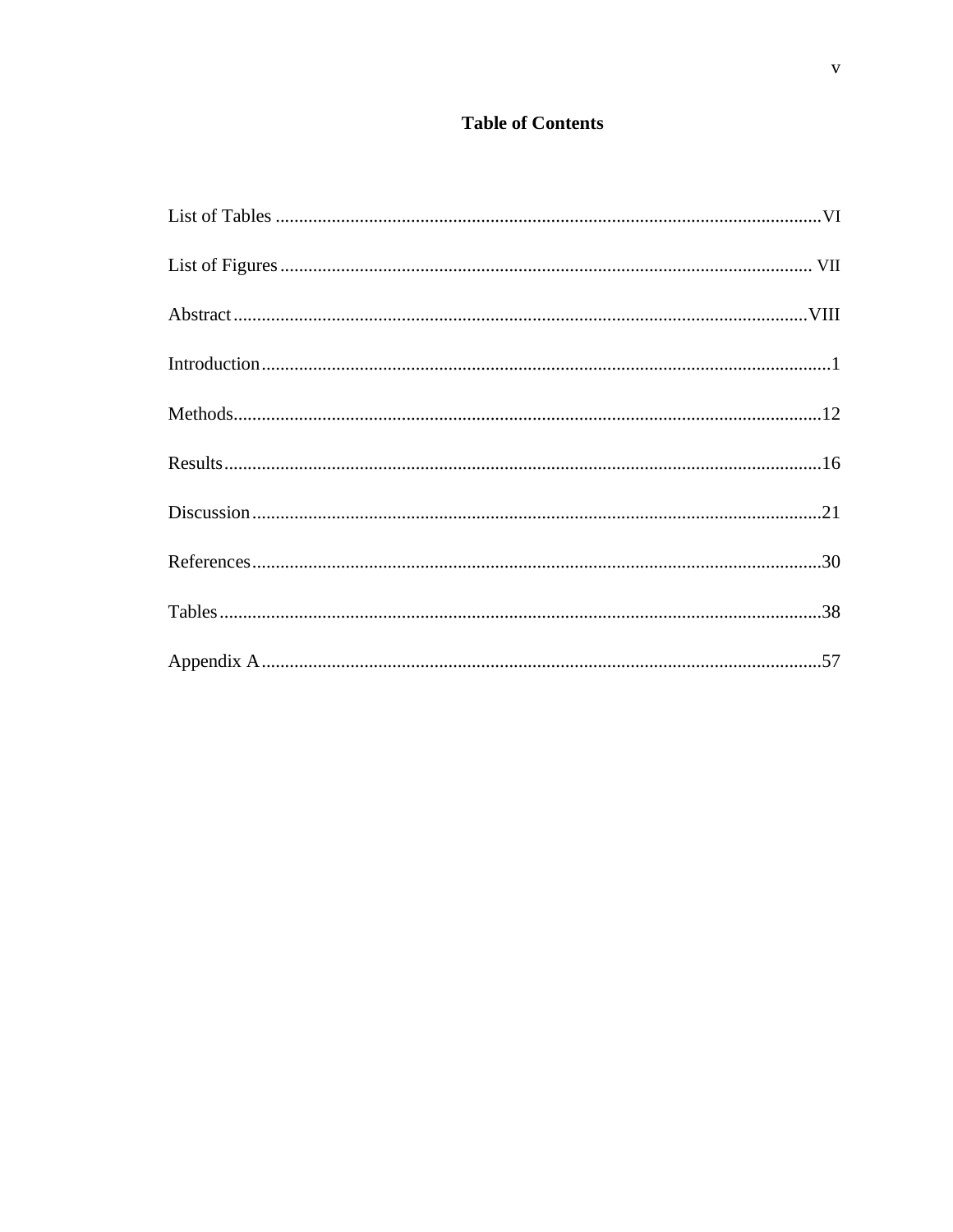# Table of Contents

List of Tables .................................................................................................................... VI

List of Figures ................................................................................................................... VII

Abstract ........................................................................................................................... VIII

Introduction ........................................................................................................................... 1

Methods ............................................................................................................................... 12

Results ................................................................................................................................. 16

Discussion ........................................................................................................................... 21

References ........................................................................................................................... 30

Tables .................................................................................................................................. 38

Appendix A ......................................................................................................................... 57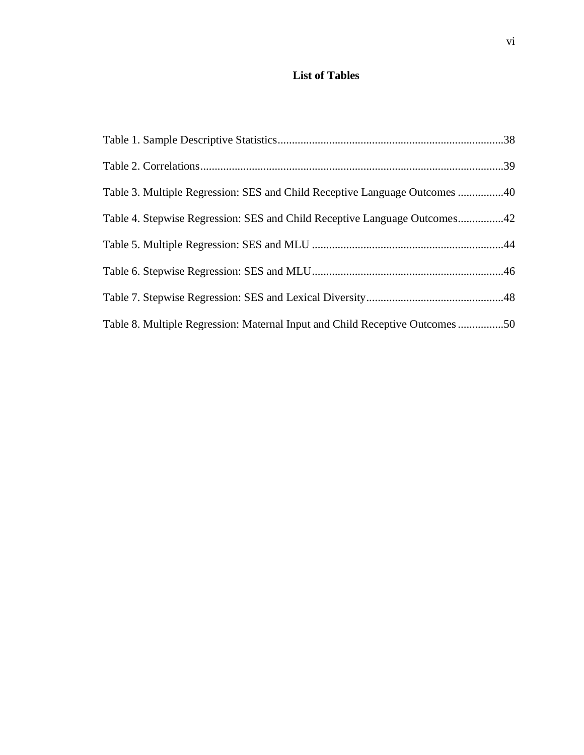## List of Tables

Table 1. Sample Descriptive Statistics...............................................................................38

Table 2. Correlations..........................................................................................................39

Table 3. Multiple Regression: SES and Child Receptive Language Outcomes ................40

Table 4. Stepwise Regression: SES and Child Receptive Language Outcomes................42

Table 5. Multiple Regression: SES and MLU ...................................................................44

Table 6. Stepwise Regression: SES and MLU...................................................................46

Table 7. Stepwise Regression: SES and Lexical Diversity................................................48

Table 8. Multiple Regression: Maternal Input and Child Receptive Outcomes ................50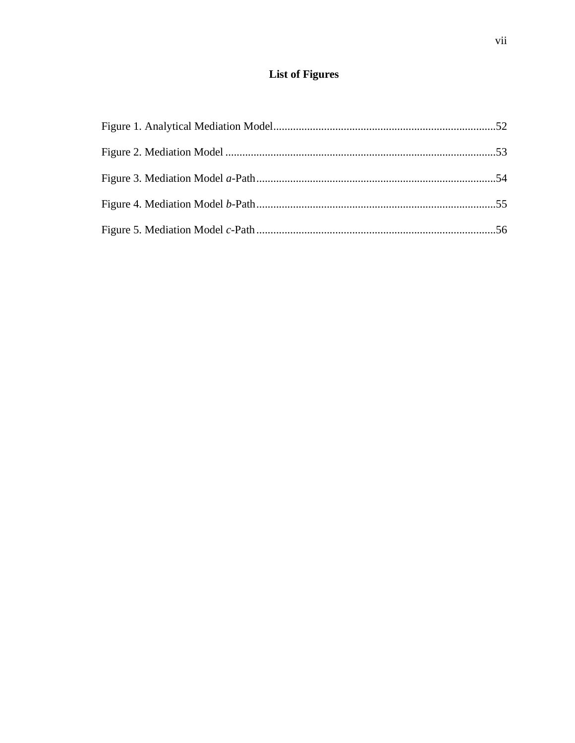# List of Figures

Figure 1. Analytical Mediation Model...............................................................................52

Figure 2. Mediation Model ................................................................................................53

Figure 3. Mediation Model *a*-Path.....................................................................................54

Figure 4. Mediation Model *b*-Path.....................................................................................55

Figure 5. Mediation Model *c*-Path.....................................................................................56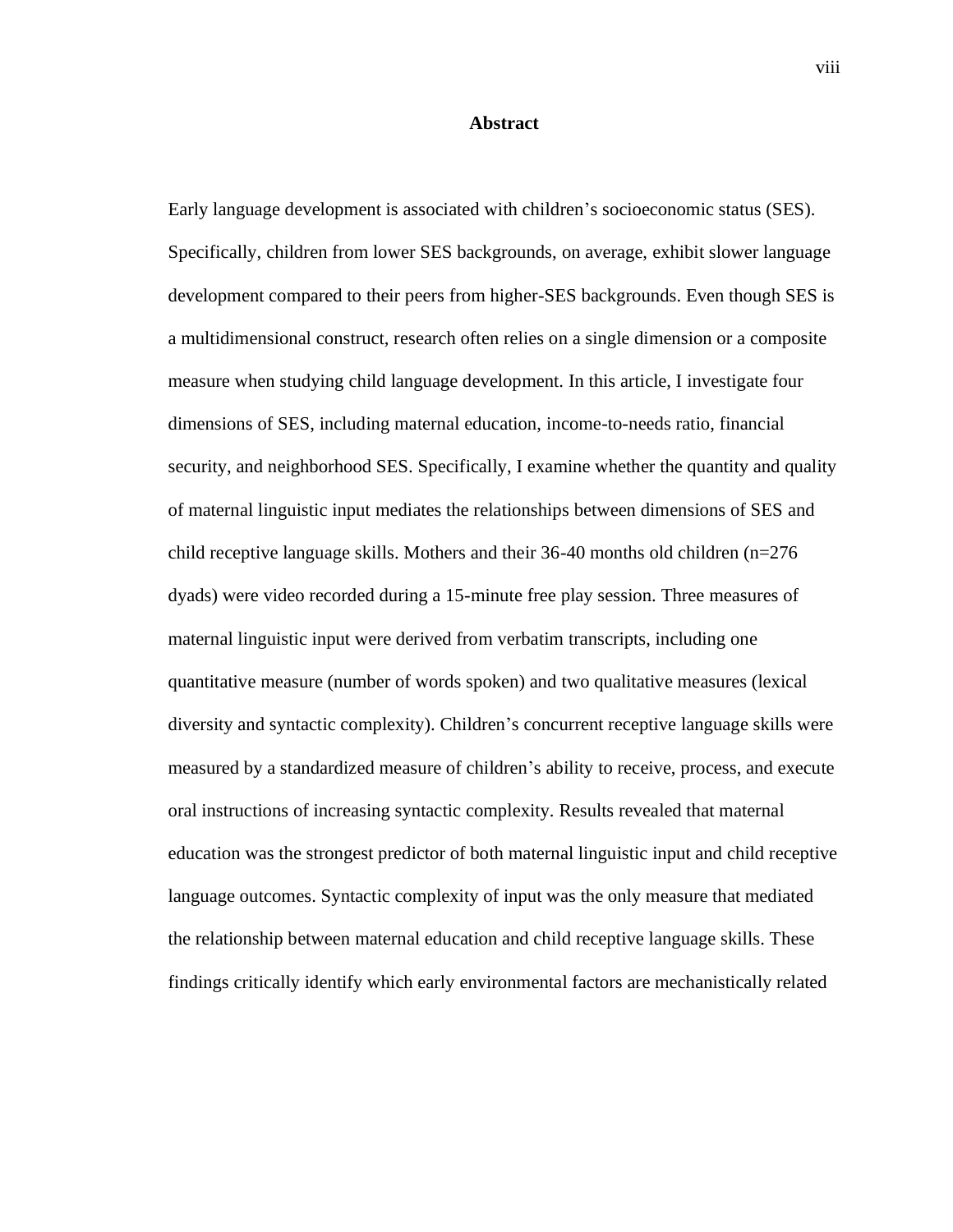# Abstract

Early language development is associated with children's socioeconomic status (SES). Specifically, children from lower SES backgrounds, on average, exhibit slower language development compared to their peers from higher-SES backgrounds. Even though SES is a multidimensional construct, research often relies on a single dimension or a composite measure when studying child language development. In this article, I investigate four dimensions of SES, including maternal education, income-to-needs ratio, financial security, and neighborhood SES. Specifically, I examine whether the quantity and quality of maternal linguistic input mediates the relationships between dimensions of SES and child receptive language skills. Mothers and their 36-40 months old children (n=276 dyads) were video recorded during a 15-minute free play session. Three measures of maternal linguistic input were derived from verbatim transcripts, including one quantitative measure (number of words spoken) and two qualitative measures (lexical diversity and syntactic complexity). Children's concurrent receptive language skills were measured by a standardized measure of children's ability to receive, process, and execute oral instructions of increasing syntactic complexity. Results revealed that maternal education was the strongest predictor of both maternal linguistic input and child receptive language outcomes. Syntactic complexity of input was the only measure that mediated the relationship between maternal education and child receptive language skills. These findings critically identify which early environmental factors are mechanistically related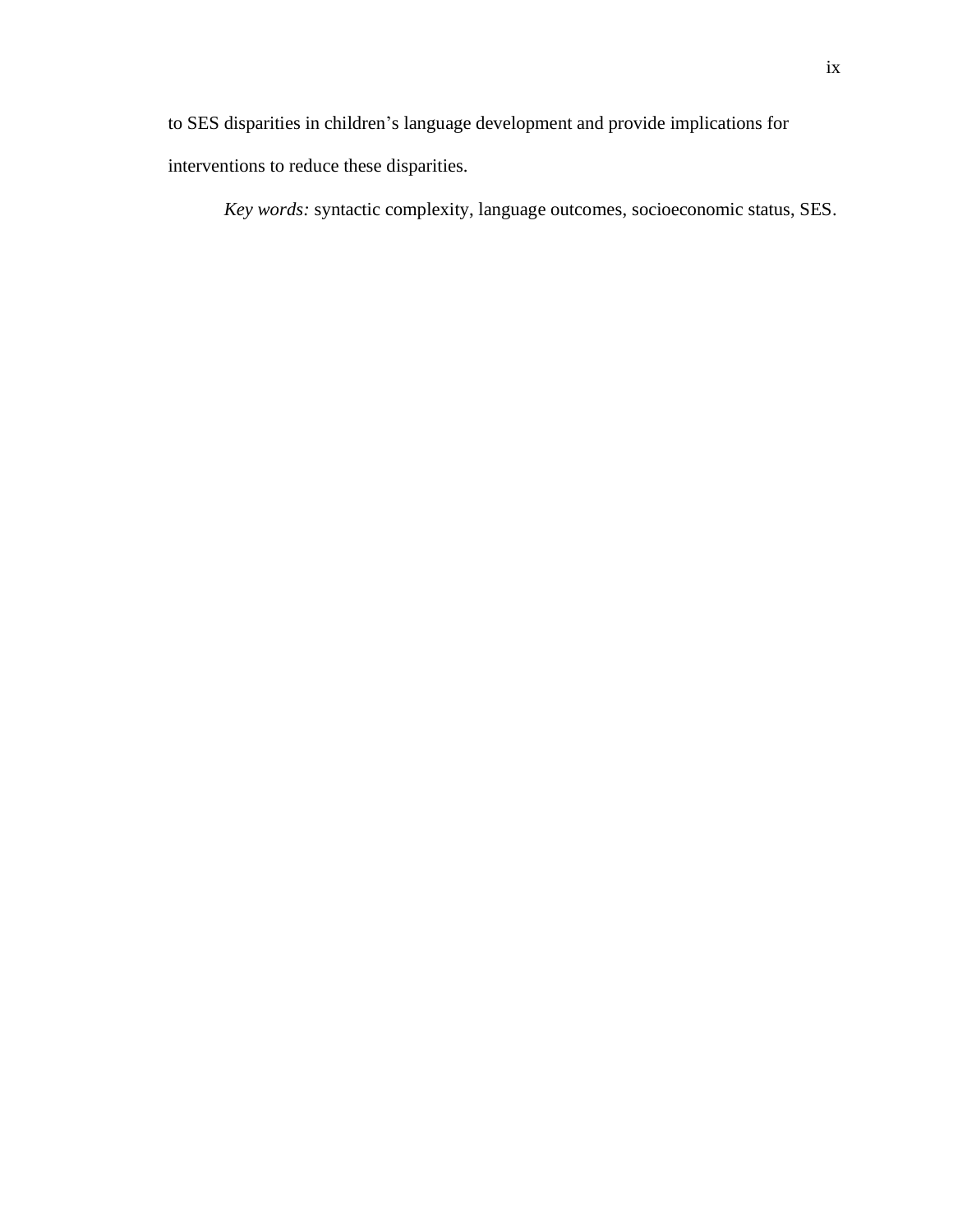to SES disparities in children’s language development and provide implications for interventions to reduce these disparities.

*Key words:* syntactic complexity, language outcomes, socioeconomic status, SES.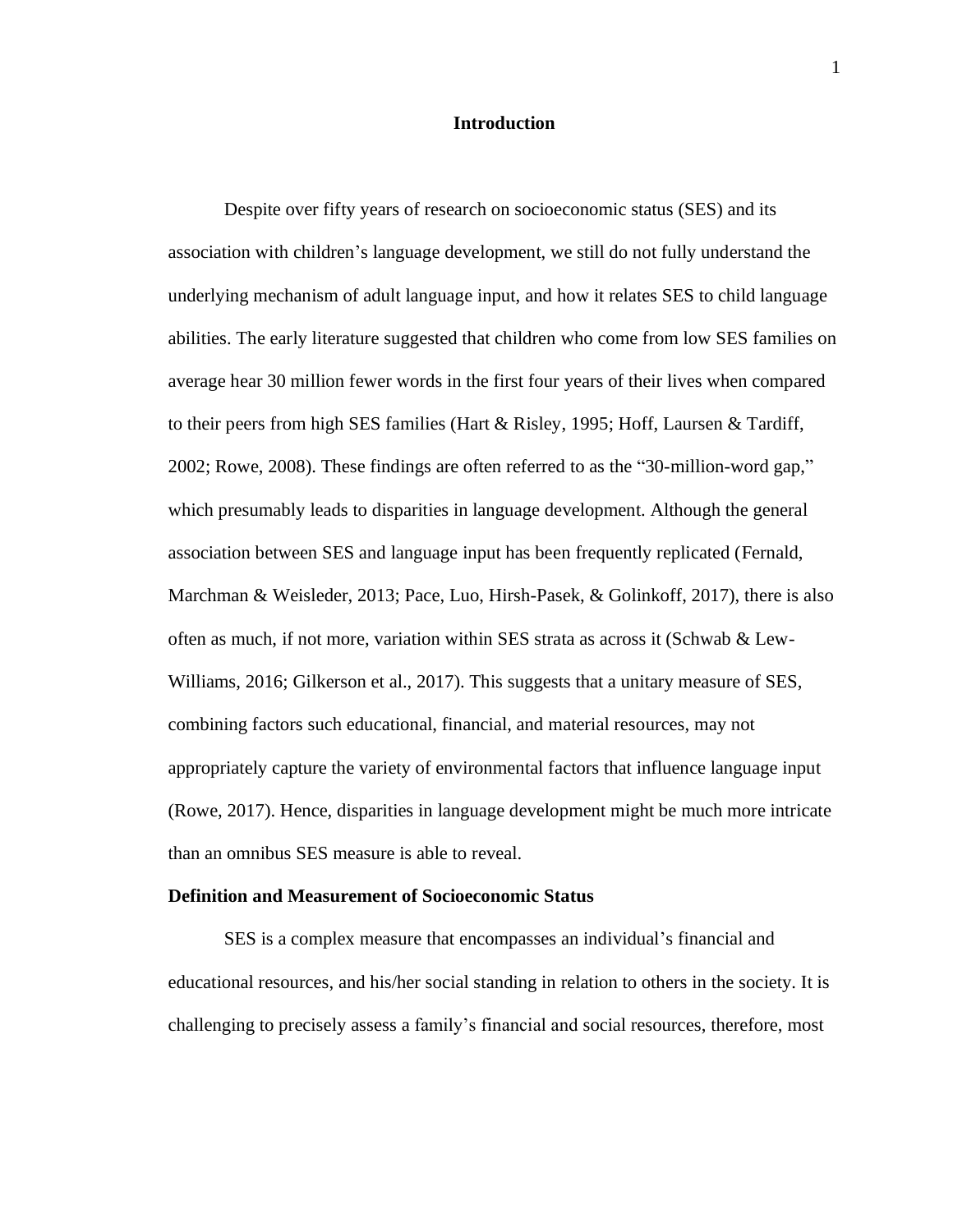# Introduction

Despite over fifty years of research on socioeconomic status (SES) and its association with children's language development, we still do not fully understand the underlying mechanism of adult language input, and how it relates SES to child language abilities. The early literature suggested that children who come from low SES families on average hear 30 million fewer words in the first four years of their lives when compared to their peers from high SES families (Hart & Risley, 1995; Hoff, Laursen & Tardiff, 2002; Rowe, 2008). These findings are often referred to as the "30-million-word gap," which presumably leads to disparities in language development. Although the general association between SES and language input has been frequently replicated (Fernald, Marchman & Weisleder, 2013; Pace, Luo, Hirsh-Pasek, & Golinkoff, 2017), there is also often as much, if not more, variation within SES strata as across it (Schwab & Lew-Williams, 2016; Gilkerson et al., 2017). This suggests that a unitary measure of SES, combining factors such educational, financial, and material resources, may not appropriately capture the variety of environmental factors that influence language input (Rowe, 2017). Hence, disparities in language development might be much more intricate than an omnibus SES measure is able to reveal.

## Definition and Measurement of Socioeconomic Status

SES is a complex measure that encompasses an individual's financial and educational resources, and his/her social standing in relation to others in the society. It is challenging to precisely assess a family's financial and social resources, therefore, most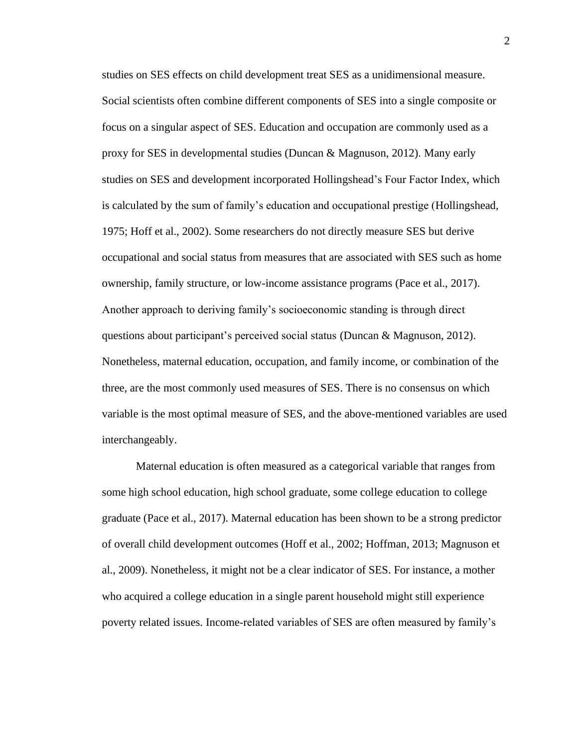studies on SES effects on child development treat SES as a unidimensional measure. Social scientists often combine different components of SES into a single composite or focus on a singular aspect of SES. Education and occupation are commonly used as a proxy for SES in developmental studies (Duncan & Magnuson, 2012). Many early studies on SES and development incorporated Hollingshead's Four Factor Index, which is calculated by the sum of family's education and occupational prestige (Hollingshead, 1975; Hoff et al., 2002). Some researchers do not directly measure SES but derive occupational and social status from measures that are associated with SES such as home ownership, family structure, or low-income assistance programs (Pace et al., 2017). Another approach to deriving family's socioeconomic standing is through direct questions about participant's perceived social status (Duncan & Magnuson, 2012). Nonetheless, maternal education, occupation, and family income, or combination of the three, are the most commonly used measures of SES. There is no consensus on which variable is the most optimal measure of SES, and the above-mentioned variables are used interchangeably.

Maternal education is often measured as a categorical variable that ranges from some high school education, high school graduate, some college education to college graduate (Pace et al., 2017). Maternal education has been shown to be a strong predictor of overall child development outcomes (Hoff et al., 2002; Hoffman, 2013; Magnuson et al., 2009). Nonetheless, it might not be a clear indicator of SES. For instance, a mother who acquired a college education in a single parent household might still experience poverty related issues. Income-related variables of SES are often measured by family's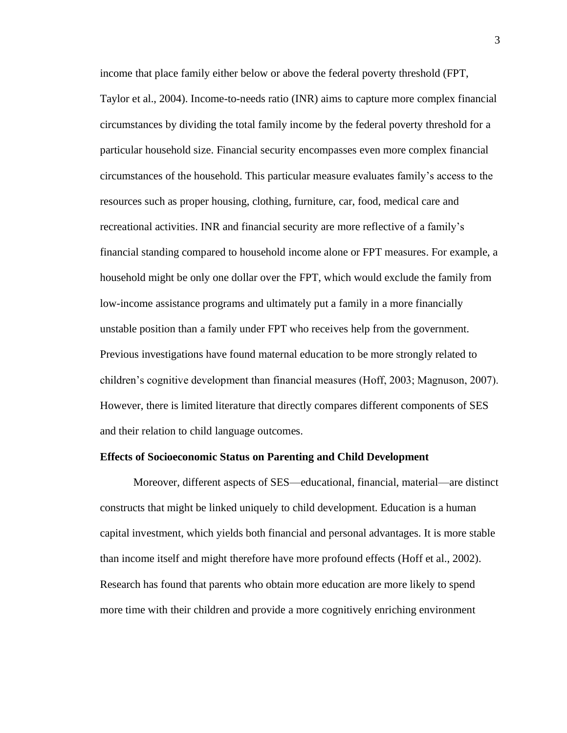income that place family either below or above the federal poverty threshold (FPT, Taylor et al., 2004). Income-to-needs ratio (INR) aims to capture more complex financial circumstances by dividing the total family income by the federal poverty threshold for a particular household size. Financial security encompasses even more complex financial circumstances of the household. This particular measure evaluates family's access to the resources such as proper housing, clothing, furniture, car, food, medical care and recreational activities. INR and financial security are more reflective of a family's financial standing compared to household income alone or FPT measures. For example, a household might be only one dollar over the FPT, which would exclude the family from low-income assistance programs and ultimately put a family in a more financially unstable position than a family under FPT who receives help from the government. Previous investigations have found maternal education to be more strongly related to children's cognitive development than financial measures (Hoff, 2003; Magnuson, 2007). However, there is limited literature that directly compares different components of SES and their relation to child language outcomes.

**Effects of Socioeconomic Status on Parenting and Child Development**

Moreover, different aspects of SES—educational, financial, material—are distinct constructs that might be linked uniquely to child development. Education is a human capital investment, which yields both financial and personal advantages. It is more stable than income itself and might therefore have more profound effects (Hoff et al., 2002). Research has found that parents who obtain more education are more likely to spend more time with their children and provide a more cognitively enriching environment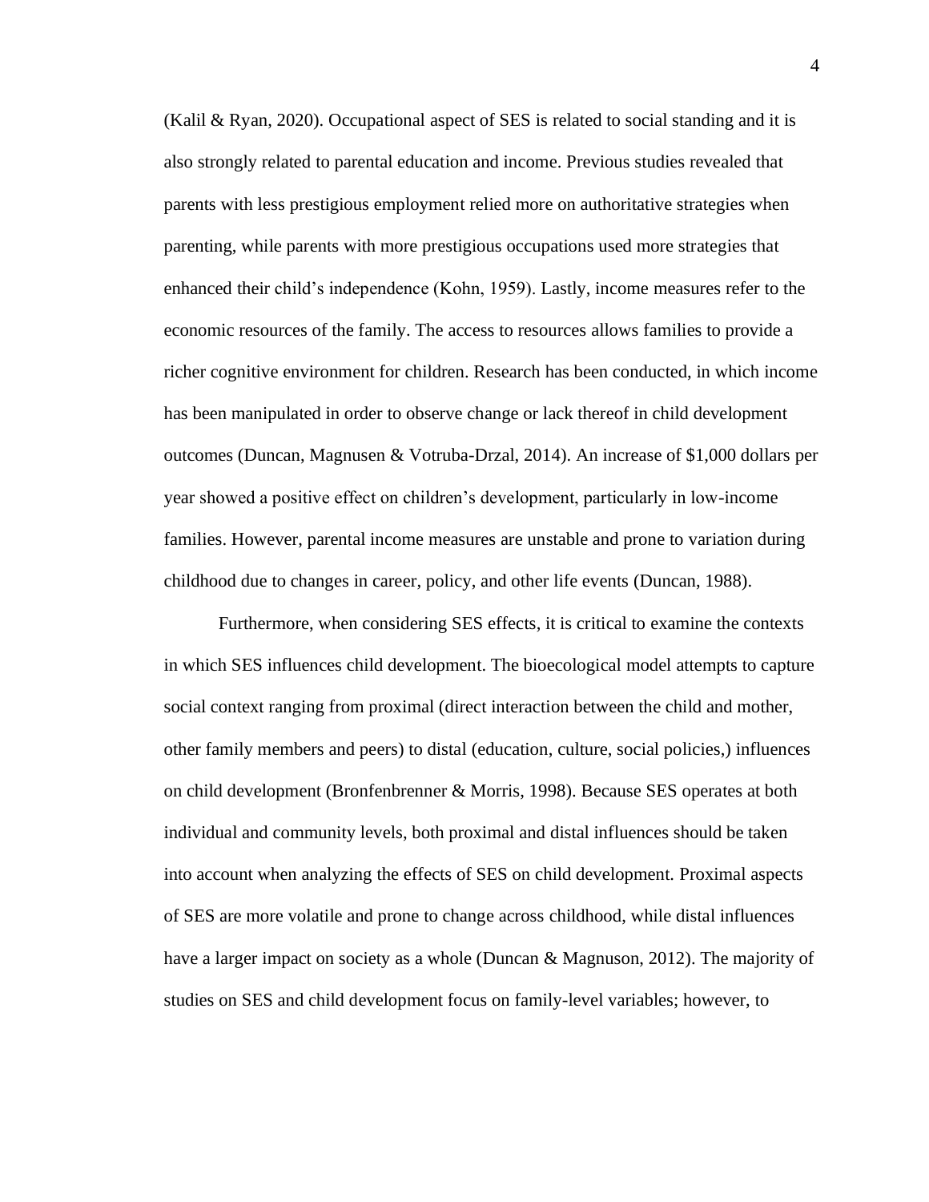(Kalil & Ryan, 2020). Occupational aspect of SES is related to social standing and it is also strongly related to parental education and income. Previous studies revealed that parents with less prestigious employment relied more on authoritative strategies when parenting, while parents with more prestigious occupations used more strategies that enhanced their child's independence (Kohn, 1959). Lastly, income measures refer to the economic resources of the family. The access to resources allows families to provide a richer cognitive environment for children. Research has been conducted, in which income has been manipulated in order to observe change or lack thereof in child development outcomes (Duncan, Magnusen & Votruba-Drzal, 2014). An increase of $1,000 dollars per year showed a positive effect on children's development, particularly in low-income families. However, parental income measures are unstable and prone to variation during childhood due to changes in career, policy, and other life events (Duncan, 1988).

Furthermore, when considering SES effects, it is critical to examine the contexts in which SES influences child development. The bioecological model attempts to capture social context ranging from proximal (direct interaction between the child and mother, other family members and peers) to distal (education, culture, social policies,) influences on child development (Bronfenbrenner & Morris, 1998). Because SES operates at both individual and community levels, both proximal and distal influences should be taken into account when analyzing the effects of SES on child development. Proximal aspects of SES are more volatile and prone to change across childhood, while distal influences have a larger impact on society as a whole (Duncan & Magnuson, 2012). The majority of studies on SES and child development focus on family-level variables; however, to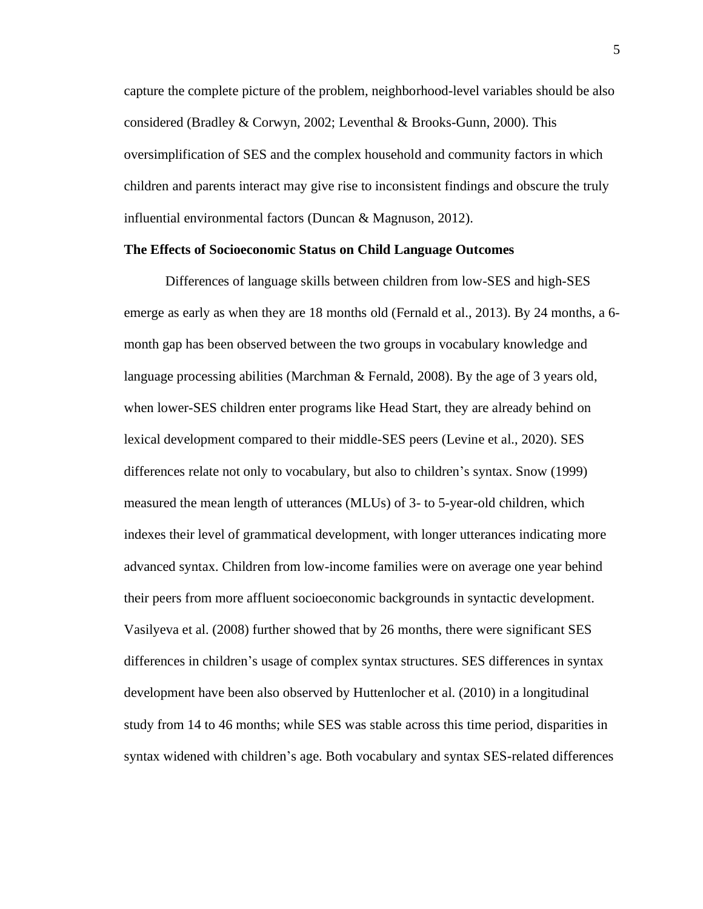capture the complete picture of the problem, neighborhood-level variables should be also considered (Bradley & Corwyn, 2002; Leventhal & Brooks-Gunn, 2000). This oversimplification of SES and the complex household and community factors in which children and parents interact may give rise to inconsistent findings and obscure the truly influential environmental factors (Duncan & Magnuson, 2012).

**The Effects of Socioeconomic Status on Child Language Outcomes**

Differences of language skills between children from low-SES and high-SES emerge as early as when they are 18 months old (Fernald et al., 2013). By 24 months, a 6-month gap has been observed between the two groups in vocabulary knowledge and language processing abilities (Marchman & Fernald, 2008). By the age of 3 years old, when lower-SES children enter programs like Head Start, they are already behind on lexical development compared to their middle-SES peers (Levine et al., 2020). SES differences relate not only to vocabulary, but also to children's syntax. Snow (1999) measured the mean length of utterances (MLUs) of 3- to 5-year-old children, which indexes their level of grammatical development, with longer utterances indicating more advanced syntax. Children from low-income families were on average one year behind their peers from more affluent socioeconomic backgrounds in syntactic development. Vasilyeva et al. (2008) further showed that by 26 months, there were significant SES differences in children's usage of complex syntax structures. SES differences in syntax development have been also observed by Huttenlocher et al. (2010) in a longitudinal study from 14 to 46 months; while SES was stable across this time period, disparities in syntax widened with children's age. Both vocabulary and syntax SES-related differences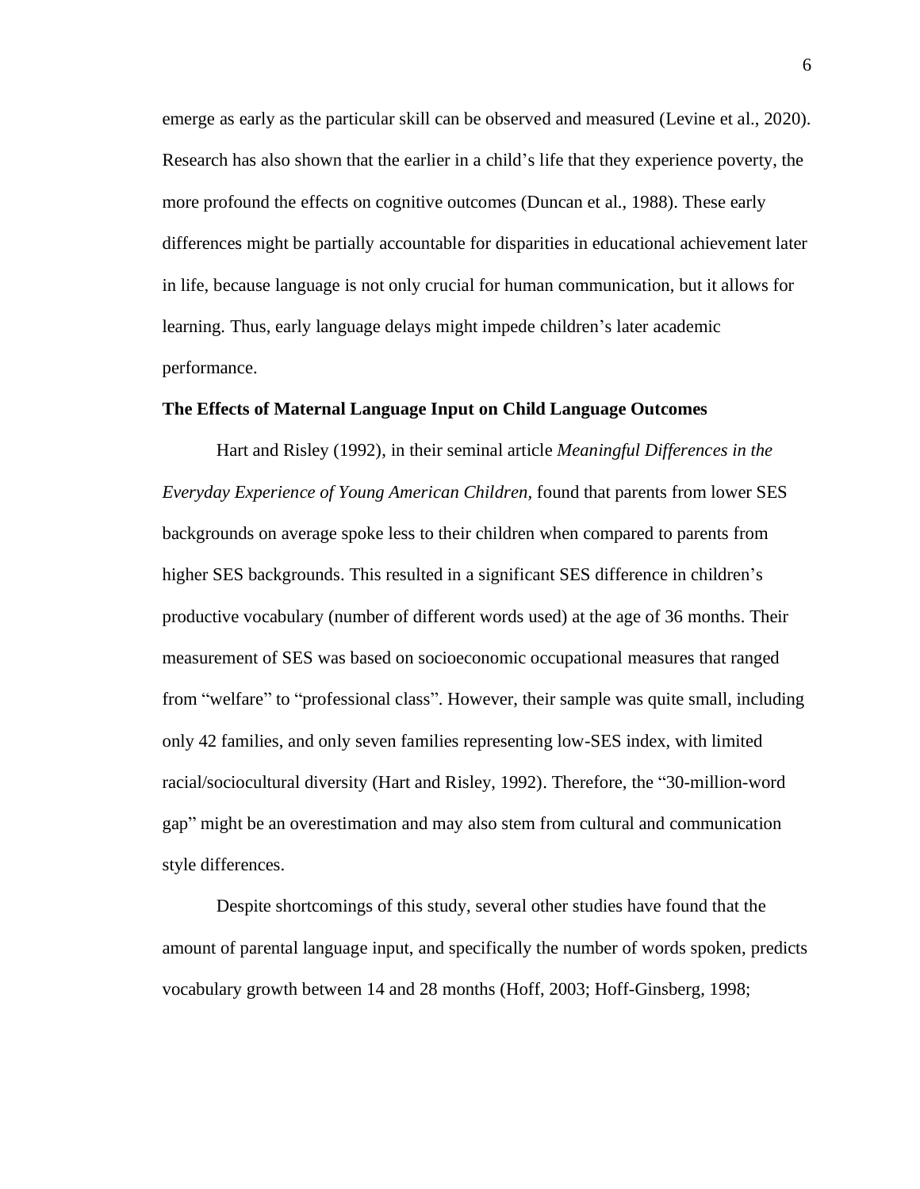emerge as early as the particular skill can be observed and measured (Levine et al., 2020). Research has also shown that the earlier in a child's life that they experience poverty, the more profound the effects on cognitive outcomes (Duncan et al., 1988). These early differences might be partially accountable for disparities in educational achievement later in life, because language is not only crucial for human communication, but it allows for learning. Thus, early language delays might impede children's later academic performance.

**The Effects of Maternal Language Input on Child Language Outcomes**

Hart and Risley (1992), in their seminal article *Meaningful Differences in the Everyday Experience of Young American Children*, found that parents from lower SES backgrounds on average spoke less to their children when compared to parents from higher SES backgrounds. This resulted in a significant SES difference in children's productive vocabulary (number of different words used) at the age of 36 months. Their measurement of SES was based on socioeconomic occupational measures that ranged from "welfare" to "professional class". However, their sample was quite small, including only 42 families, and only seven families representing low-SES index, with limited racial/sociocultural diversity (Hart and Risley, 1992). Therefore, the "30-million-word gap" might be an overestimation and may also stem from cultural and communication style differences.

Despite shortcomings of this study, several other studies have found that the amount of parental language input, and specifically the number of words spoken, predicts vocabulary growth between 14 and 28 months (Hoff, 2003; Hoff-Ginsberg, 1998;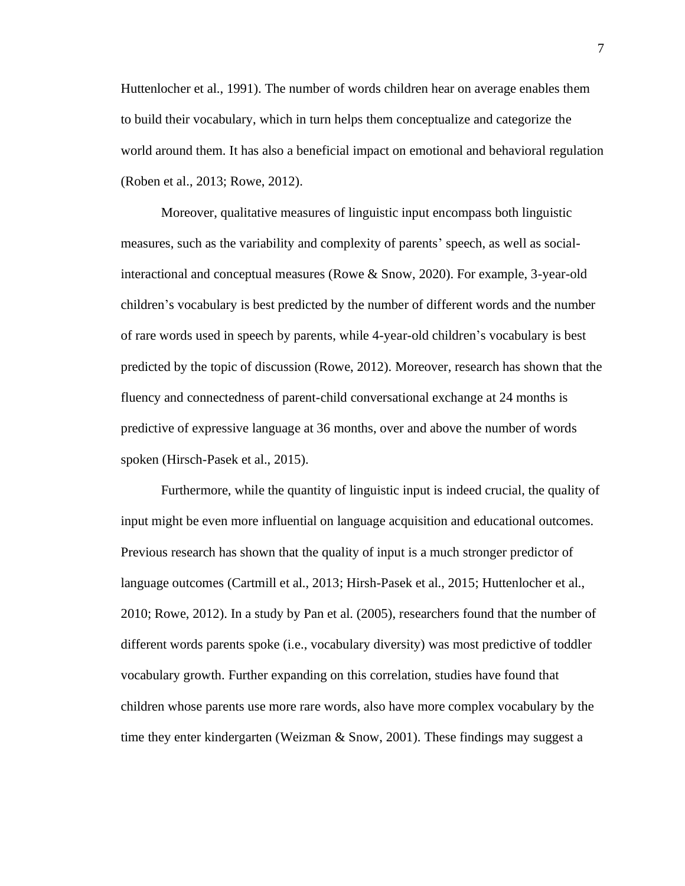Huttenlocher et al., 1991). The number of words children hear on average enables them to build their vocabulary, which in turn helps them conceptualize and categorize the world around them. It has also a beneficial impact on emotional and behavioral regulation (Roben et al., 2013; Rowe, 2012).

Moreover, qualitative measures of linguistic input encompass both linguistic measures, such as the variability and complexity of parents' speech, as well as social-interactional and conceptual measures (Rowe & Snow, 2020). For example, 3-year-old children's vocabulary is best predicted by the number of different words and the number of rare words used in speech by parents, while 4-year-old children's vocabulary is best predicted by the topic of discussion (Rowe, 2012). Moreover, research has shown that the fluency and connectedness of parent-child conversational exchange at 24 months is predictive of expressive language at 36 months, over and above the number of words spoken (Hirsch-Pasek et al., 2015).

Furthermore, while the quantity of linguistic input is indeed crucial, the quality of input might be even more influential on language acquisition and educational outcomes. Previous research has shown that the quality of input is a much stronger predictor of language outcomes (Cartmill et al., 2013; Hirsh-Pasek et al., 2015; Huttenlocher et al., 2010; Rowe, 2012). In a study by Pan et al. (2005), researchers found that the number of different words parents spoke (i.e., vocabulary diversity) was most predictive of toddler vocabulary growth. Further expanding on this correlation, studies have found that children whose parents use more rare words, also have more complex vocabulary by the time they enter kindergarten (Weizman & Snow, 2001). These findings may suggest a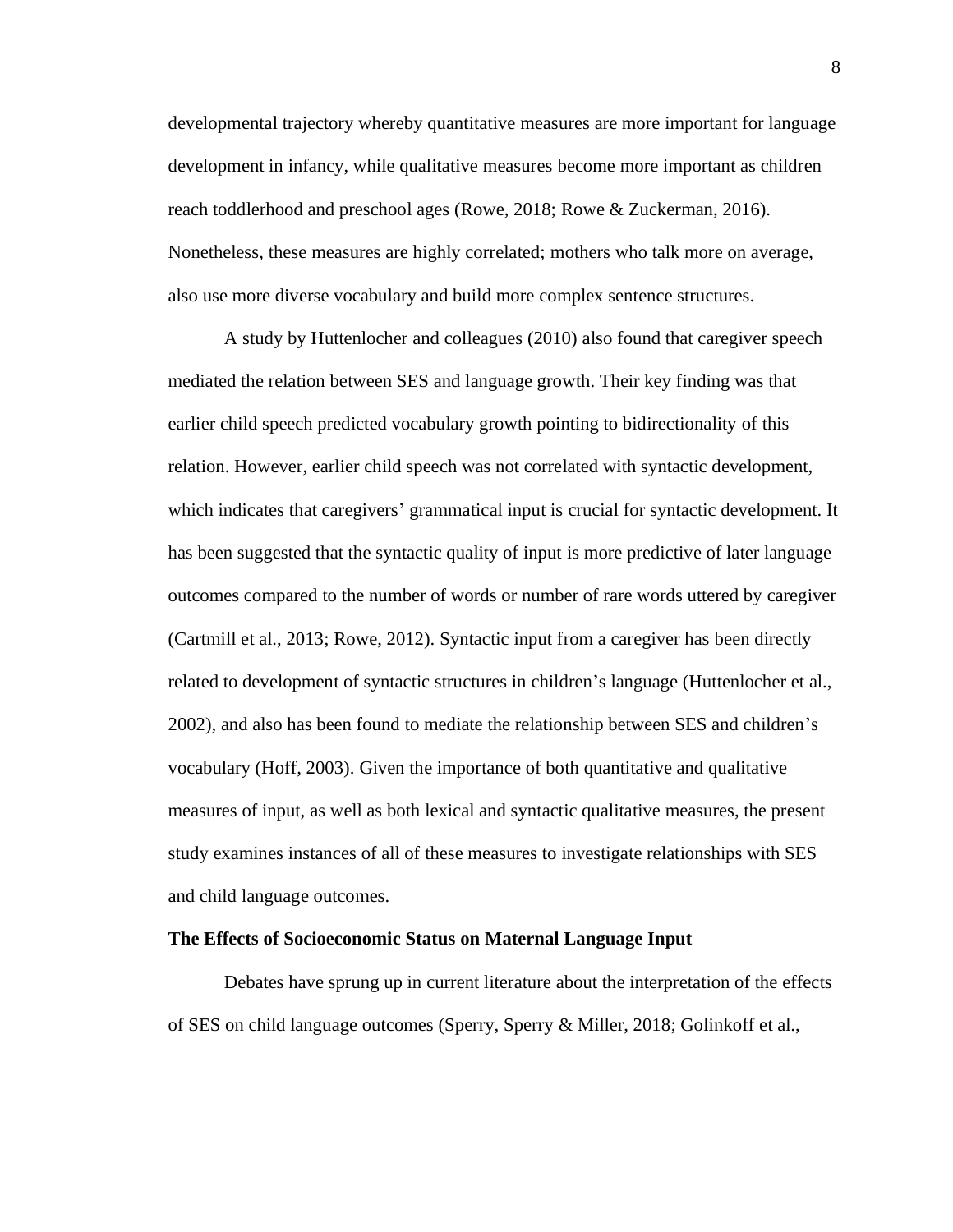developmental trajectory whereby quantitative measures are more important for language development in infancy, while qualitative measures become more important as children reach toddlerhood and preschool ages (Rowe, 2018; Rowe & Zuckerman, 2016). Nonetheless, these measures are highly correlated; mothers who talk more on average, also use more diverse vocabulary and build more complex sentence structures.

A study by Huttenlocher and colleagues (2010) also found that caregiver speech mediated the relation between SES and language growth. Their key finding was that earlier child speech predicted vocabulary growth pointing to bidirectionality of this relation. However, earlier child speech was not correlated with syntactic development, which indicates that caregivers' grammatical input is crucial for syntactic development. It has been suggested that the syntactic quality of input is more predictive of later language outcomes compared to the number of words or number of rare words uttered by caregiver (Cartmill et al., 2013; Rowe, 2012). Syntactic input from a caregiver has been directly related to development of syntactic structures in children's language (Huttenlocher et al., 2002), and also has been found to mediate the relationship between SES and children's vocabulary (Hoff, 2003). Given the importance of both quantitative and qualitative measures of input, as well as both lexical and syntactic qualitative measures, the present study examines instances of all of these measures to investigate relationships with SES and child language outcomes.

**The Effects of Socioeconomic Status on Maternal Language Input**

Debates have sprung up in current literature about the interpretation of the effects of SES on child language outcomes (Sperry, Sperry & Miller, 2018; Golinkoff et al.,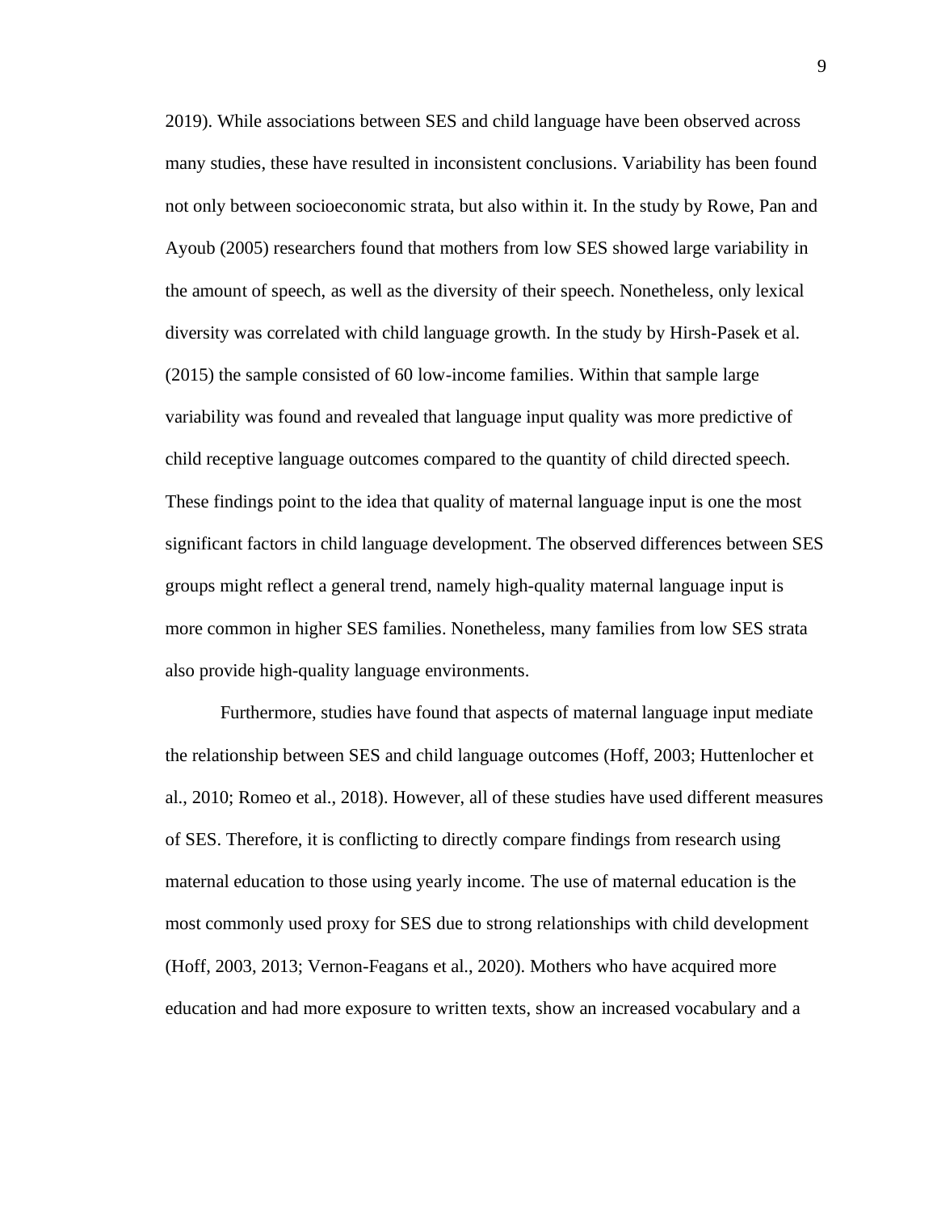2019). While associations between SES and child language have been observed across many studies, these have resulted in inconsistent conclusions. Variability has been found not only between socioeconomic strata, but also within it. In the study by Rowe, Pan and Ayoub (2005) researchers found that mothers from low SES showed large variability in the amount of speech, as well as the diversity of their speech. Nonetheless, only lexical diversity was correlated with child language growth. In the study by Hirsh-Pasek et al. (2015) the sample consisted of 60 low-income families. Within that sample large variability was found and revealed that language input quality was more predictive of child receptive language outcomes compared to the quantity of child directed speech. These findings point to the idea that quality of maternal language input is one the most significant factors in child language development. The observed differences between SES groups might reflect a general trend, namely high-quality maternal language input is more common in higher SES families. Nonetheless, many families from low SES strata also provide high-quality language environments.

Furthermore, studies have found that aspects of maternal language input mediate the relationship between SES and child language outcomes (Hoff, 2003; Huttenlocher et al., 2010; Romeo et al., 2018). However, all of these studies have used different measures of SES. Therefore, it is conflicting to directly compare findings from research using maternal education to those using yearly income. The use of maternal education is the most commonly used proxy for SES due to strong relationships with child development (Hoff, 2003, 2013; Vernon-Feagans et al., 2020). Mothers who have acquired more education and had more exposure to written texts, show an increased vocabulary and a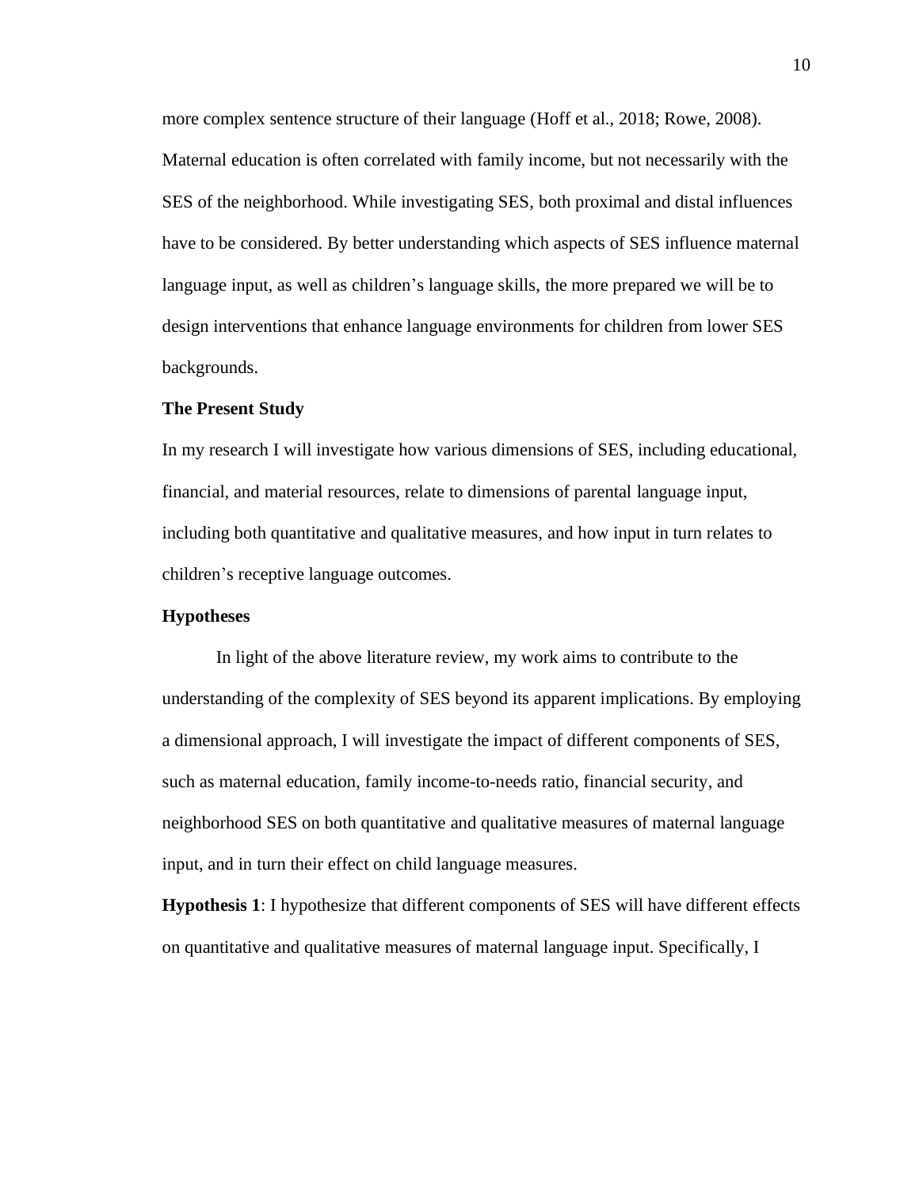more complex sentence structure of their language (Hoff et al., 2018; Rowe, 2008). Maternal education is often correlated with family income, but not necessarily with the SES of the neighborhood. While investigating SES, both proximal and distal influences have to be considered. By better understanding which aspects of SES influence maternal language input, as well as children's language skills, the more prepared we will be to design interventions that enhance language environments for children from lower SES backgrounds.

### The Present Study

In my research I will investigate how various dimensions of SES, including educational, financial, and material resources, relate to dimensions of parental language input, including both quantitative and qualitative measures, and how input in turn relates to children's receptive language outcomes.

### Hypotheses

In light of the above literature review, my work aims to contribute to the understanding of the complexity of SES beyond its apparent implications. By employing a dimensional approach, I will investigate the impact of different components of SES, such as maternal education, family income-to-needs ratio, financial security, and neighborhood SES on both quantitative and qualitative measures of maternal language input, and in turn their effect on child language measures.

**Hypothesis 1**: I hypothesize that different components of SES will have different effects on quantitative and qualitative measures of maternal language input. Specifically, I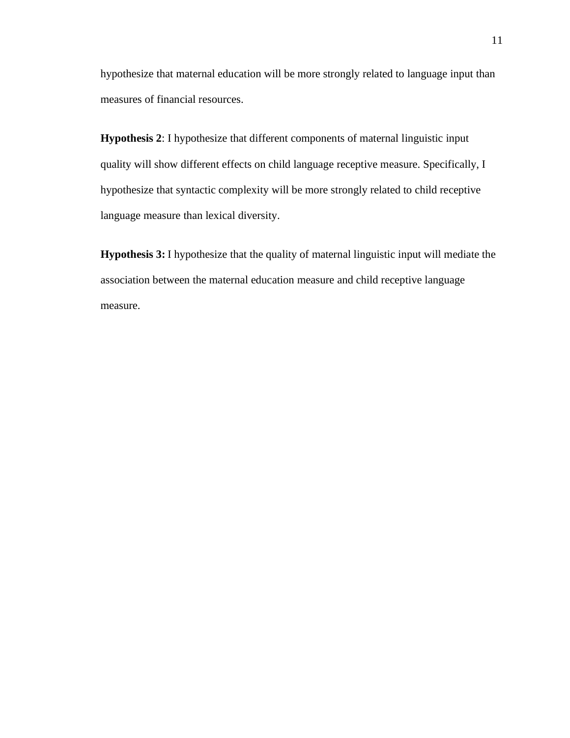hypothesize that maternal education will be more strongly related to language input than measures of financial resources.

**Hypothesis 2**: I hypothesize that different components of maternal linguistic input quality will show different effects on child language receptive measure. Specifically, I hypothesize that syntactic complexity will be more strongly related to child receptive language measure than lexical diversity.

**Hypothesis 3:** I hypothesize that the quality of maternal linguistic input will mediate the association between the maternal education measure and child receptive language measure.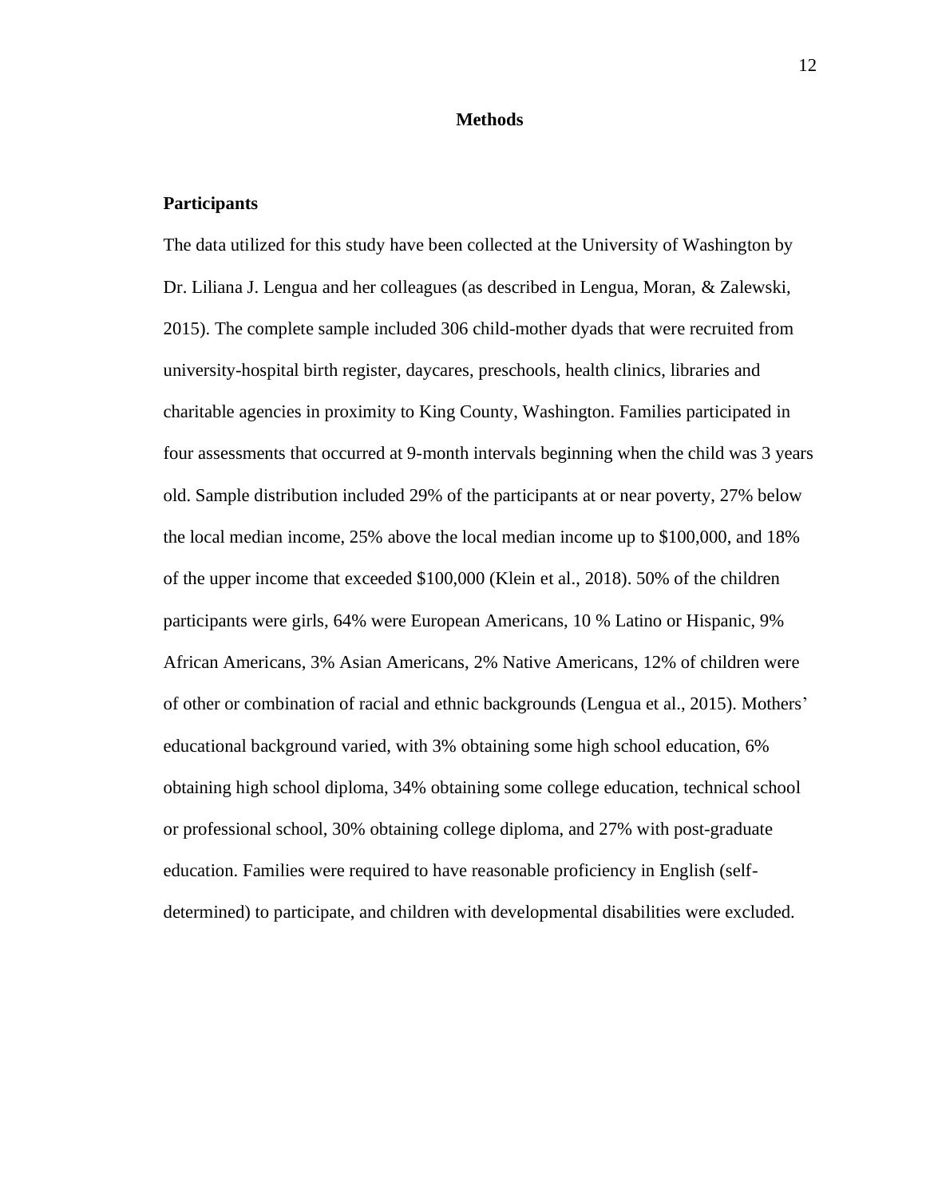# Methods

## Participants

The data utilized for this study have been collected at the University of Washington by Dr. Liliana J. Lengua and her colleagues (as described in Lengua, Moran, & Zalewski, 2015). The complete sample included 306 child-mother dyads that were recruited from university-hospital birth register, daycares, preschools, health clinics, libraries and charitable agencies in proximity to King County, Washington. Families participated in four assessments that occurred at 9-month intervals beginning when the child was 3 years old. Sample distribution included 29% of the participants at or near poverty, 27% below the local median income, 25% above the local median income up to $100,000, and 18% of the upper income that exceeded $100,000 (Klein et al., 2018). 50% of the children participants were girls, 64% were European Americans, 10 % Latino or Hispanic, 9% African Americans, 3% Asian Americans, 2% Native Americans, 12% of children were of other or combination of racial and ethnic backgrounds (Lengua et al., 2015). Mothers' educational background varied, with 3% obtaining some high school education, 6% obtaining high school diploma, 34% obtaining some college education, technical school or professional school, 30% obtaining college diploma, and 27% with post-graduate education. Families were required to have reasonable proficiency in English (self-determined) to participate, and children with developmental disabilities were excluded.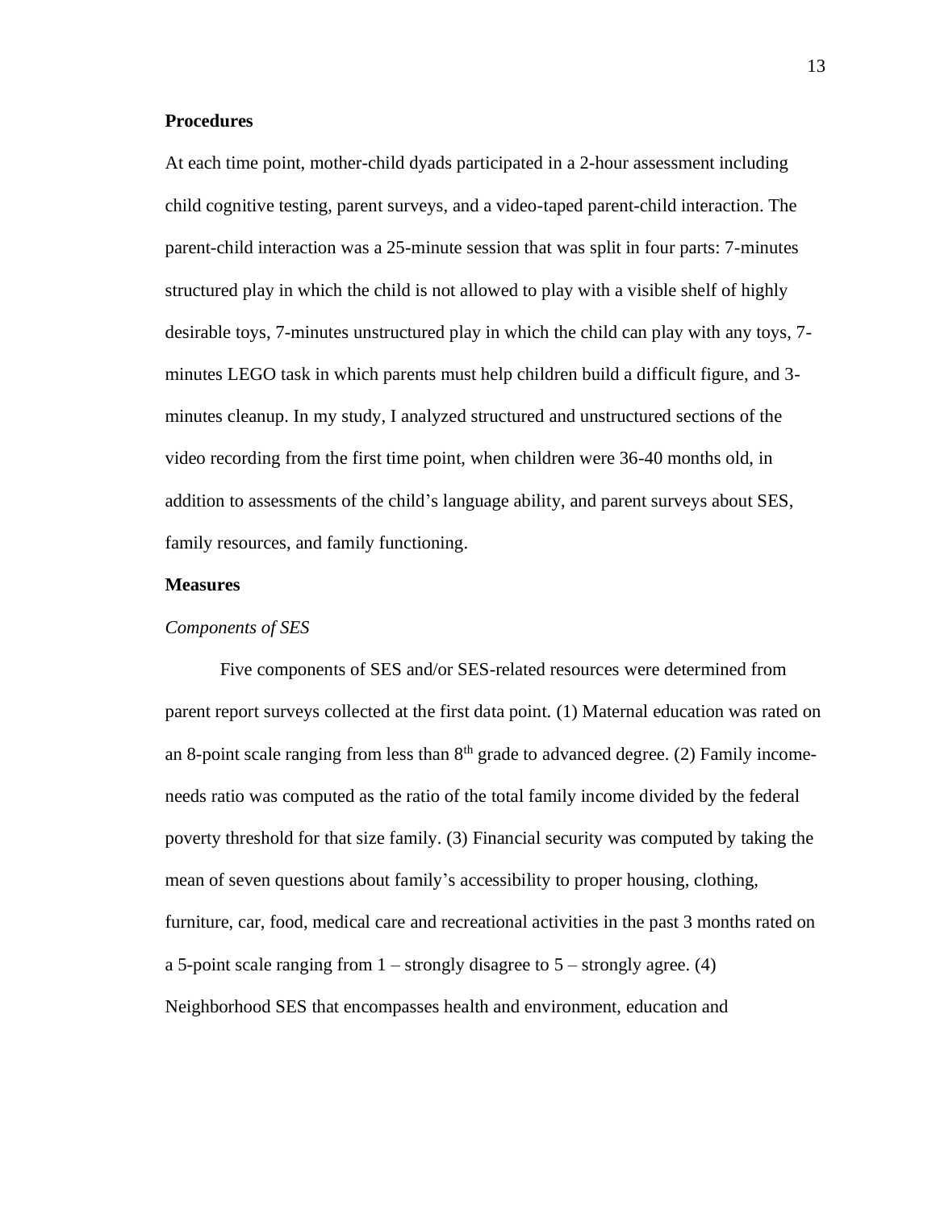**Procedures**

At each time point, mother-child dyads participated in a 2-hour assessment including child cognitive testing, parent surveys, and a video-taped parent-child interaction. The parent-child interaction was a 25-minute session that was split in four parts: 7-minutes structured play in which the child is not allowed to play with a visible shelf of highly desirable toys, 7-minutes unstructured play in which the child can play with any toys, 7-minutes LEGO task in which parents must help children build a difficult figure, and 3-minutes cleanup. In my study, I analyzed structured and unstructured sections of the video recording from the first time point, when children were 36-40 months old, in addition to assessments of the child's language ability, and parent surveys about SES, family resources, and family functioning.

**Measures**

*Components of SES*

Five components of SES and/or SES-related resources were determined from parent report surveys collected at the first data point. (1) Maternal education was rated on an 8-point scale ranging from less than 8th grade to advanced degree. (2) Family income-needs ratio was computed as the ratio of the total family income divided by the federal poverty threshold for that size family. (3) Financial security was computed by taking the mean of seven questions about family's accessibility to proper housing, clothing, furniture, car, food, medical care and recreational activities in the past 3 months rated on a 5-point scale ranging from 1 – strongly disagree to 5 – strongly agree. (4) Neighborhood SES that encompasses health and environment, education and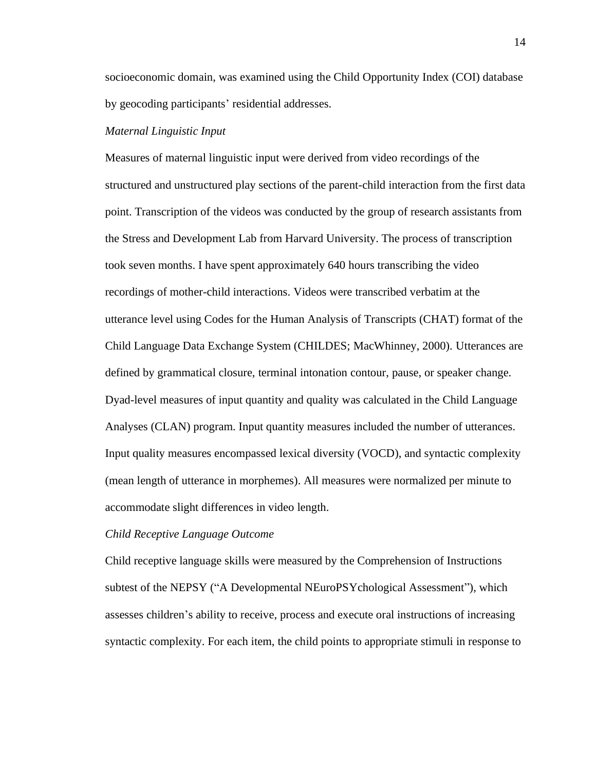socioeconomic domain, was examined using the Child Opportunity Index (COI) database by geocoding participants' residential addresses.

*Maternal Linguistic Input*

Measures of maternal linguistic input were derived from video recordings of the structured and unstructured play sections of the parent-child interaction from the first data point. Transcription of the videos was conducted by the group of research assistants from the Stress and Development Lab from Harvard University. The process of transcription took seven months. I have spent approximately 640 hours transcribing the video recordings of mother-child interactions. Videos were transcribed verbatim at the utterance level using Codes for the Human Analysis of Transcripts (CHAT) format of the Child Language Data Exchange System (CHILDES; MacWhinney, 2000). Utterances are defined by grammatical closure, terminal intonation contour, pause, or speaker change. Dyad-level measures of input quantity and quality was calculated in the Child Language Analyses (CLAN) program. Input quantity measures included the number of utterances. Input quality measures encompassed lexical diversity (VOCD), and syntactic complexity (mean length of utterance in morphemes). All measures were normalized per minute to accommodate slight differences in video length.

*Child Receptive Language Outcome*

Child receptive language skills were measured by the Comprehension of Instructions subtest of the NEPSY ("A Developmental NEuroPSYchological Assessment"), which assesses children's ability to receive, process and execute oral instructions of increasing syntactic complexity. For each item, the child points to appropriate stimuli in response to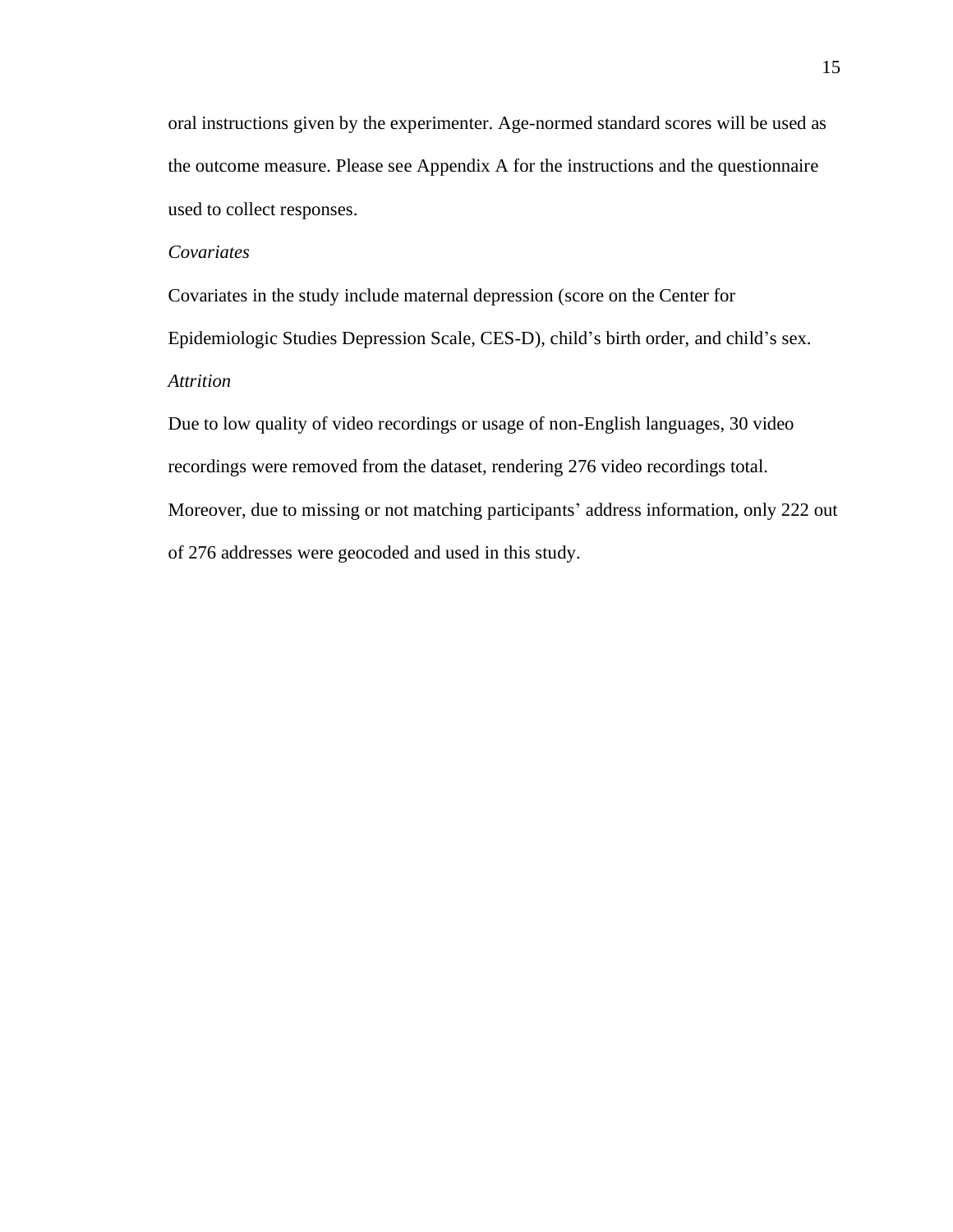oral instructions given by the experimenter. Age-normed standard scores will be used as the outcome measure. Please see Appendix A for the instructions and the questionnaire used to collect responses.

### *Covariates*

Covariates in the study include maternal depression (score on the Center for Epidemiologic Studies Depression Scale, CES-D), child's birth order, and child's sex.

### *Attrition*

Due to low quality of video recordings or usage of non-English languages, 30 video recordings were removed from the dataset, rendering 276 video recordings total. Moreover, due to missing or not matching participants' address information, only 222 out of 276 addresses were geocoded and used in this study.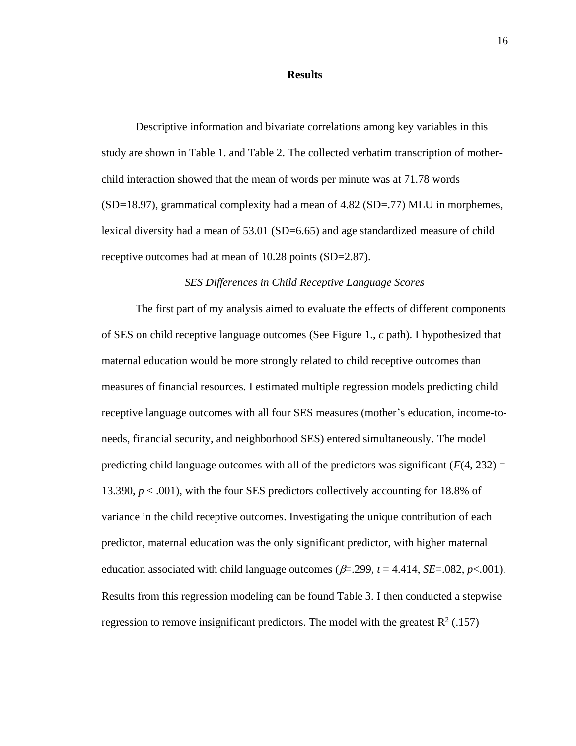## Results

Descriptive information and bivariate correlations among key variables in this study are shown in Table 1. and Table 2. The collected verbatim transcription of mother-child interaction showed that the mean of words per minute was at 71.78 words (SD=18.97), grammatical complexity had a mean of 4.82 (SD=.77) MLU in morphemes, lexical diversity had a mean of 53.01 (SD=6.65) and age standardized measure of child receptive outcomes had at mean of 10.28 points (SD=2.87).

### *SES Differences in Child Receptive Language Scores*

The first part of my analysis aimed to evaluate the effects of different components of SES on child receptive language outcomes (See Figure 1., *c* path). I hypothesized that maternal education would be more strongly related to child receptive outcomes than measures of financial resources. I estimated multiple regression models predicting child receptive language outcomes with all four SES measures (mother's education, income-to-needs, financial security, and neighborhood SES) entered simultaneously. The model predicting child language outcomes with all of the predictors was significant ($F(4, 232) = 13.390$, $p < .001$), with the four SES predictors collectively accounting for 18.8% of variance in the child receptive outcomes. Investigating the unique contribution of each predictor, maternal education was the only significant predictor, with higher maternal education associated with child language outcomes ($\beta$=.299, $t = 4.414$, *SE*=.082, $p<.001$). Results from this regression modeling can be found Table 3. I then conducted a stepwise regression to remove insignificant predictors. The model with the greatest $R^2$ (.157)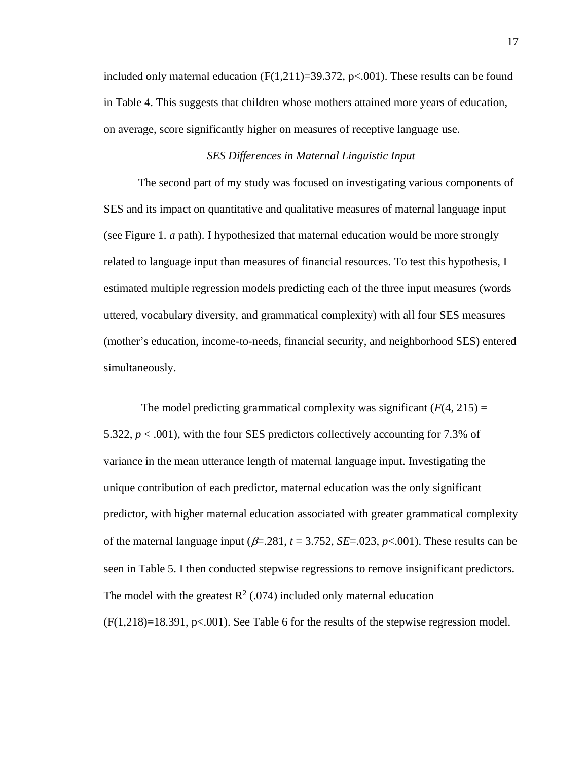included only maternal education ($F(1,211)=39.372$, $p<.001$). These results can be found in Table 4. This suggests that children whose mothers attained more years of education, on average, score significantly higher on measures of receptive language use.

### *SES Differences in Maternal Linguistic Input*

The second part of my study was focused on investigating various components of SES and its impact on quantitative and qualitative measures of maternal language input (see Figure 1. *a* path). I hypothesized that maternal education would be more strongly related to language input than measures of financial resources. To test this hypothesis, I estimated multiple regression models predicting each of the three input measures (words uttered, vocabulary diversity, and grammatical complexity) with all four SES measures (mother's education, income-to-needs, financial security, and neighborhood SES) entered simultaneously.

The model predicting grammatical complexity was significant ($F(4, 215) = 5.322$, $p < .001$), with the four SES predictors collectively accounting for 7.3% of variance in the mean utterance length of maternal language input. Investigating the unique contribution of each predictor, maternal education was the only significant predictor, with higher maternal education associated with greater grammatical complexity of the maternal language input ($\beta=.281$, $t = 3.752$, $SE=.023$, $p<.001$). These results can be seen in Table 5. I then conducted stepwise regressions to remove insignificant predictors. The model with the greatest $R^2$ (.074) included only maternal education ($F(1,218)=18.391$, $p<.001$). See Table 6 for the results of the stepwise regression model.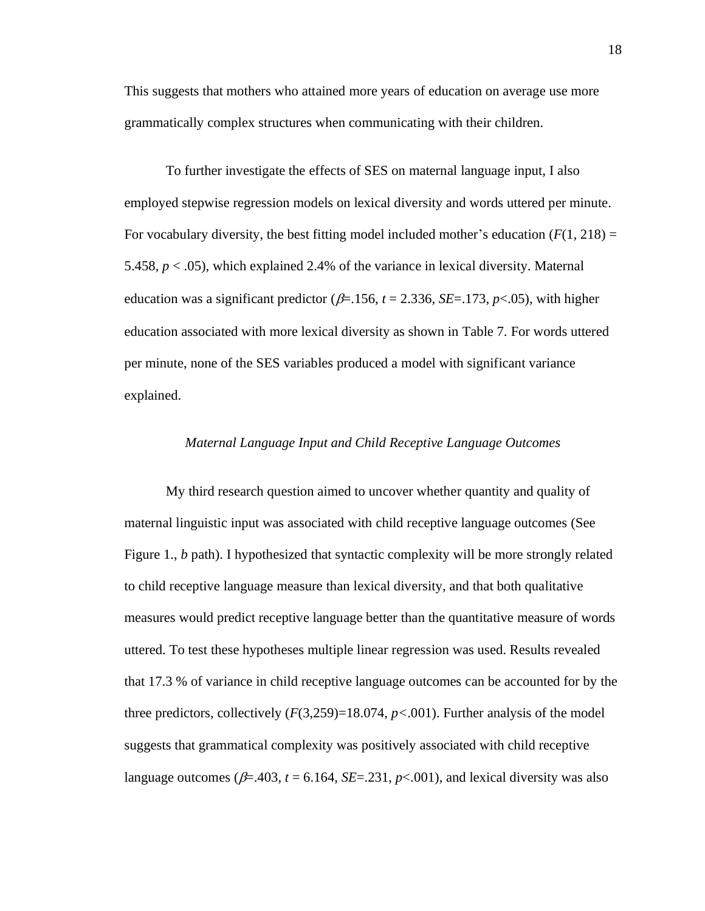This suggests that mothers who attained more years of education on average use more grammatically complex structures when communicating with their children.

To further investigate the effects of SES on maternal language input, I also employed stepwise regression models on lexical diversity and words uttered per minute. For vocabulary diversity, the best fitting model included mother's education ($F(1, 218) = 5.458$, $p < .05$), which explained 2.4% of the variance in lexical diversity. Maternal education was a significant predictor ($\beta$=.156, $t$ = 2.336, $SE$=.173, $p$<.05), with higher education associated with more lexical diversity as shown in Table 7. For words uttered per minute, none of the SES variables produced a model with significant variance explained.

### *Maternal Language Input and Child Receptive Language Outcomes*

My third research question aimed to uncover whether quantity and quality of maternal linguistic input was associated with child receptive language outcomes (See Figure 1., *b* path). I hypothesized that syntactic complexity will be more strongly related to child receptive language measure than lexical diversity, and that both qualitative measures would predict receptive language better than the quantitative measure of words uttered. To test these hypotheses multiple linear regression was used. Results revealed that 17.3 % of variance in child receptive language outcomes can be accounted for by the three predictors, collectively ($F(3,259)=18.074$, $p<.001$). Further analysis of the model suggests that grammatical complexity was positively associated with child receptive language outcomes ($\beta$=.403, $t$ = 6.164, $SE$=.231, $p$<.001), and lexical diversity was also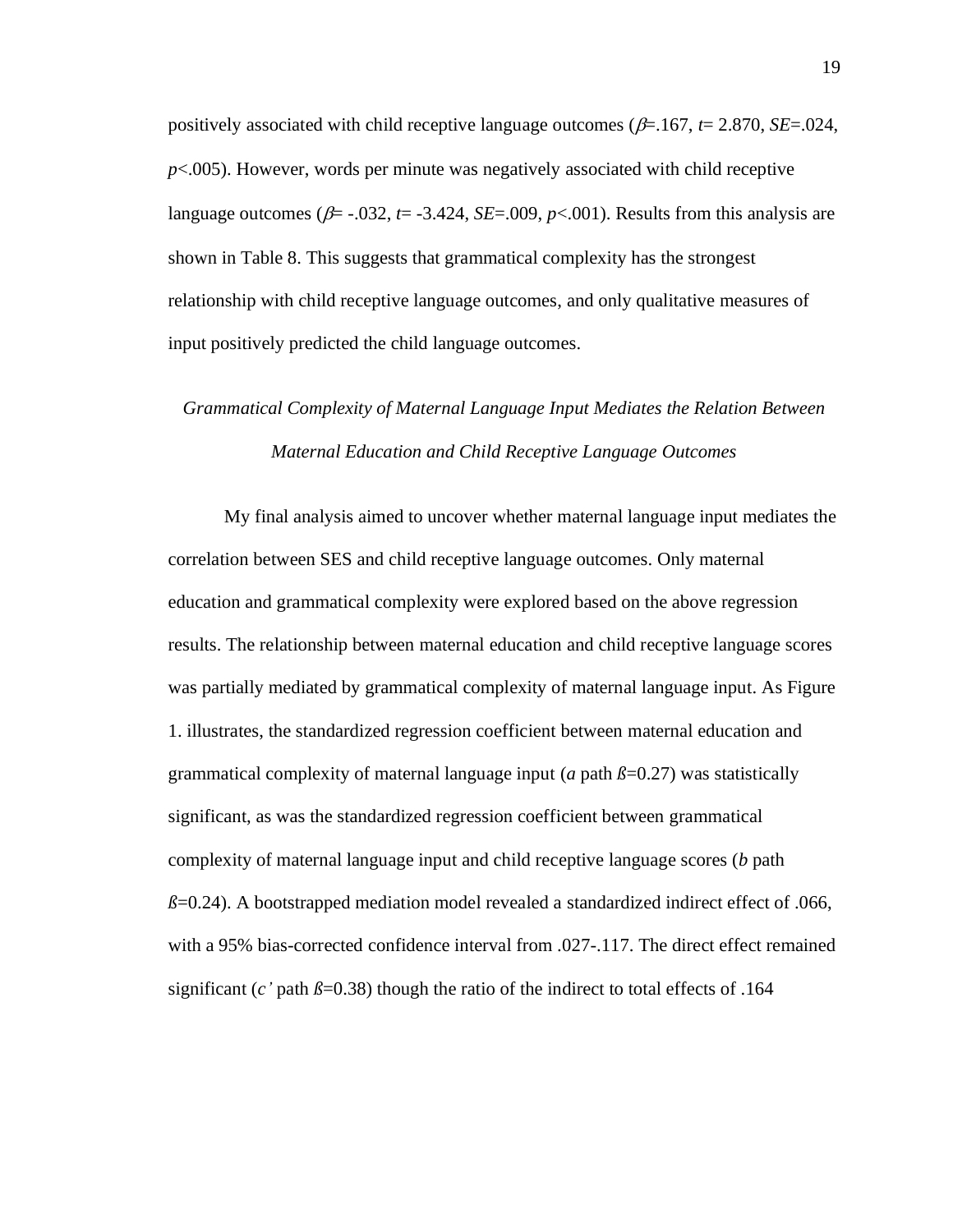positively associated with child receptive language outcomes ($\beta$=.167, $t$= 2.870, $SE$=.024, $p$<.005). However, words per minute was negatively associated with child receptive language outcomes ($\beta$= -.032, $t$= -3.424, $SE$=.009, $p$<.001). Results from this analysis are shown in Table 8. This suggests that grammatical complexity has the strongest relationship with child receptive language outcomes, and only qualitative measures of input positively predicted the child language outcomes.

### *Grammatical Complexity of Maternal Language Input Mediates the Relation Between Maternal Education and Child Receptive Language Outcomes*

My final analysis aimed to uncover whether maternal language input mediates the correlation between SES and child receptive language outcomes. Only maternal education and grammatical complexity were explored based on the above regression results. The relationship between maternal education and child receptive language scores was partially mediated by grammatical complexity of maternal language input. As Figure 1. illustrates, the standardized regression coefficient between maternal education and grammatical complexity of maternal language input (*a* path *ß*=0.27) was statistically significant, as was the standardized regression coefficient between grammatical complexity of maternal language input and child receptive language scores (*b* path *ß*=0.24). A bootstrapped mediation model revealed a standardized indirect effect of .066, with a 95% bias-corrected confidence interval from .027-.117. The direct effect remained significant (*c'* path *ß*=0.38) though the ratio of the indirect to total effects of .164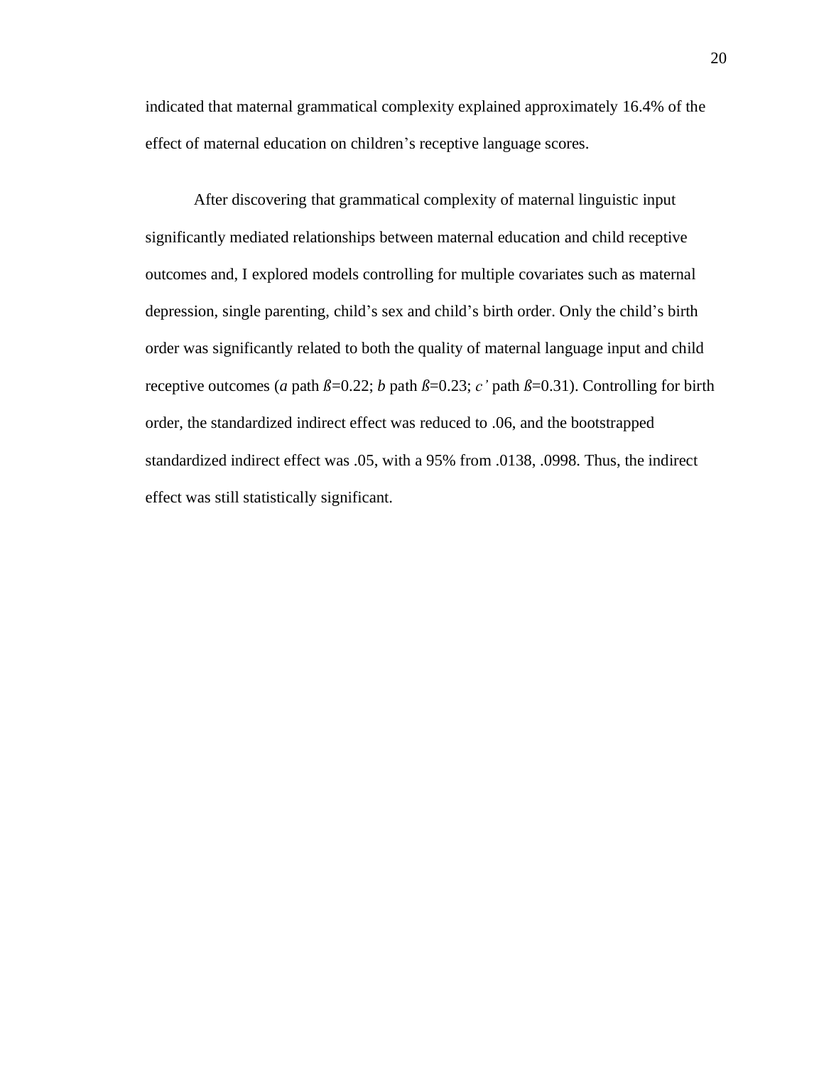indicated that maternal grammatical complexity explained approximately 16.4% of the effect of maternal education on children's receptive language scores.

After discovering that grammatical complexity of maternal linguistic input significantly mediated relationships between maternal education and child receptive outcomes and, I explored models controlling for multiple covariates such as maternal depression, single parenting, child's sex and child's birth order. Only the child's birth order was significantly related to both the quality of maternal language input and child receptive outcomes (*a* path ß=0.22; *b* path ß=0.23; *c'* path ß=0.31). Controlling for birth order, the standardized indirect effect was reduced to .06, and the bootstrapped standardized indirect effect was .05, with a 95% from .0138, .0998. Thus, the indirect effect was still statistically significant.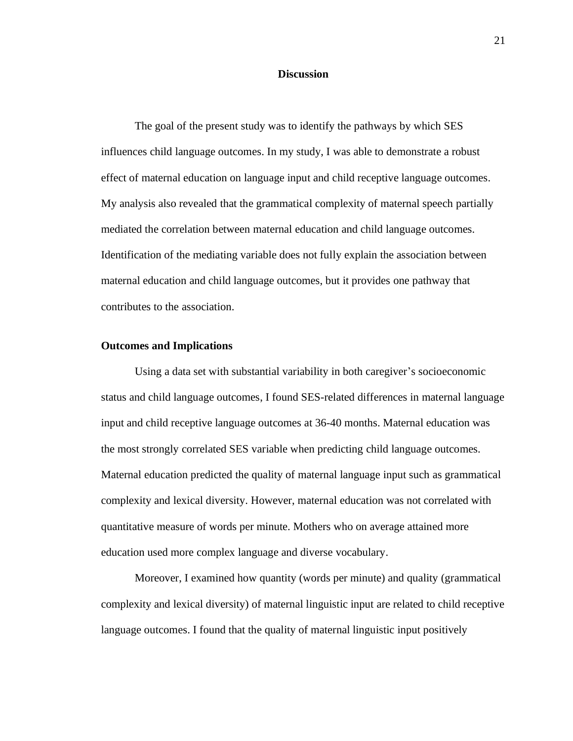# Discussion

The goal of the present study was to identify the pathways by which SES influences child language outcomes. In my study, I was able to demonstrate a robust effect of maternal education on language input and child receptive language outcomes. My analysis also revealed that the grammatical complexity of maternal speech partially mediated the correlation between maternal education and child language outcomes. Identification of the mediating variable does not fully explain the association between maternal education and child language outcomes, but it provides one pathway that contributes to the association.

## Outcomes and Implications

Using a data set with substantial variability in both caregiver's socioeconomic status and child language outcomes, I found SES-related differences in maternal language input and child receptive language outcomes at 36-40 months. Maternal education was the most strongly correlated SES variable when predicting child language outcomes. Maternal education predicted the quality of maternal language input such as grammatical complexity and lexical diversity. However, maternal education was not correlated with quantitative measure of words per minute. Mothers who on average attained more education used more complex language and diverse vocabulary.

Moreover, I examined how quantity (words per minute) and quality (grammatical complexity and lexical diversity) of maternal linguistic input are related to child receptive language outcomes. I found that the quality of maternal linguistic input positively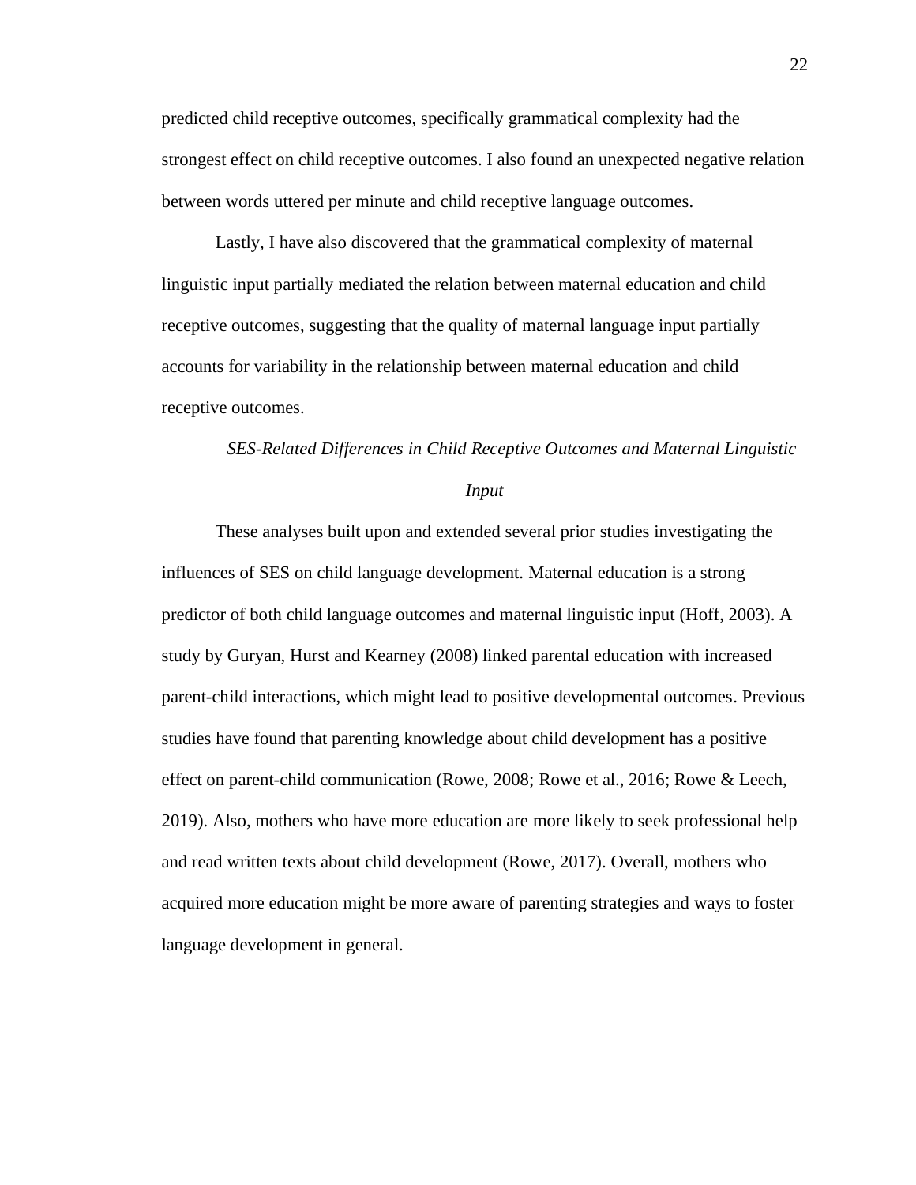predicted child receptive outcomes, specifically grammatical complexity had the strongest effect on child receptive outcomes. I also found an unexpected negative relation between words uttered per minute and child receptive language outcomes.

Lastly, I have also discovered that the grammatical complexity of maternal linguistic input partially mediated the relation between maternal education and child receptive outcomes, suggesting that the quality of maternal language input partially accounts for variability in the relationship between maternal education and child receptive outcomes.

### *SES-Related Differences in Child Receptive Outcomes and Maternal Linguistic Input*

These analyses built upon and extended several prior studies investigating the influences of SES on child language development. Maternal education is a strong predictor of both child language outcomes and maternal linguistic input (Hoff, 2003). A study by Guryan, Hurst and Kearney (2008) linked parental education with increased parent-child interactions, which might lead to positive developmental outcomes. Previous studies have found that parenting knowledge about child development has a positive effect on parent-child communication (Rowe, 2008; Rowe et al., 2016; Rowe & Leech, 2019). Also, mothers who have more education are more likely to seek professional help and read written texts about child development (Rowe, 2017). Overall, mothers who acquired more education might be more aware of parenting strategies and ways to foster language development in general.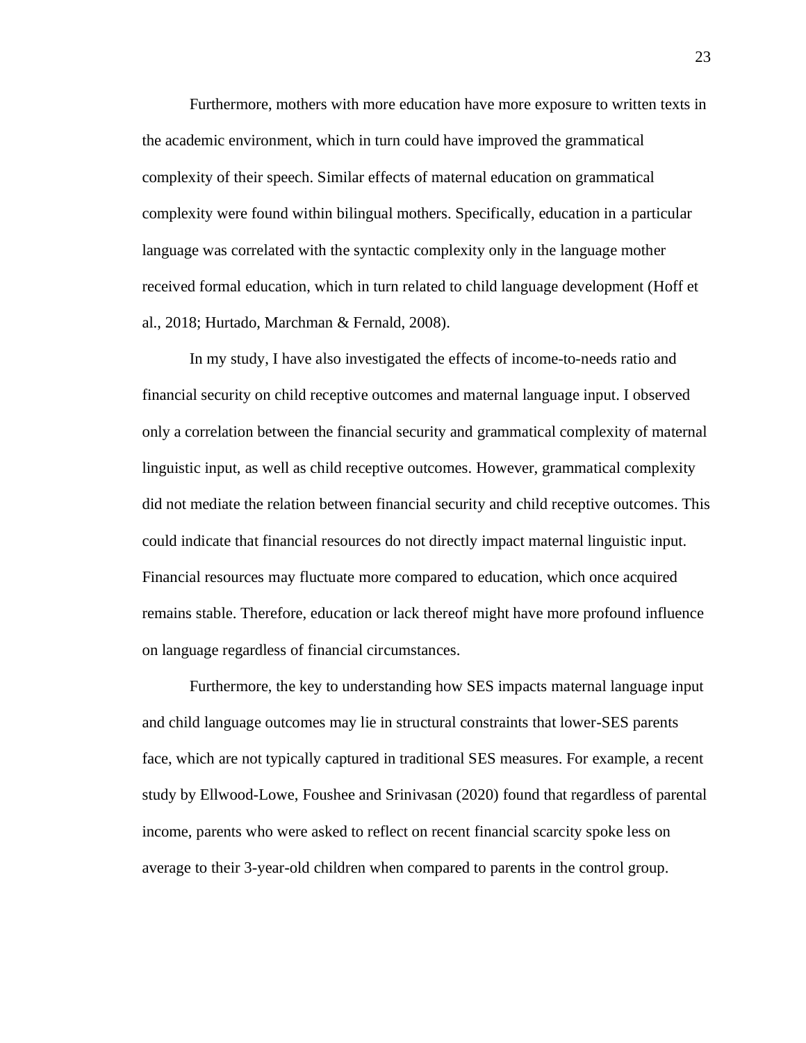Furthermore, mothers with more education have more exposure to written texts in the academic environment, which in turn could have improved the grammatical complexity of their speech. Similar effects of maternal education on grammatical complexity were found within bilingual mothers. Specifically, education in a particular language was correlated with the syntactic complexity only in the language mother received formal education, which in turn related to child language development (Hoff et al., 2018; Hurtado, Marchman & Fernald, 2008).

In my study, I have also investigated the effects of income-to-needs ratio and financial security on child receptive outcomes and maternal language input. I observed only a correlation between the financial security and grammatical complexity of maternal linguistic input, as well as child receptive outcomes. However, grammatical complexity did not mediate the relation between financial security and child receptive outcomes. This could indicate that financial resources do not directly impact maternal linguistic input. Financial resources may fluctuate more compared to education, which once acquired remains stable. Therefore, education or lack thereof might have more profound influence on language regardless of financial circumstances.

Furthermore, the key to understanding how SES impacts maternal language input and child language outcomes may lie in structural constraints that lower-SES parents face, which are not typically captured in traditional SES measures. For example, a recent study by Ellwood-Lowe, Foushee and Srinivasan (2020) found that regardless of parental income, parents who were asked to reflect on recent financial scarcity spoke less on average to their 3-year-old children when compared to parents in the control group.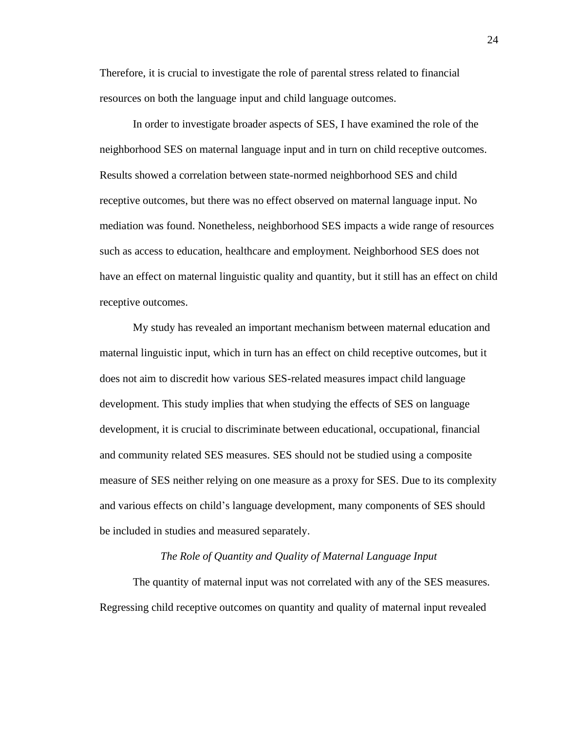Therefore, it is crucial to investigate the role of parental stress related to financial resources on both the language input and child language outcomes.

In order to investigate broader aspects of SES, I have examined the role of the neighborhood SES on maternal language input and in turn on child receptive outcomes. Results showed a correlation between state-normed neighborhood SES and child receptive outcomes, but there was no effect observed on maternal language input. No mediation was found. Nonetheless, neighborhood SES impacts a wide range of resources such as access to education, healthcare and employment. Neighborhood SES does not have an effect on maternal linguistic quality and quantity, but it still has an effect on child receptive outcomes.

My study has revealed an important mechanism between maternal education and maternal linguistic input, which in turn has an effect on child receptive outcomes, but it does not aim to discredit how various SES-related measures impact child language development. This study implies that when studying the effects of SES on language development, it is crucial to discriminate between educational, occupational, financial and community related SES measures. SES should not be studied using a composite measure of SES neither relying on one measure as a proxy for SES. Due to its complexity and various effects on child's language development, many components of SES should be included in studies and measured separately.

### *The Role of Quantity and Quality of Maternal Language Input*

The quantity of maternal input was not correlated with any of the SES measures. Regressing child receptive outcomes on quantity and quality of maternal input revealed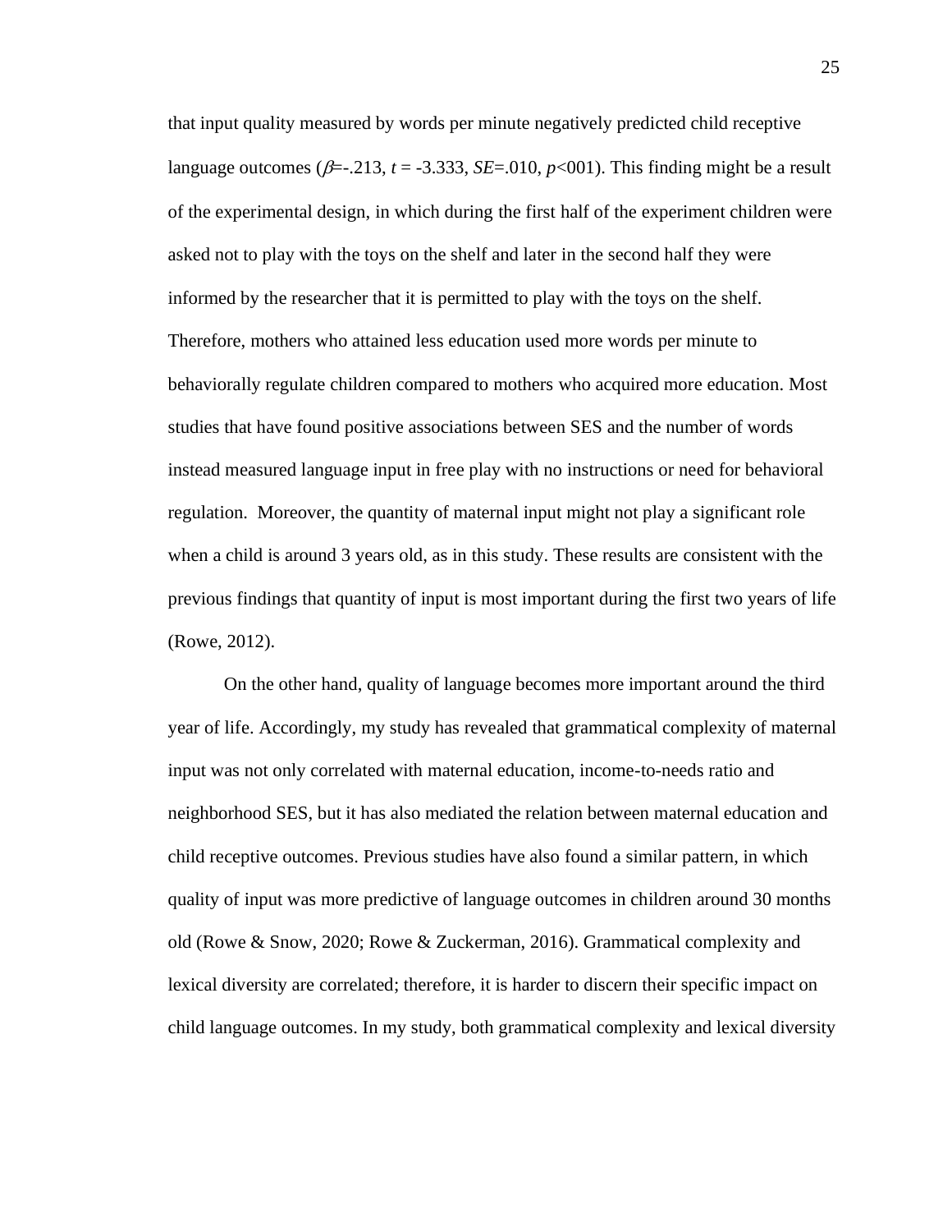that input quality measured by words per minute negatively predicted child receptive language outcomes ($\beta$=-.213, $t$ = -3.333, $SE$=.010, $p$<001). This finding might be a result of the experimental design, in which during the first half of the experiment children were asked not to play with the toys on the shelf and later in the second half they were informed by the researcher that it is permitted to play with the toys on the shelf. Therefore, mothers who attained less education used more words per minute to behaviorally regulate children compared to mothers who acquired more education. Most studies that have found positive associations between SES and the number of words instead measured language input in free play with no instructions or need for behavioral regulation. Moreover, the quantity of maternal input might not play a significant role when a child is around 3 years old, as in this study. These results are consistent with the previous findings that quantity of input is most important during the first two years of life (Rowe, 2012).

On the other hand, quality of language becomes more important around the third year of life. Accordingly, my study has revealed that grammatical complexity of maternal input was not only correlated with maternal education, income-to-needs ratio and neighborhood SES, but it has also mediated the relation between maternal education and child receptive outcomes. Previous studies have also found a similar pattern, in which quality of input was more predictive of language outcomes in children around 30 months old (Rowe & Snow, 2020; Rowe & Zuckerman, 2016). Grammatical complexity and lexical diversity are correlated; therefore, it is harder to discern their specific impact on child language outcomes. In my study, both grammatical complexity and lexical diversity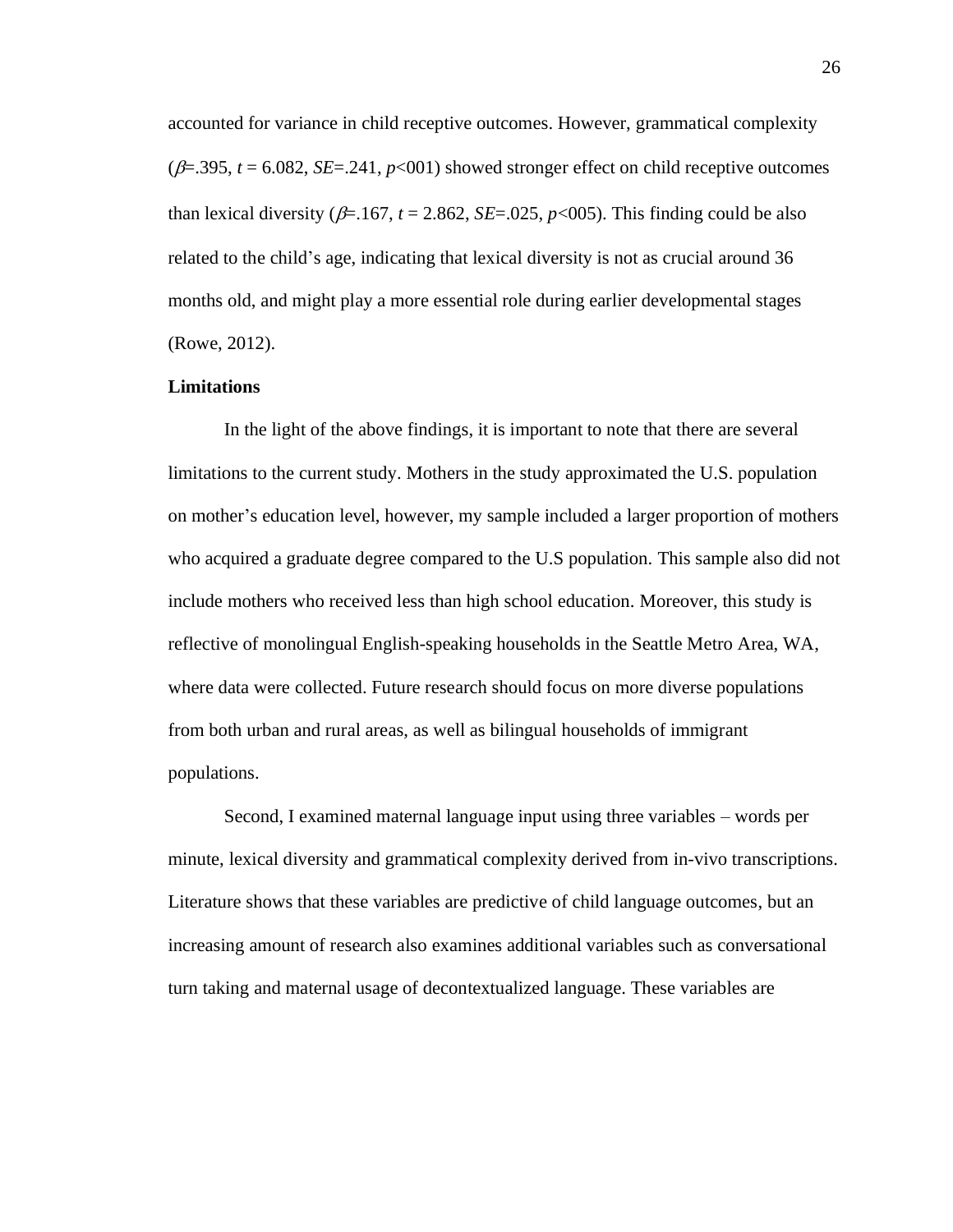accounted for variance in child receptive outcomes. However, grammatical complexity ($\beta$=.395, $t$ = 6.082, $SE$=.241, $p$<001) showed stronger effect on child receptive outcomes than lexical diversity ($\beta$=.167, $t$ = 2.862, $SE$=.025, $p$<005). This finding could be also related to the child's age, indicating that lexical diversity is not as crucial around 36 months old, and might play a more essential role during earlier developmental stages (Rowe, 2012).

**Limitations**

In the light of the above findings, it is important to note that there are several limitations to the current study. Mothers in the study approximated the U.S. population on mother's education level, however, my sample included a larger proportion of mothers who acquired a graduate degree compared to the U.S population. This sample also did not include mothers who received less than high school education. Moreover, this study is reflective of monolingual English-speaking households in the Seattle Metro Area, WA, where data were collected. Future research should focus on more diverse populations from both urban and rural areas, as well as bilingual households of immigrant populations.

Second, I examined maternal language input using three variables – words per minute, lexical diversity and grammatical complexity derived from in-vivo transcriptions. Literature shows that these variables are predictive of child language outcomes, but an increasing amount of research also examines additional variables such as conversational turn taking and maternal usage of decontextualized language. These variables are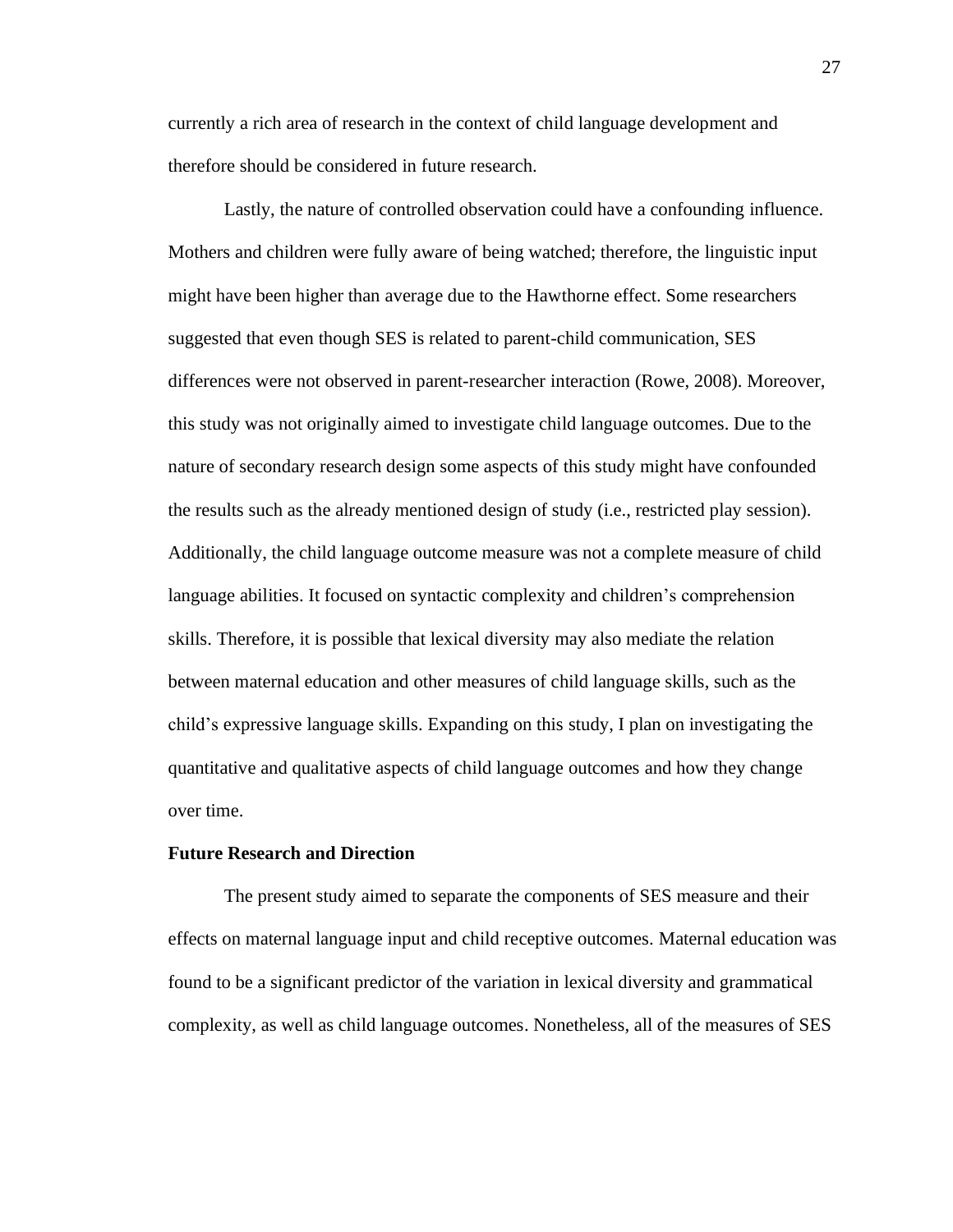currently a rich area of research in the context of child language development and therefore should be considered in future research.

Lastly, the nature of controlled observation could have a confounding influence. Mothers and children were fully aware of being watched; therefore, the linguistic input might have been higher than average due to the Hawthorne effect. Some researchers suggested that even though SES is related to parent-child communication, SES differences were not observed in parent-researcher interaction (Rowe, 2008). Moreover, this study was not originally aimed to investigate child language outcomes. Due to the nature of secondary research design some aspects of this study might have confounded the results such as the already mentioned design of study (i.e., restricted play session). Additionally, the child language outcome measure was not a complete measure of child language abilities. It focused on syntactic complexity and children's comprehension skills. Therefore, it is possible that lexical diversity may also mediate the relation between maternal education and other measures of child language skills, such as the child's expressive language skills. Expanding on this study, I plan on investigating the quantitative and qualitative aspects of child language outcomes and how they change over time.

**Future Research and Direction**

The present study aimed to separate the components of SES measure and their effects on maternal language input and child receptive outcomes. Maternal education was found to be a significant predictor of the variation in lexical diversity and grammatical complexity, as well as child language outcomes. Nonetheless, all of the measures of SES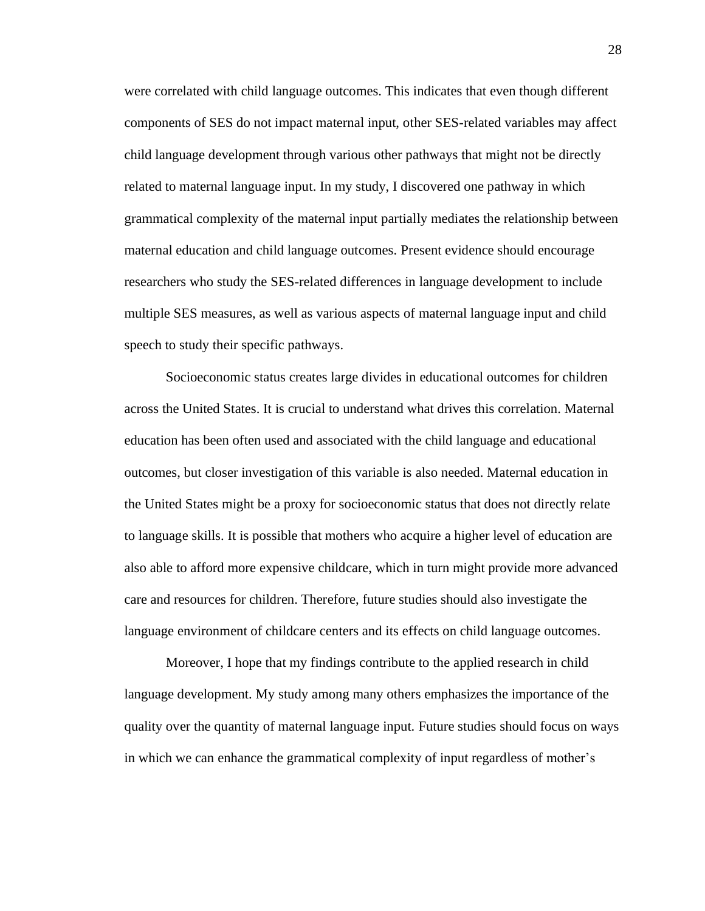were correlated with child language outcomes. This indicates that even though different components of SES do not impact maternal input, other SES-related variables may affect child language development through various other pathways that might not be directly related to maternal language input. In my study, I discovered one pathway in which grammatical complexity of the maternal input partially mediates the relationship between maternal education and child language outcomes. Present evidence should encourage researchers who study the SES-related differences in language development to include multiple SES measures, as well as various aspects of maternal language input and child speech to study their specific pathways.

Socioeconomic status creates large divides in educational outcomes for children across the United States. It is crucial to understand what drives this correlation. Maternal education has been often used and associated with the child language and educational outcomes, but closer investigation of this variable is also needed. Maternal education in the United States might be a proxy for socioeconomic status that does not directly relate to language skills. It is possible that mothers who acquire a higher level of education are also able to afford more expensive childcare, which in turn might provide more advanced care and resources for children. Therefore, future studies should also investigate the language environment of childcare centers and its effects on child language outcomes.

Moreover, I hope that my findings contribute to the applied research in child language development. My study among many others emphasizes the importance of the quality over the quantity of maternal language input. Future studies should focus on ways in which we can enhance the grammatical complexity of input regardless of mother's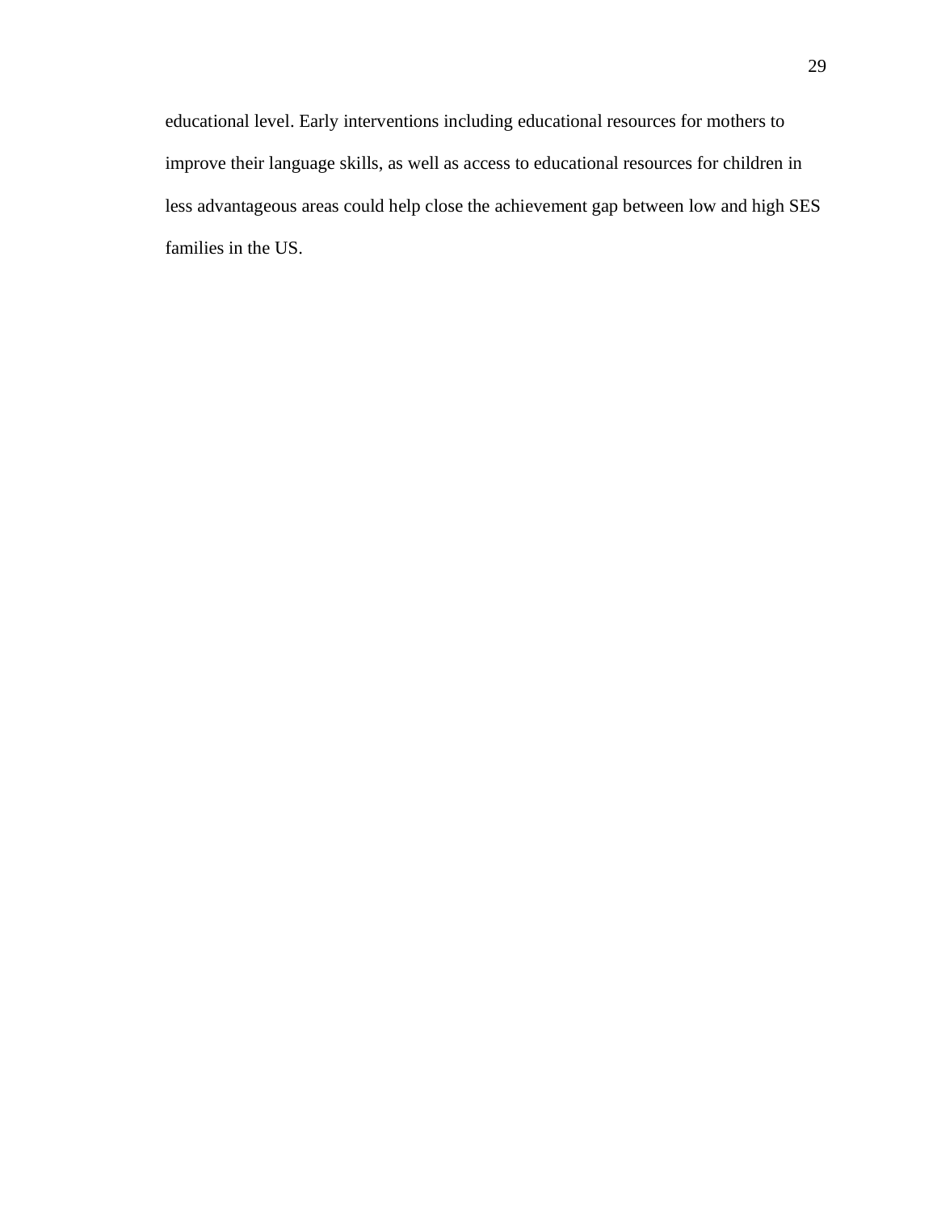educational level. Early interventions including educational resources for mothers to improve their language skills, as well as access to educational resources for children in less advantageous areas could help close the achievement gap between low and high SES families in the US.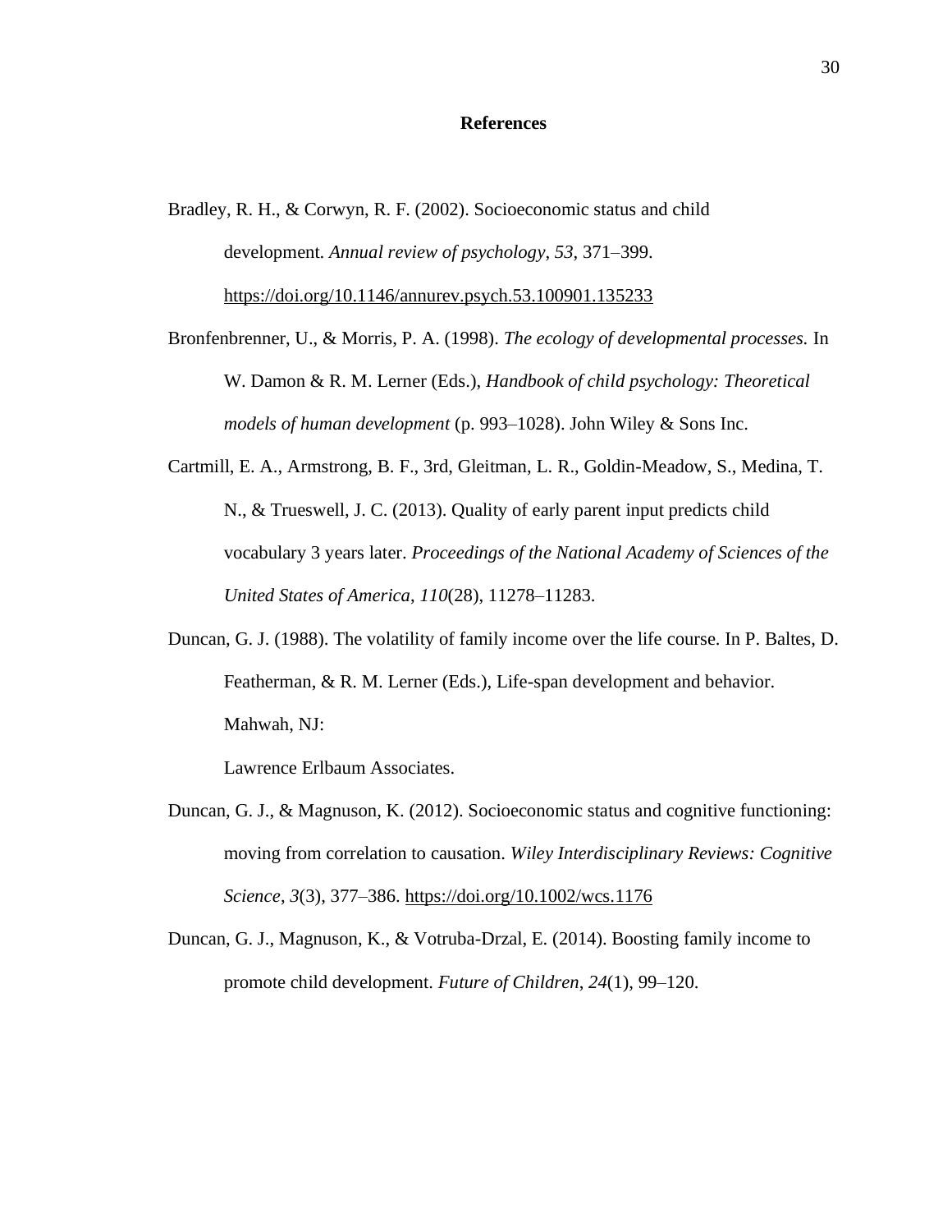## References

Bradley, R. H., & Corwyn, R. F. (2002). Socioeconomic status and child development. *Annual review of psychology*, *53*, 371–399. https://doi.org/10.1146/annurev.psych.53.100901.135233

Bronfenbrenner, U., & Morris, P. A. (1998). *The ecology of developmental processes.* In W. Damon & R. M. Lerner (Eds.), *Handbook of child psychology: Theoretical models of human development* (p. 993–1028). John Wiley & Sons Inc.

Cartmill, E. A., Armstrong, B. F., 3rd, Gleitman, L. R., Goldin-Meadow, S., Medina, T. N., & Trueswell, J. C. (2013). Quality of early parent input predicts child vocabulary 3 years later. *Proceedings of the National Academy of Sciences of the United States of America*, *110*(28), 11278–11283.

Duncan, G. J. (1988). The volatility of family income over the life course. In P. Baltes, D. Featherman, & R. M. Lerner (Eds.), Life-span development and behavior. Mahwah, NJ:

Lawrence Erlbaum Associates.

Duncan, G. J., & Magnuson, K. (2012). Socioeconomic status and cognitive functioning: moving from correlation to causation. *Wiley Interdisciplinary Reviews: Cognitive Science*, *3*(3), 377–386. https://doi.org/10.1002/wcs.1176

Duncan, G. J., Magnuson, K., & Votruba-Drzal, E. (2014). Boosting family income to promote child development. *Future of Children*, *24*(1), 99–120.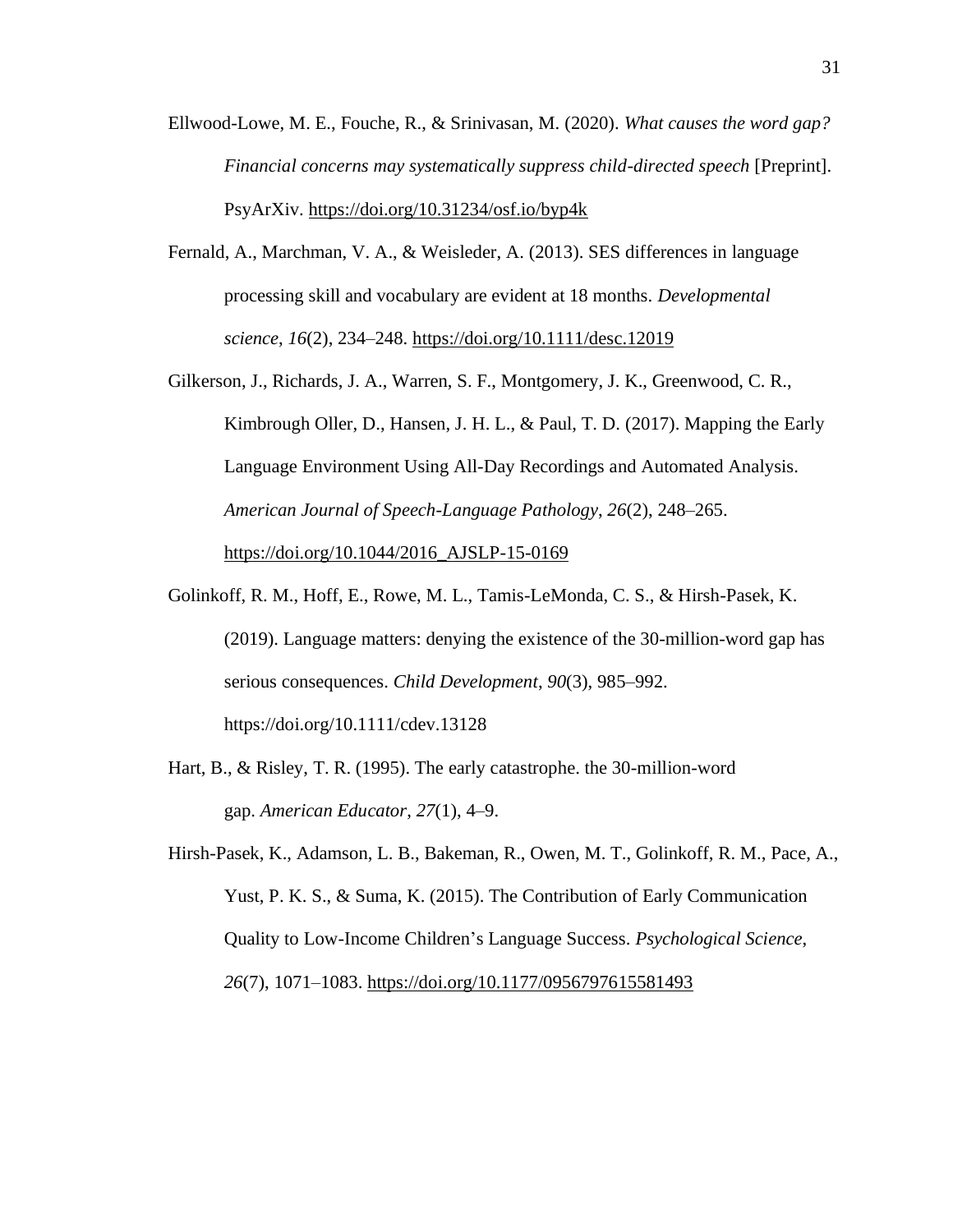Ellwood-Lowe, M. E., Fouche, R., & Srinivasan, M. (2020). *What causes the word gap? Financial concerns may systematically suppress child-directed speech* [Preprint]. PsyArXiv. https://doi.org/10.31234/osf.io/byp4k

Fernald, A., Marchman, V. A., & Weisleder, A. (2013). SES differences in language processing skill and vocabulary are evident at 18 months. *Developmental science*, *16*(2), 234–248. https://doi.org/10.1111/desc.12019

Gilkerson, J., Richards, J. A., Warren, S. F., Montgomery, J. K., Greenwood, C. R., Kimbrough Oller, D., Hansen, J. H. L., & Paul, T. D. (2017). Mapping the Early Language Environment Using All-Day Recordings and Automated Analysis. *American Journal of Speech-Language Pathology*, *26*(2), 248–265. https://doi.org/10.1044/2016_AJSLP-15-0169

Golinkoff, R. M., Hoff, E., Rowe, M. L., Tamis-LeMonda, C. S., & Hirsh-Pasek, K. (2019). Language matters: denying the existence of the 30-million-word gap has serious consequences. *Child Development*, *90*(3), 985–992. https://doi.org/10.1111/cdev.13128

Hart, B., & Risley, T. R. (1995). The early catastrophe. the 30-million-word gap. *American Educator*, *27*(1), 4–9.

Hirsh-Pasek, K., Adamson, L. B., Bakeman, R., Owen, M. T., Golinkoff, R. M., Pace, A., Yust, P. K. S., & Suma, K. (2015). The Contribution of Early Communication Quality to Low-Income Children's Language Success. *Psychological Science*, *26*(7), 1071–1083. https://doi.org/10.1177/0956797615581493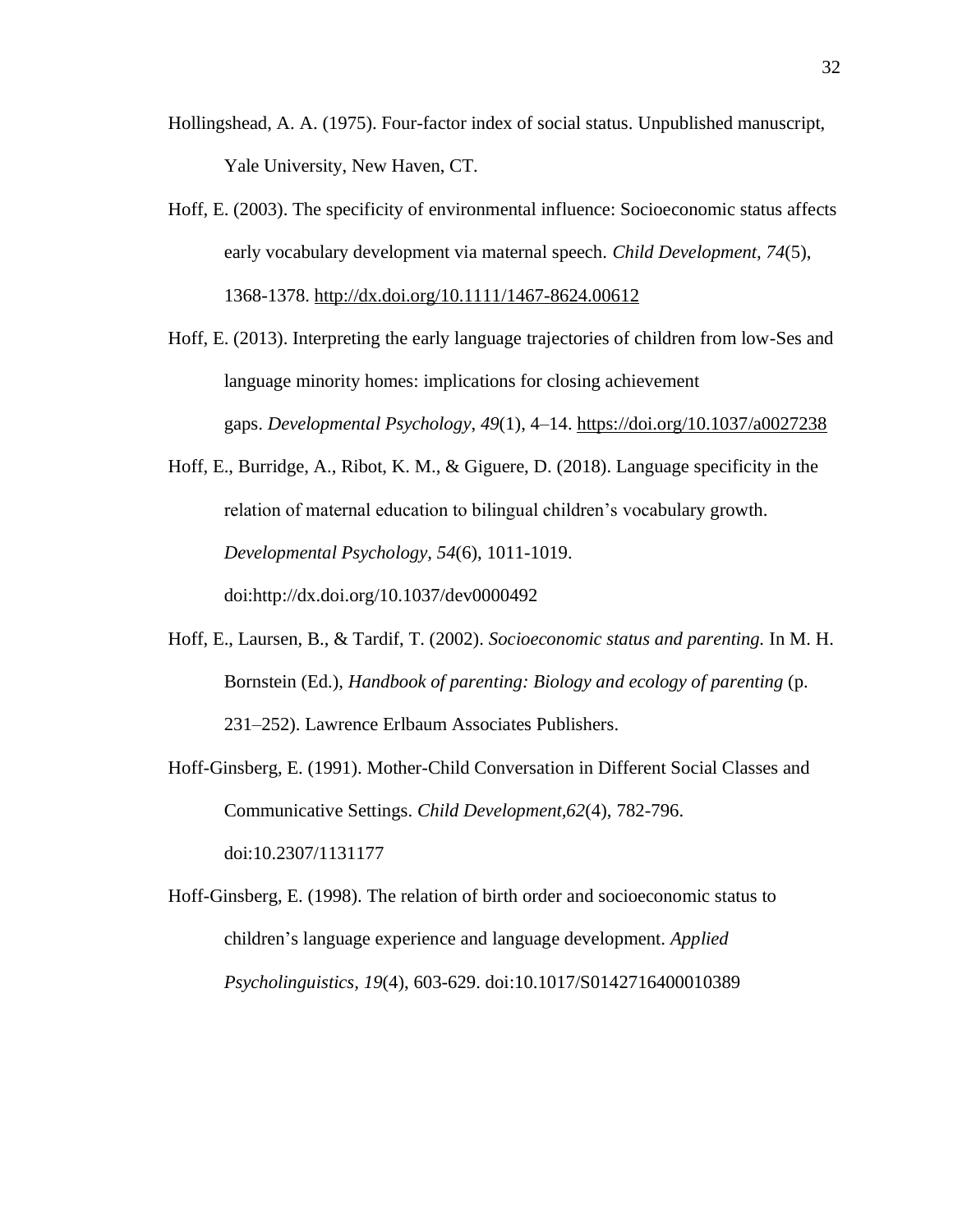Hollingshead, A. A. (1975). Four-factor index of social status. Unpublished manuscript, Yale University, New Haven, CT.

Hoff, E. (2003). The specificity of environmental influence: Socioeconomic status affects early vocabulary development via maternal speech. *Child Development, 74*(5), 1368-1378. http://dx.doi.org/10.1111/1467-8624.00612

Hoff, E. (2013). Interpreting the early language trajectories of children from low-Ses and language minority homes: implications for closing achievement gaps. *Developmental Psychology*, *49*(1), 4–14. https://doi.org/10.1037/a0027238

Hoff, E., Burridge, A., Ribot, K. M., & Giguere, D. (2018). Language specificity in the relation of maternal education to bilingual children's vocabulary growth. *Developmental Psychology, 54*(6), 1011-1019. doi:http://dx.doi.org/10.1037/dev0000492

Hoff, E., Laursen, B., & Tardif, T. (2002). *Socioeconomic status and parenting.* In M. H. Bornstein (Ed.), *Handbook of parenting: Biology and ecology of parenting* (p. 231–252). Lawrence Erlbaum Associates Publishers.

Hoff-Ginsberg, E. (1991). Mother-Child Conversation in Different Social Classes and Communicative Settings. *Child Development,62*(4), 782-796. doi:10.2307/1131177

Hoff-Ginsberg, E. (1998). The relation of birth order and socioeconomic status to children's language experience and language development. *Applied Psycholinguistics*, *19*(4), 603-629. doi:10.1017/S0142716400010389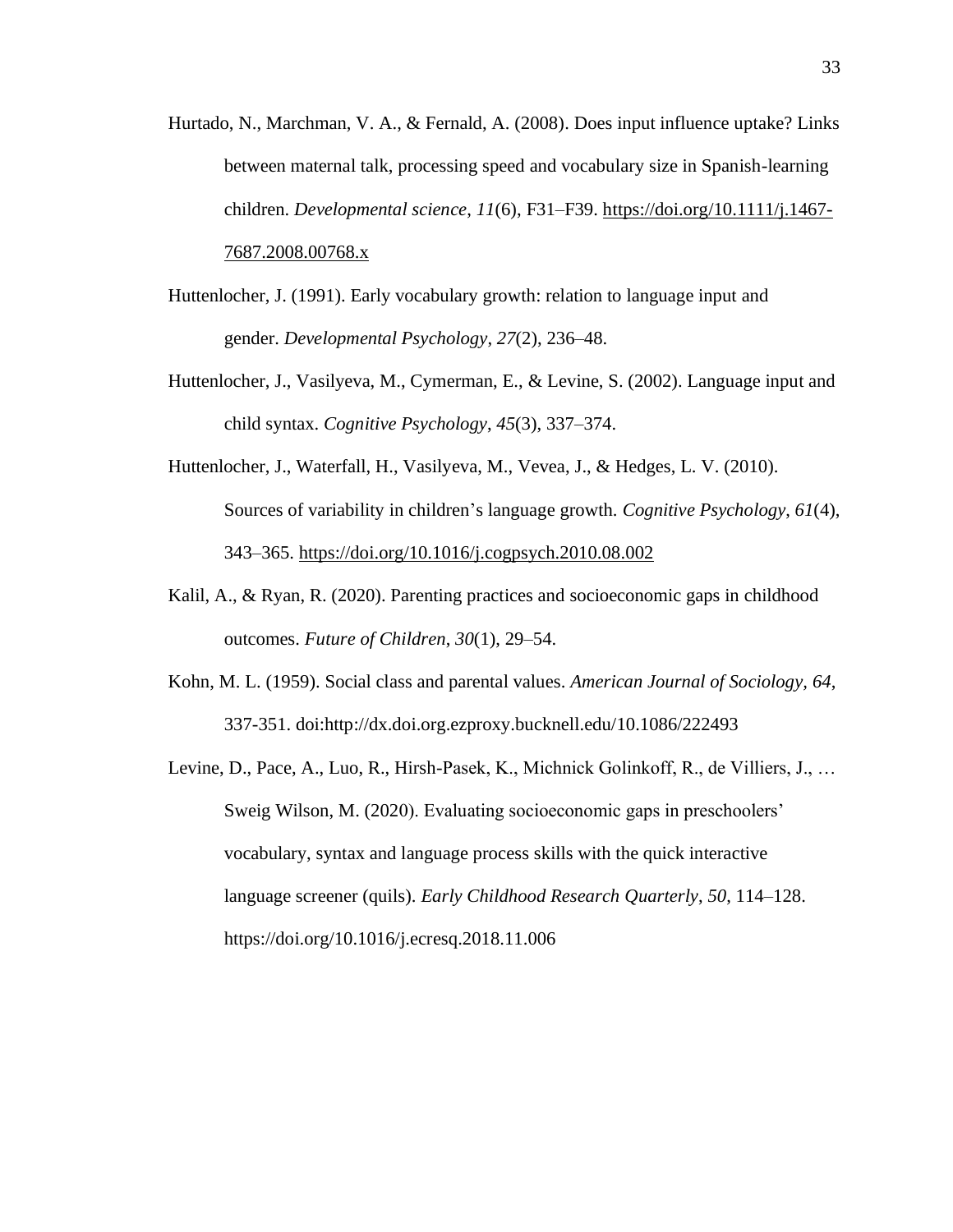Hurtado, N., Marchman, V. A., & Fernald, A. (2008). Does input influence uptake? Links between maternal talk, processing speed and vocabulary size in Spanish-learning children. *Developmental science*, *11*(6), F31–F39. https://doi.org/10.1111/j.1467-7687.2008.00768.x

Huttenlocher, J. (1991). Early vocabulary growth: relation to language input and gender. *Developmental Psychology*, *27*(2), 236–48.

Huttenlocher, J., Vasilyeva, M., Cymerman, E., & Levine, S. (2002). Language input and child syntax. *Cognitive Psychology*, *45*(3), 337–374.

Huttenlocher, J., Waterfall, H., Vasilyeva, M., Vevea, J., & Hedges, L. V. (2010). Sources of variability in children's language growth. *Cognitive Psychology*, *61*(4), 343–365. https://doi.org/10.1016/j.cogpsych.2010.08.002

Kalil, A., & Ryan, R. (2020). Parenting practices and socioeconomic gaps in childhood outcomes. *Future of Children*, *30*(1), 29–54.

Kohn, M. L. (1959). Social class and parental values. *American Journal of Sociology, 64*, 337-351. doi:http://dx.doi.org.ezproxy.bucknell.edu/10.1086/222493

Levine, D., Pace, A., Luo, R., Hirsh-Pasek, K., Michnick Golinkoff, R., de Villiers, J., … Sweig Wilson, M. (2020). Evaluating socioeconomic gaps in preschoolers' vocabulary, syntax and language process skills with the quick interactive language screener (quils). *Early Childhood Research Quarterly*, *50*, 114–128. https://doi.org/10.1016/j.ecresq.2018.11.006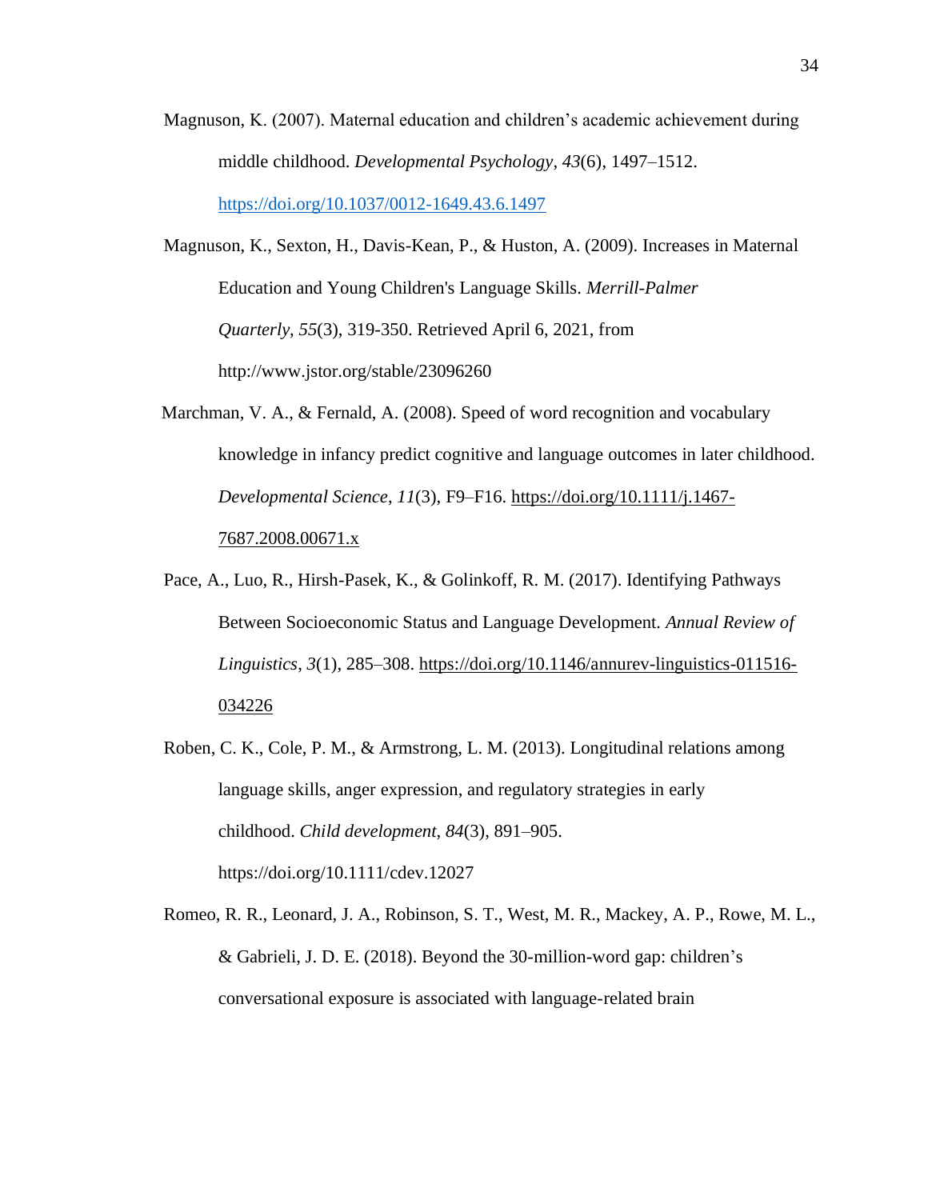Magnuson, K. (2007). Maternal education and children's academic achievement during middle childhood. *Developmental Psychology*, *43*(6), 1497–1512. https://doi.org/10.1037/0012-1649.43.6.1497

Magnuson, K., Sexton, H., Davis-Kean, P., & Huston, A. (2009). Increases in Maternal Education and Young Children's Language Skills. *Merrill-Palmer Quarterly*, *55*(3), 319-350. Retrieved April 6, 2021, from http://www.jstor.org/stable/23096260

Marchman, V. A., & Fernald, A. (2008). Speed of word recognition and vocabulary knowledge in infancy predict cognitive and language outcomes in later childhood. *Developmental Science*, *11*(3), F9–F16. https://doi.org/10.1111/j.1467-7687.2008.00671.x

Pace, A., Luo, R., Hirsh-Pasek, K., & Golinkoff, R. M. (2017). Identifying Pathways Between Socioeconomic Status and Language Development. *Annual Review of Linguistics*, *3*(1), 285–308. https://doi.org/10.1146/annurev-linguistics-011516-034226

Roben, C. K., Cole, P. M., & Armstrong, L. M. (2013). Longitudinal relations among language skills, anger expression, and regulatory strategies in early childhood. *Child development*, *84*(3), 891–905. https://doi.org/10.1111/cdev.12027

Romeo, R. R., Leonard, J. A., Robinson, S. T., West, M. R., Mackey, A. P., Rowe, M. L., & Gabrieli, J. D. E. (2018). Beyond the 30-million-word gap: children's conversational exposure is associated with language-related brain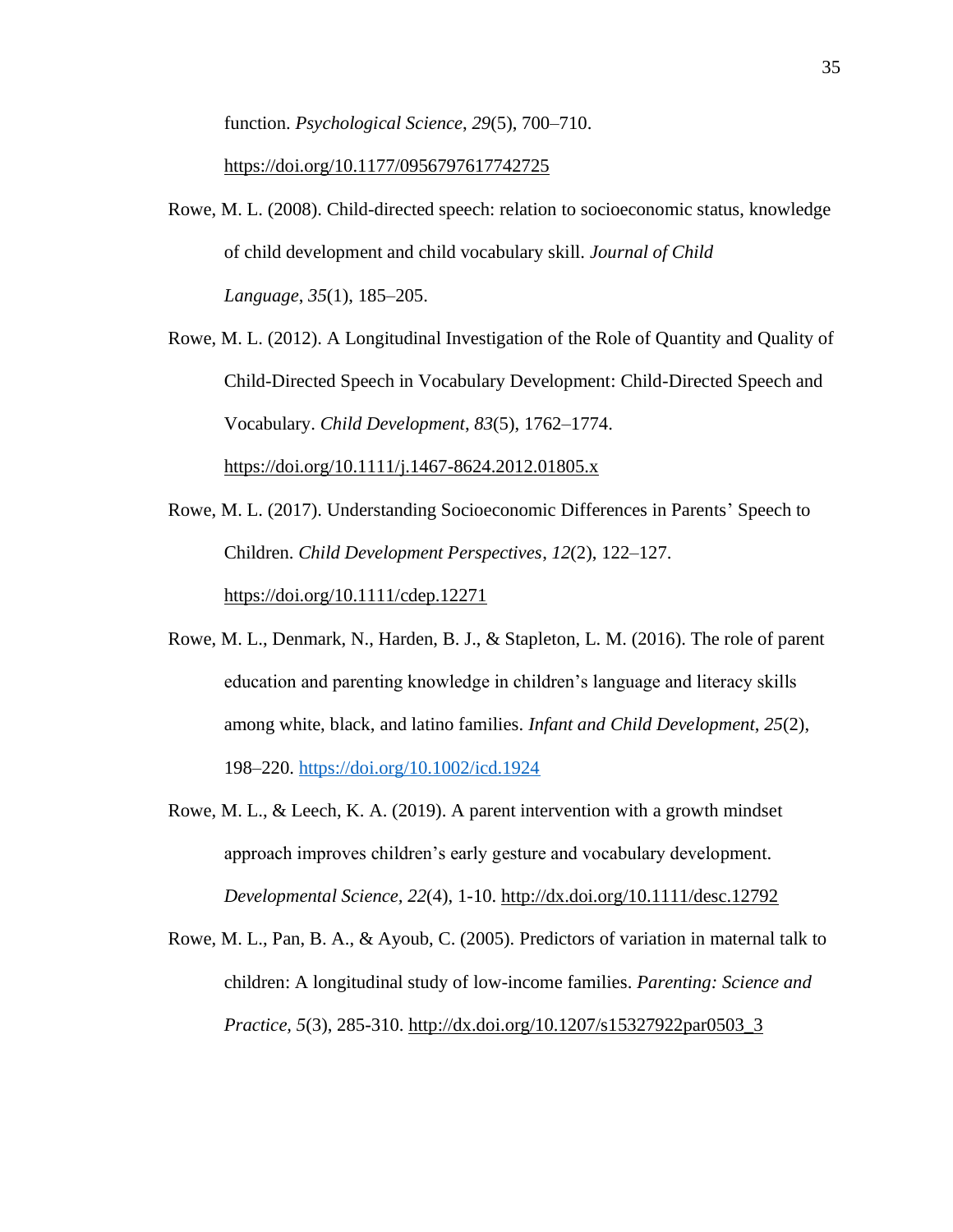function. *Psychological Science*, *29*(5), 700–710. https://doi.org/10.1177/0956797617742725

Rowe, M. L. (2008). Child-directed speech: relation to socioeconomic status, knowledge of child development and child vocabulary skill. *Journal of Child Language*, *35*(1), 185–205.

Rowe, M. L. (2012). A Longitudinal Investigation of the Role of Quantity and Quality of Child-Directed Speech in Vocabulary Development: Child-Directed Speech and Vocabulary. *Child Development*, *83*(5), 1762–1774. https://doi.org/10.1111/j.1467-8624.2012.01805.x

Rowe, M. L. (2017). Understanding Socioeconomic Differences in Parents' Speech to Children. *Child Development Perspectives*, *12*(2), 122–127. https://doi.org/10.1111/cdep.12271

Rowe, M. L., Denmark, N., Harden, B. J., & Stapleton, L. M. (2016). The role of parent education and parenting knowledge in children's language and literacy skills among white, black, and latino families. *Infant and Child Development*, *25*(2), 198–220. https://doi.org/10.1002/icd.1924

Rowe, M. L., & Leech, K. A. (2019). A parent intervention with a growth mindset approach improves children's early gesture and vocabulary development. *Developmental Science, 22*(4), 1-10. http://dx.doi.org/10.1111/desc.12792

Rowe, M. L., Pan, B. A., & Ayoub, C. (2005). Predictors of variation in maternal talk to children: A longitudinal study of low-income families. *Parenting: Science and Practice, 5*(3), 285-310. http://dx.doi.org/10.1207/s15327922par0503_3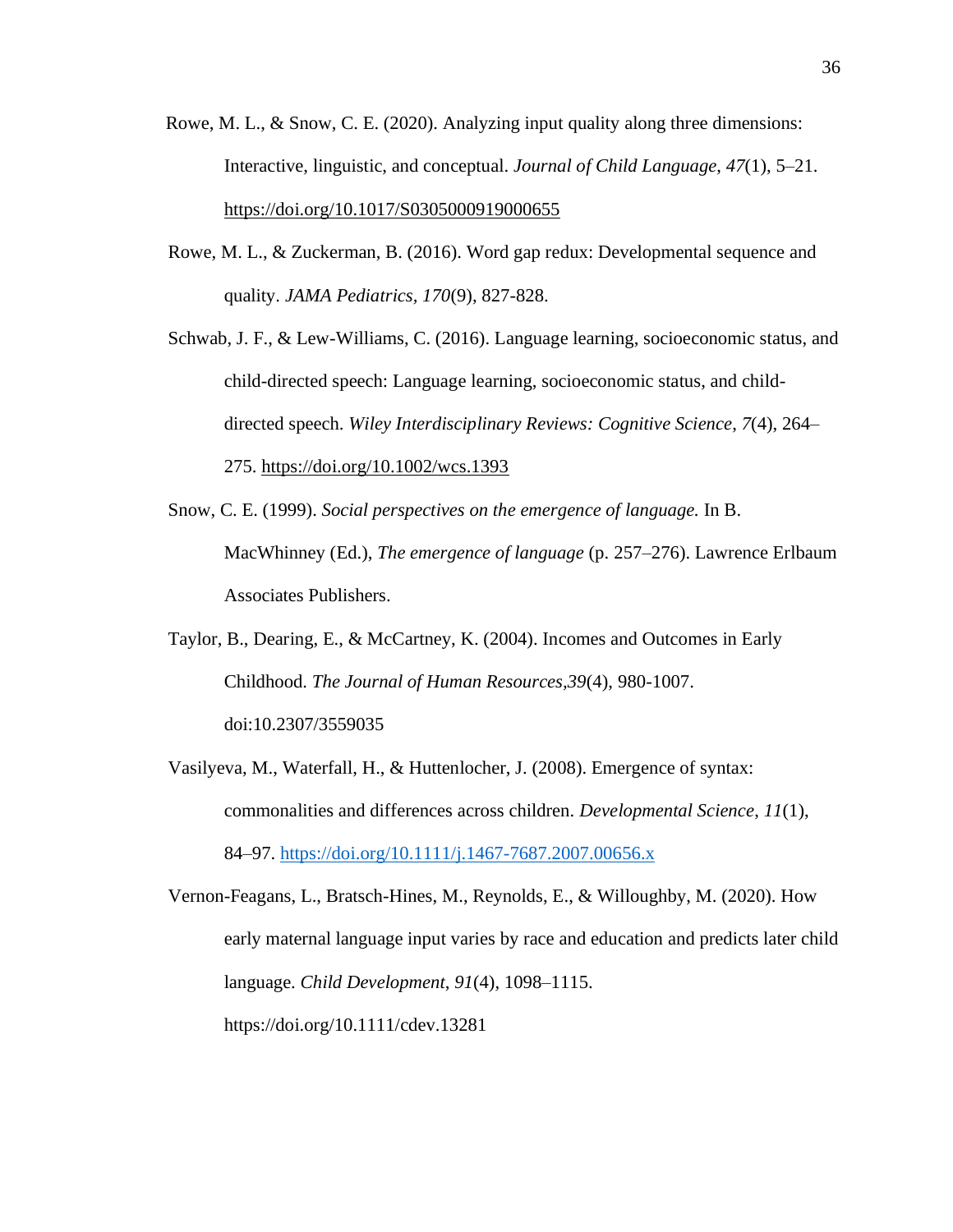Rowe, M. L., & Snow, C. E. (2020). Analyzing input quality along three dimensions: Interactive, linguistic, and conceptual. *Journal of Child Language*, *47*(1), 5–21. https://doi.org/10.1017/S0305000919000655

Rowe, M. L., & Zuckerman, B. (2016). Word gap redux: Developmental sequence and quality. *JAMA Pediatrics, 170*(9), 827-828.

Schwab, J. F., & Lew-Williams, C. (2016). Language learning, socioeconomic status, and child-directed speech: Language learning, socioeconomic status, and child-directed speech. *Wiley Interdisciplinary Reviews: Cognitive Science*, *7*(4), 264–275. https://doi.org/10.1002/wcs.1393

Snow, C. E. (1999). *Social perspectives on the emergence of language.* In B. MacWhinney (Ed.), *The emergence of language* (p. 257–276). Lawrence Erlbaum Associates Publishers.

Taylor, B., Dearing, E., & McCartney, K. (2004). Incomes and Outcomes in Early Childhood. *The Journal of Human Resources,39*(4), 980-1007. doi:10.2307/3559035

Vasilyeva, M., Waterfall, H., & Huttenlocher, J. (2008). Emergence of syntax: commonalities and differences across children. *Developmental Science*, *11*(1), 84–97. https://doi.org/10.1111/j.1467-7687.2007.00656.x

Vernon-Feagans, L., Bratsch-Hines, M., Reynolds, E., & Willoughby, M. (2020). How early maternal language input varies by race and education and predicts later child language. *Child Development*, *91*(4), 1098–1115. https://doi.org/10.1111/cdev.13281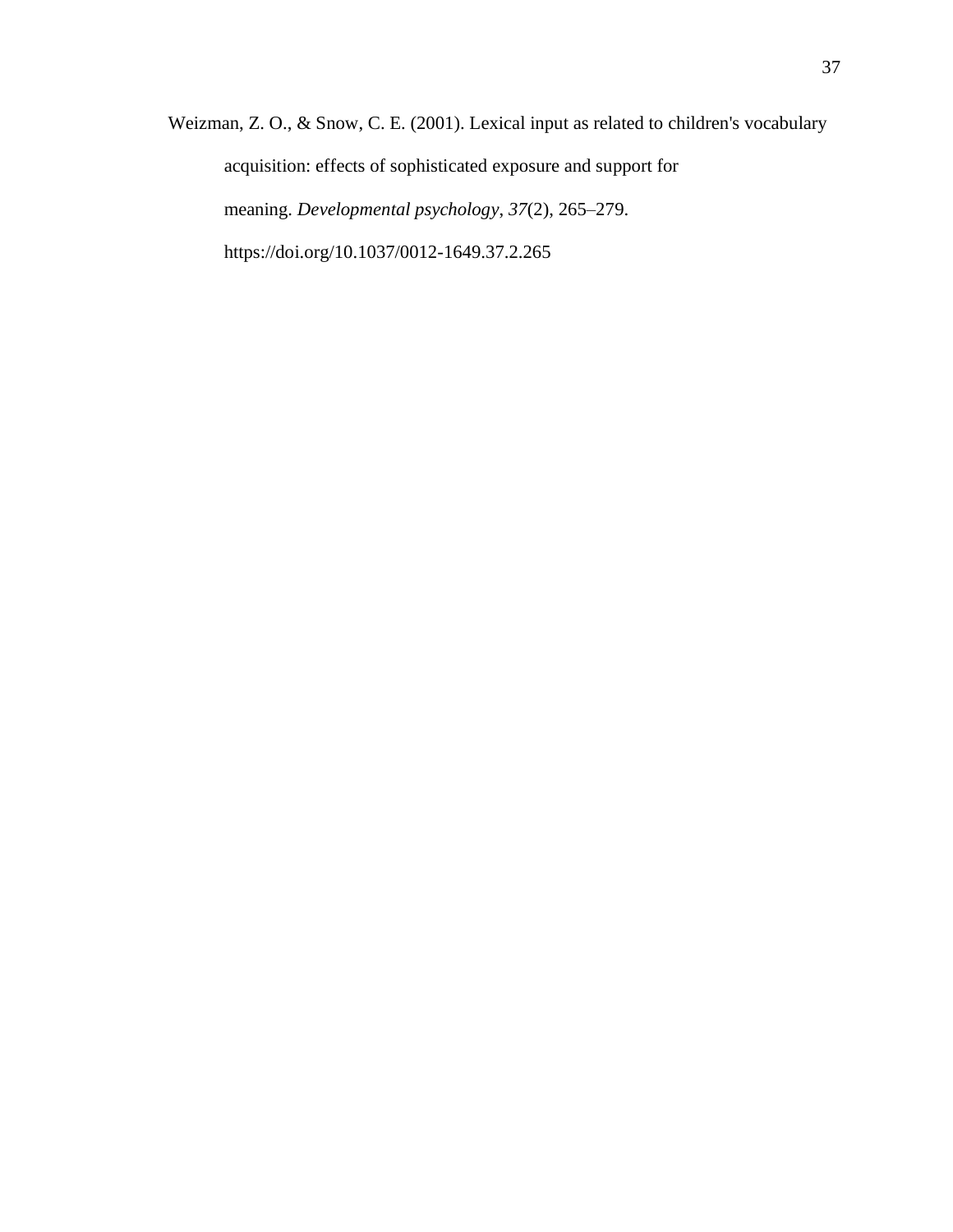Weizman, Z. O., & Snow, C. E. (2001). Lexical input as related to children's vocabulary acquisition: effects of sophisticated exposure and support for meaning. *Developmental psychology*, *37*(2), 265–279. https://doi.org/10.1037/0012-1649.37.2.265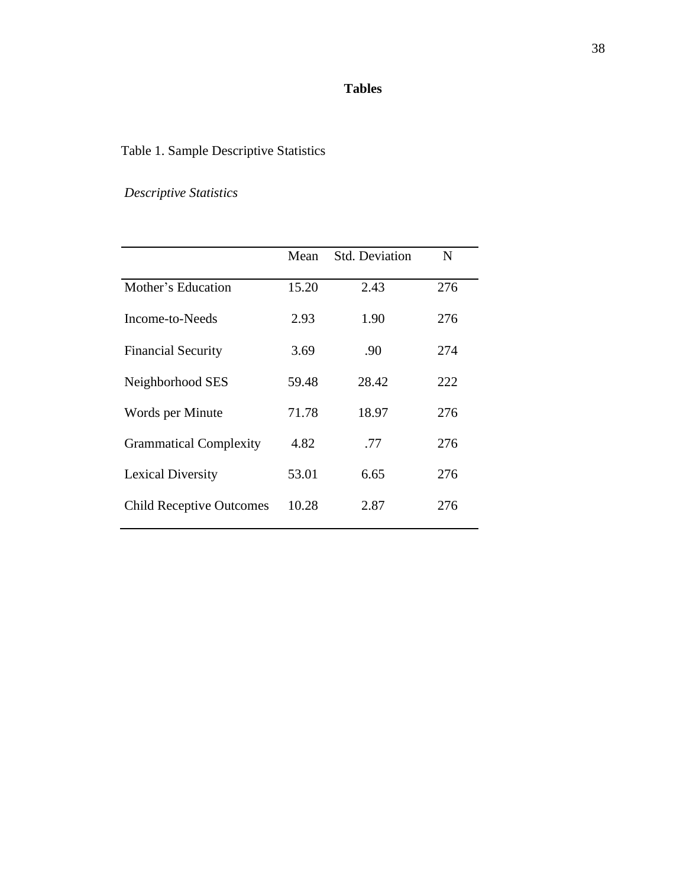# Tables

Table 1. Sample Descriptive Statistics

*Descriptive Statistics*

| | Mean | Std. Deviation | N |
|---|---|---|---|
| Mother's Education | 15.20 | 2.43 | 276 |
| Income-to-Needs | 2.93 | 1.90 | 276 |
| Financial Security | 3.69 | .90 | 274 |
| Neighborhood SES | 59.48 | 28.42 | 222 |
| Words per Minute | 71.78 | 18.97 | 276 |
| Grammatical Complexity | 4.82 | .77 | 276 |
| Lexical Diversity | 53.01 | 6.65 | 276 |
| Child Receptive Outcomes | 10.28 | 2.87 | 276 |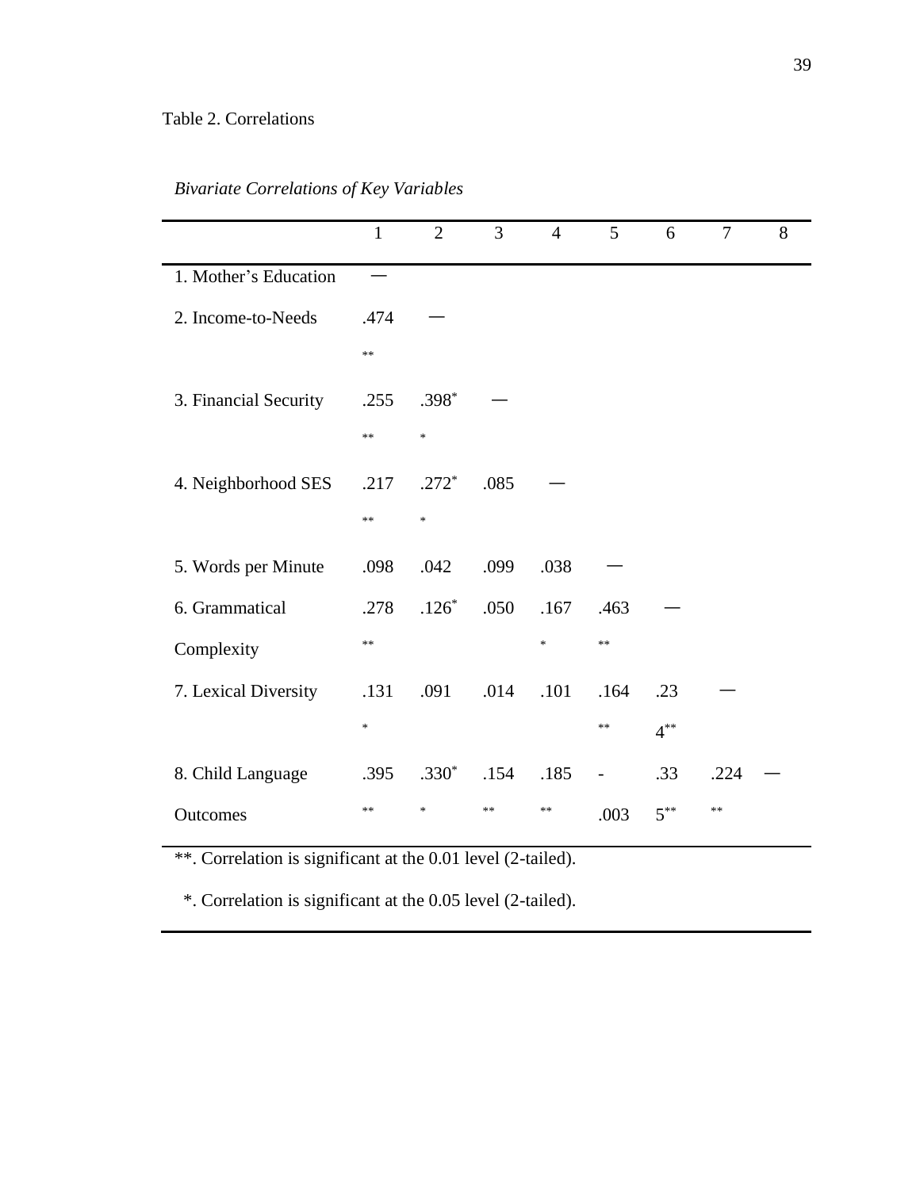Table 2. Correlations

*Bivariate Correlations of Key Variables*

| | 1 | 2 | 3 | 4 | 5 | 6 | 7 | 8 |
|---|---|---|---|---|---|---|---|---|
| 1. Mother's Education | — | | | | | | | |
| 2. Income-to-Needs | .474** | — | | | | | | |
| 3. Financial Security | .255** | .398** | — | | | | | |
| 4. Neighborhood SES | .217** | .272** | .085 | — | | | | |
| 5. Words per Minute | .098 | .042 | .099 | .038 | — | | | |
| 6. Grammatical Complexity | .278** | .126* | .050 | .167* | .463** | — | | |
| 7. Lexical Diversity | .131* | .091 | .014 | .101 | .164** | .234** | — | |
| 8. Child Language Outcomes | .395** | .330** | .154** | .185** | -.003 | .335** | .224** | — |

**. Correlation is significant at the 0.01 level (2-tailed).

*. Correlation is significant at the 0.05 level (2-tailed).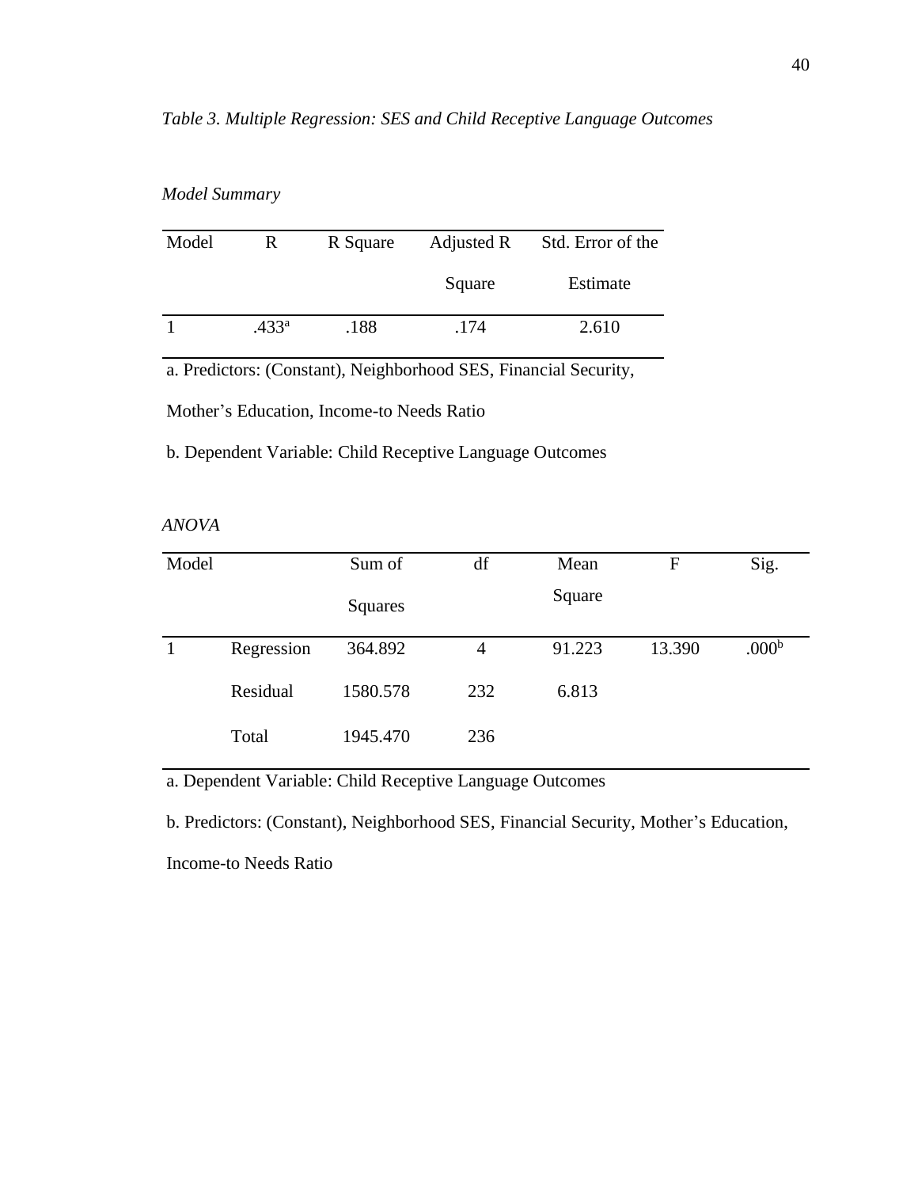*Table 3. Multiple Regression: SES and Child Receptive Language Outcomes*

*Model Summary*

| Model | R | R Square | Adjusted R Square | Std. Error of the Estimate |
|---|---|---|---|---|
| 1 | .433[a] | .188 | .174 | 2.610 |

a. Predictors: (Constant), Neighborhood SES, Financial Security, Mother's Education, Income-to Needs Ratio

b. Dependent Variable: Child Receptive Language Outcomes

*ANOVA*

| Model | | Sum of Squares | df | Mean Square | F | Sig. |
|---|---|---|---|---|---|---|
| 1 | Regression | 364.892 | 4 | 91.223 | 13.390 | .000[b] |
| | Residual | 1580.578 | 232 | 6.813 | | |
| | Total | 1945.470 | 236 | | | |

a. Dependent Variable: Child Receptive Language Outcomes

b. Predictors: (Constant), Neighborhood SES, Financial Security, Mother's Education, Income-to Needs Ratio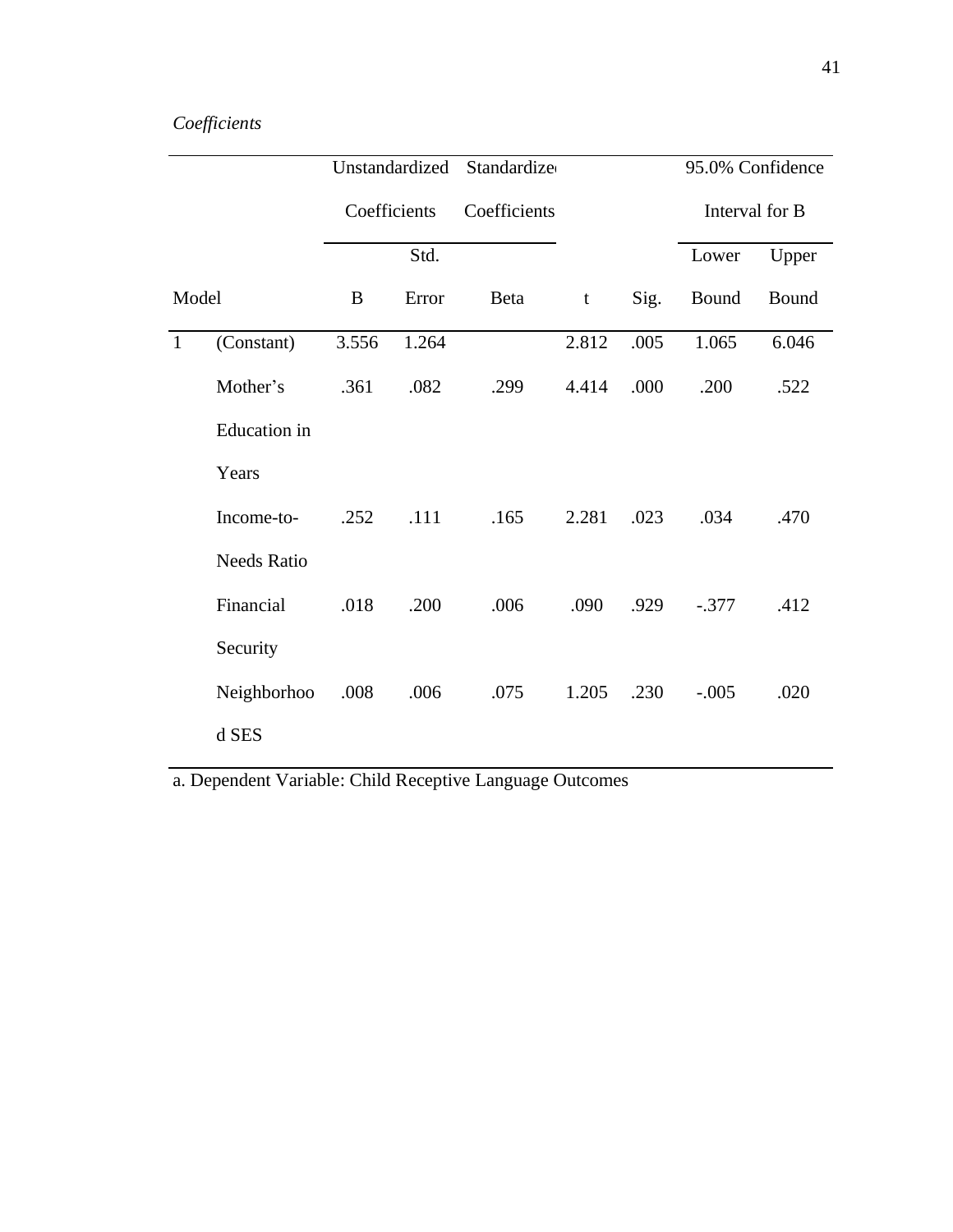*Coefficients*

| Model | | Unstandardized Coefficients | | Standardized Coefficients | | | 95.0% Confidence Interval for B | |
|---|---|---|---|---|---|---|---|---|
| | | B | Std. Error | Beta | t | Sig. | Lower Bound | Upper Bound |
| 1 | (Constant) | 3.556 | 1.264 | | 2.812 | .005 | 1.065 | 6.046 |
| | Mother's Education in Years | .361 | .082 | .299 | 4.414 | .000 | .200 | .522 |
| | Income-to-Needs Ratio | .252 | .111 | .165 | 2.281 | .023 | .034 | .470 |
| | Financial Security | .018 | .200 | .006 | .090 | .929 | -.377 | .412 |
| | Neighborhood SES | .008 | .006 | .075 | 1.205 | .230 | -.005 | .020 |

a. Dependent Variable: Child Receptive Language Outcomes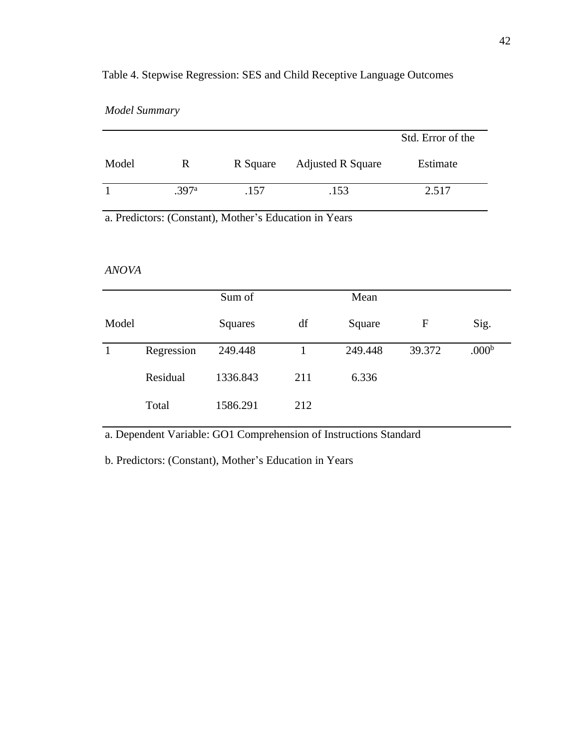Table 4. Stepwise Regression: SES and Child Receptive Language Outcomes

*Model Summary*

| Model | R | R Square | Adjusted R Square | Std. Error of the Estimate |
|---|---|---|---|---|
| 1 | .397[a] | .157 | .153 | 2.517 |

a. Predictors: (Constant), Mother's Education in Years

*ANOVA*

| Model | | Sum of Squares | df | Mean Square | F | Sig. |
|---|---|---|---|---|---|---|
| 1 | Regression | 249.448 | 1 | 249.448 | 39.372 | .000[b] |
| | Residual | 1336.843 | 211 | 6.336 | | |
| | Total | 1586.291 | 212 | | | |

a. Dependent Variable: GO1 Comprehension of Instructions Standard

b. Predictors: (Constant), Mother's Education in Years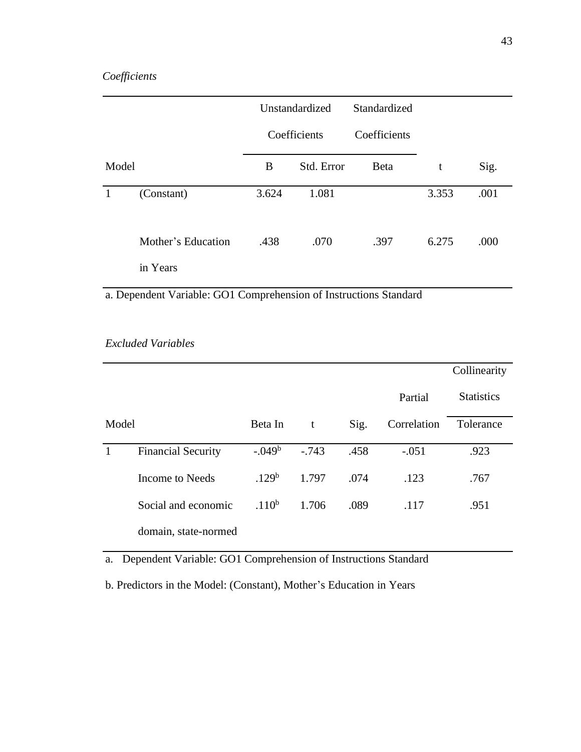*Coefficients*

| Model | | Unstandardized Coefficients | | Standardized Coefficients | | |
|---|---|---|---|---|---|---|
| | | B | Std. Error | Beta | t | Sig. |
| 1 | (Constant) | 3.624 | 1.081 | | 3.353 | .001 |
| | Mother's Education in Years | .438 | .070 | .397 | 6.275 | .000 |

a. Dependent Variable: GO1 Comprehension of Instructions Standard

*Excluded Variables*

| Model | | Beta In | t | Sig. | Partial Correlation | Collinearity Statistics |
|---|---|---|---|---|---|---|
| | | | | | | Tolerance |
| 1 | Financial Security | -.049[b] | -.743 | .458 | -.051 | .923 |
| | Income to Needs | .129[b] | 1.797 | .074 | .123 | .767 |
| | Social and economic domain, state-normed | .110[b] | 1.706 | .089 | .117 | .951 |

a. Dependent Variable: GO1 Comprehension of Instructions Standard

b. Predictors in the Model: (Constant), Mother's Education in Years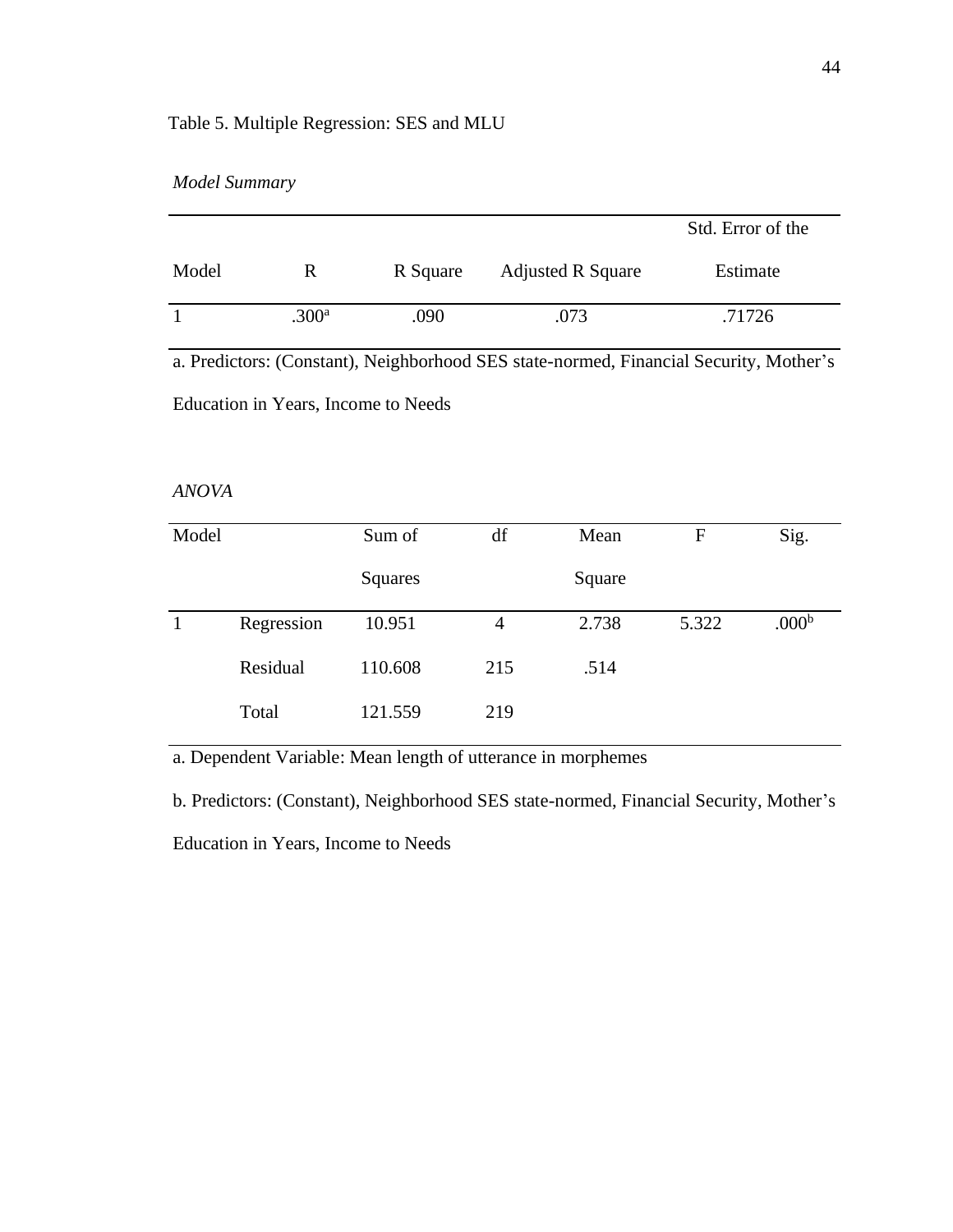Table 5. Multiple Regression: SES and MLU

*Model Summary*

| Model | R | R Square | Adjusted R Square | Std. Error of the Estimate |
|---|---|---|---|---|
| 1 | .300[a] | .090 | .073 | .71726 |

a. Predictors: (Constant), Neighborhood SES state-normed, Financial Security, Mother's Education in Years, Income to Needs

*ANOVA*

| Model | | Sum of Squares | df | Mean Square | F | Sig. |
|---|---|---|---|---|---|---|
| 1 | Regression | 10.951 | 4 | 2.738 | 5.322 | .000[b] |
| | Residual | 110.608 | 215 | .514 | | |
| | Total | 121.559 | 219 | | | |

a. Dependent Variable: Mean length of utterance in morphemes

b. Predictors: (Constant), Neighborhood SES state-normed, Financial Security, Mother's Education in Years, Income to Needs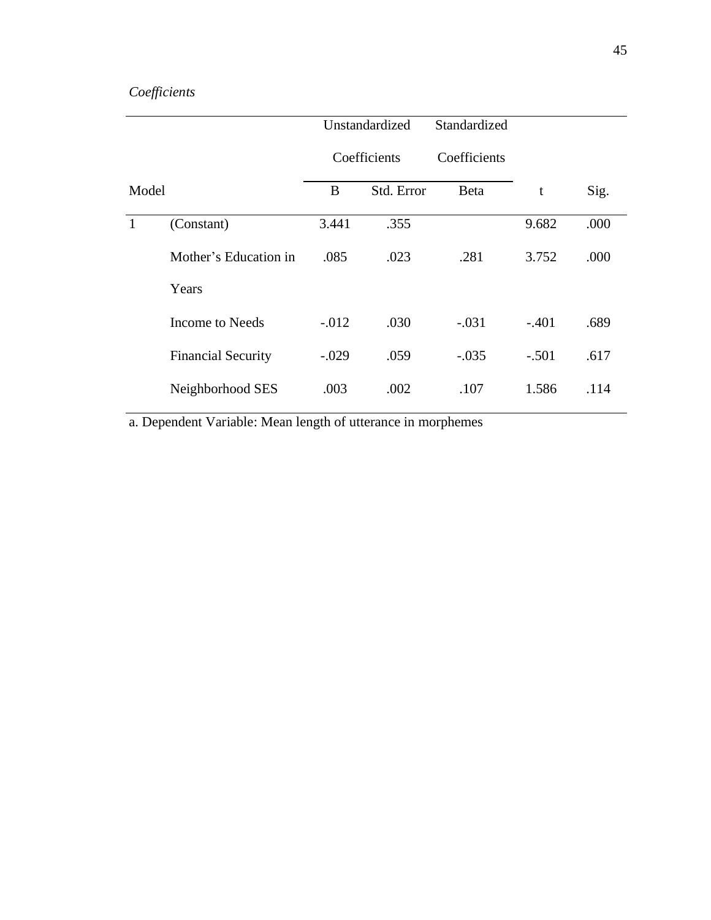*Coefficients*

| Model | | Unstandardized Coefficients | | Standardized Coefficients | | |
|---|---|---|---|---|---|---|
| | | B | Std. Error | Beta | t | Sig. |
| 1 | (Constant) | 3.441 | .355 | | 9.682 | .000 |
| | Mother's Education in Years | .085 | .023 | .281 | 3.752 | .000 |
| | Income to Needs | -.012 | .030 | -.031 | -.401 | .689 |
| | Financial Security | -.029 | .059 | -.035 | -.501 | .617 |
| | Neighborhood SES | .003 | .002 | .107 | 1.586 | .114 |

a. Dependent Variable: Mean length of utterance in morphemes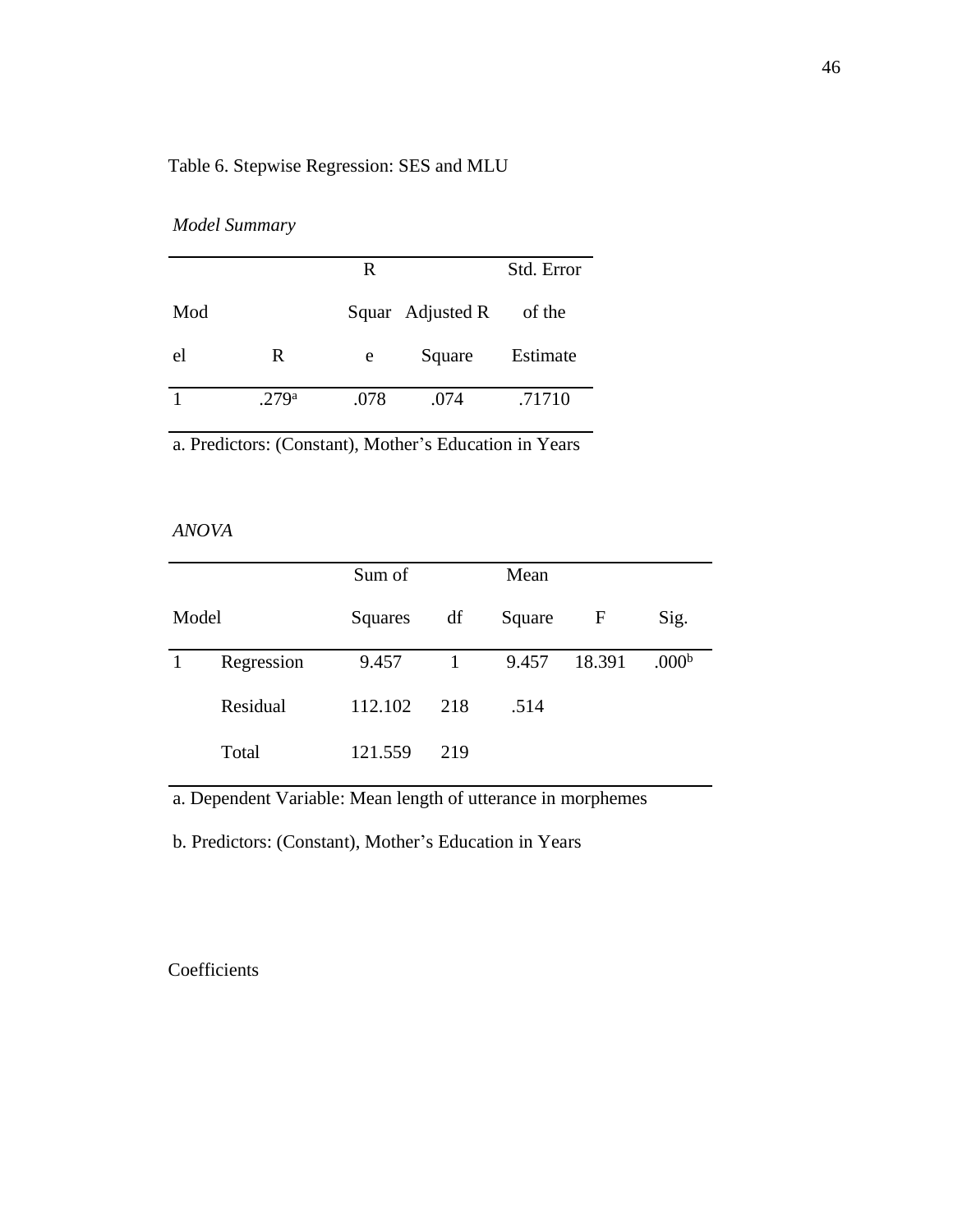Table 6. Stepwise Regression: SES and MLU

*Model Summary*

| Model | R | R Square | Adjusted R Square | Std. Error of the Estimate |
| --- | --- | --- | --- | --- |
| 1 | .279[a] | .078 | .074 | .71710 |

a. Predictors: (Constant), Mother's Education in Years

*ANOVA*

| Model | | Sum of Squares | df | Mean Square | F | Sig. |
| --- | --- | --- | --- | --- | --- | --- |
| 1 | Regression | 9.457 | 1 | 9.457 | 18.391 | .000[b] |
| | Residual | 112.102 | 218 | .514 | | |
| | Total | 121.559 | 219 | | | |

a. Dependent Variable: Mean length of utterance in morphemes

b. Predictors: (Constant), Mother's Education in Years

Coefficients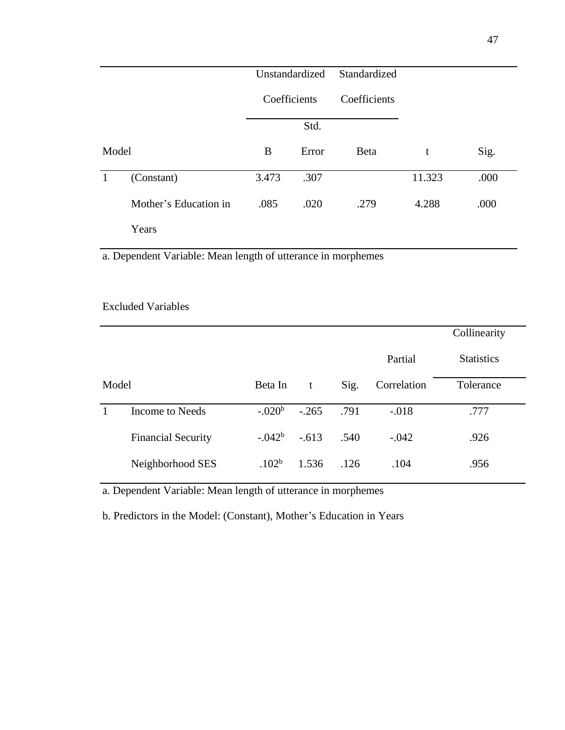| Model | | Unstandardized Coefficients | | Standardized Coefficients | t | Sig. |
|---|---|---|---|---|---|---|
| | | B | Std. Error | Beta | | |
| 1 | (Constant) | 3.473 | .307 | | 11.323 | .000 |
| | Mother's Education in Years | .085 | .020 | .279 | 4.288 | .000 |

a. Dependent Variable: Mean length of utterance in morphemes

Excluded Variables

| Model | | Beta In | t | Sig. | Partial Correlation | Collinearity Statistics |
|---|---|---|---|---|---|---|
| | | | | | | Tolerance |
| 1 | Income to Needs | -.020[b] | -.265 | .791 | -.018 | .777 |
| | Financial Security | -.042[b] | -.613 | .540 | -.042 | .926 |
| | Neighborhood SES | .102[b] | 1.536 | .126 | .104 | .956 |

a. Dependent Variable: Mean length of utterance in morphemes

b. Predictors in the Model: (Constant), Mother's Education in Years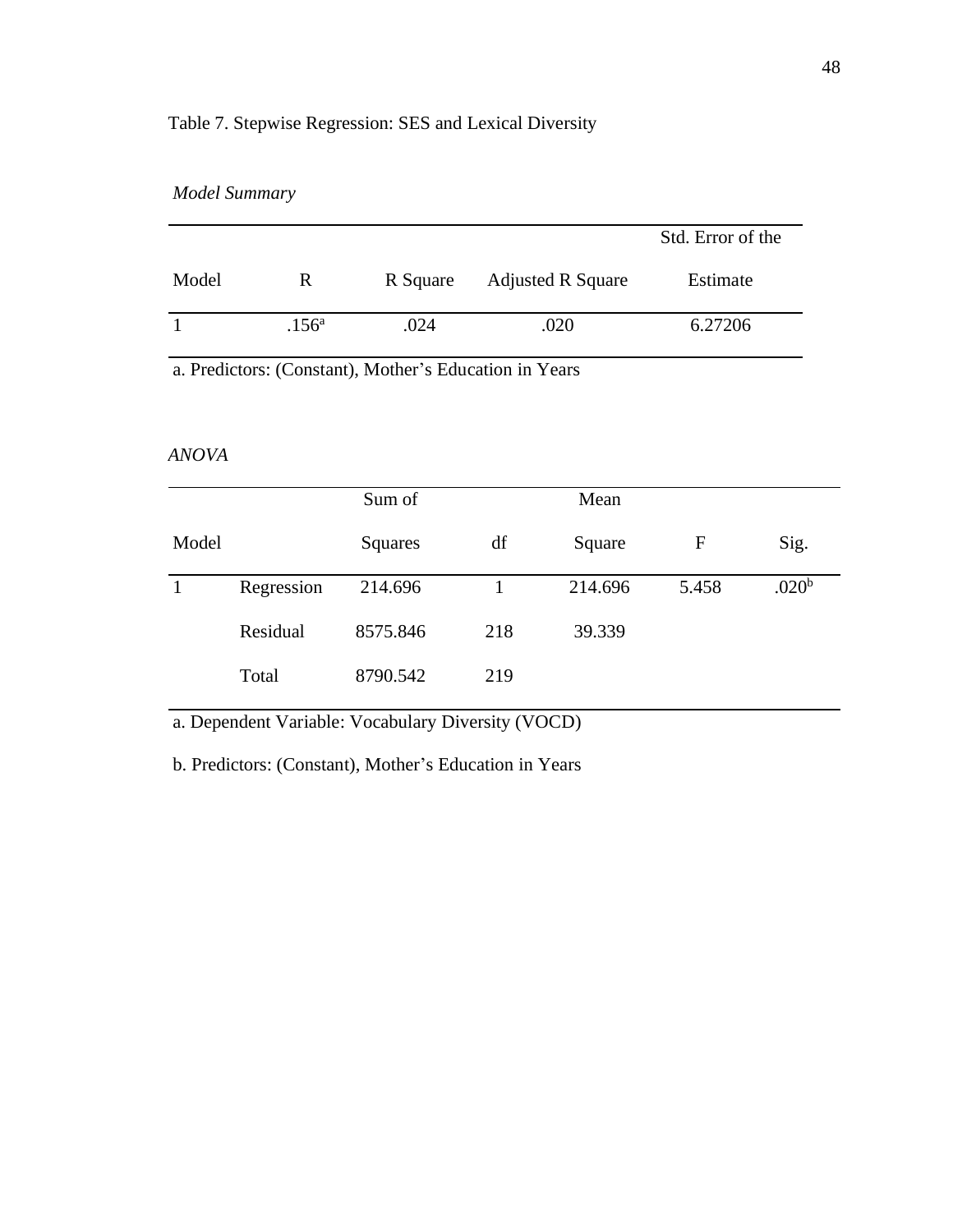Table 7. Stepwise Regression: SES and Lexical Diversity

*Model Summary*

| Model | R | R Square | Adjusted R Square | Std. Error of the Estimate |
|---|---|---|---|---|
| 1 | .156[a] | .024 | .020 | 6.27206 |

a. Predictors: (Constant), Mother's Education in Years

*ANOVA*

| Model | | Sum of Squares | df | Mean Square | F | Sig. |
|---|---|---|---|---|---|---|
| 1 | Regression | 214.696 | 1 | 214.696 | 5.458 | .020[b] |
| | Residual | 8575.846 | 218 | 39.339 | | |
| | Total | 8790.542 | 219 | | | |

a. Dependent Variable: Vocabulary Diversity (VOCD)

b. Predictors: (Constant), Mother's Education in Years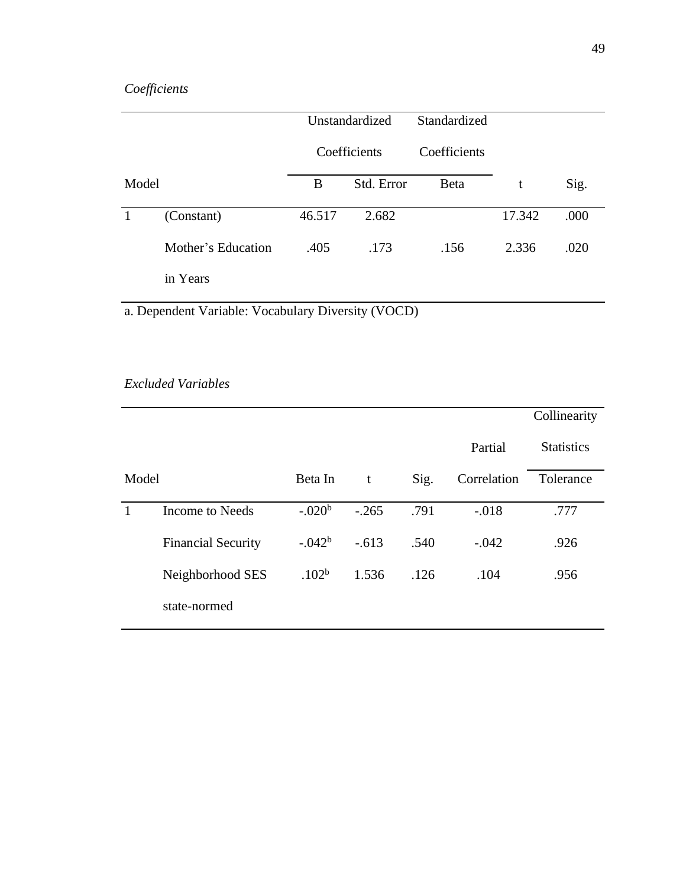*Coefficients*

| Model | | Unstandardized Coefficients | | Standardized Coefficients | | |
|---|---|---|---|---|---|---|
| | | B | Std. Error | Beta | t | Sig. |
| 1 | (Constant) | 46.517 | 2.682 | | 17.342 | .000 |
| | Mother's Education in Years | .405 | .173 | .156 | 2.336 | .020 |

a. Dependent Variable: Vocabulary Diversity (VOCD)

*Excluded Variables*

| Model | | Beta In | t | Sig. | Partial Correlation | Collinearity Statistics |
|---|---|---|---|---|---|---|
| | | | | | | Tolerance |
| 1 | Income to Needs | -.020[b] | -.265 | .791 | -.018 | .777 |
| | Financial Security | -.042[b] | -.613 | .540 | -.042 | .926 |
| | Neighborhood SES state-normed | .102[b] | 1.536 | .126 | .104 | .956 |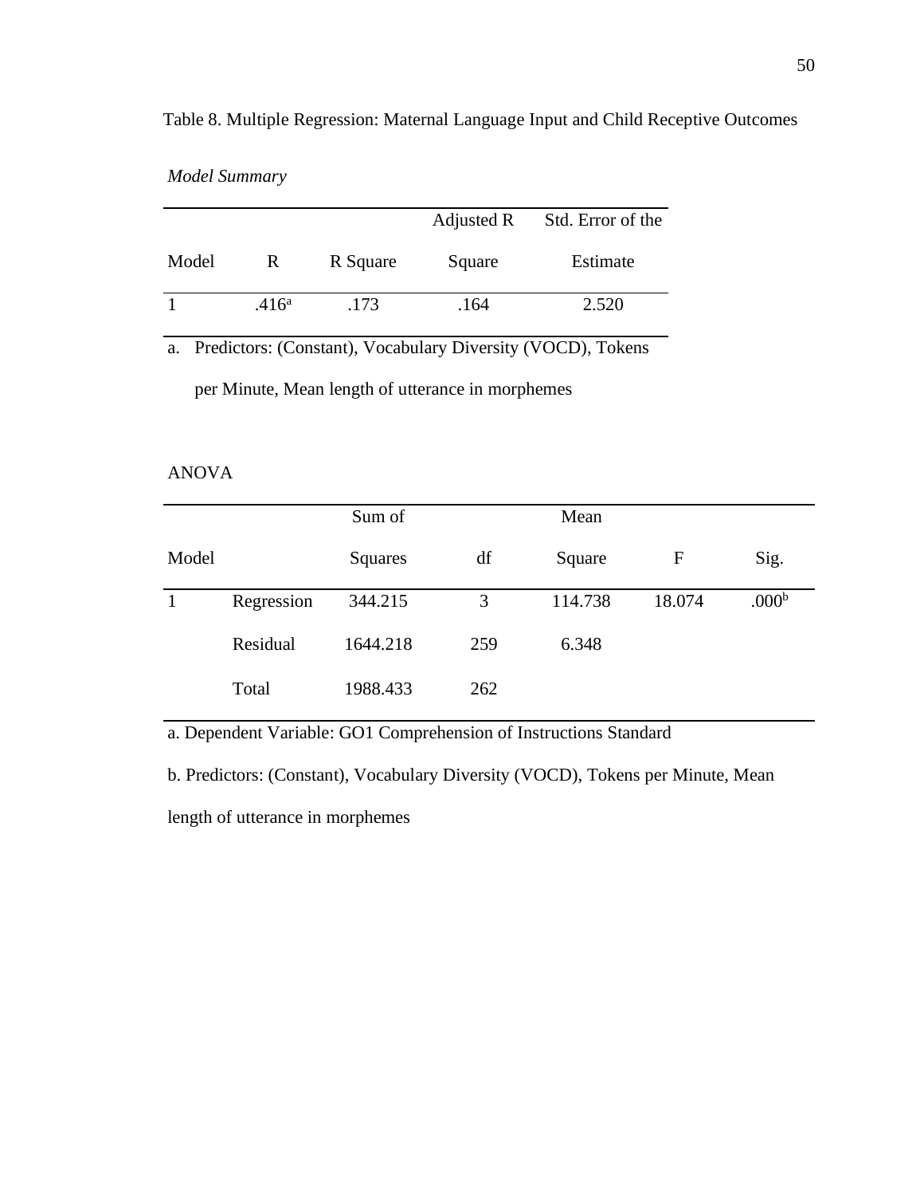Table 8. Multiple Regression: Maternal Language Input and Child Receptive Outcomes

*Model Summary*

| Model | R | R Square | Adjusted R Square | Std. Error of the Estimate |
|---|---|---|---|---|
| 1 | .416[a] | .173 | .164 | 2.520 |

a. Predictors: (Constant), Vocabulary Diversity (VOCD), Tokens per Minute, Mean length of utterance in morphemes

ANOVA

| Model | | Sum of Squares | df | Mean Square | F | Sig. |
|---|---|---|---|---|---|---|
| 1 | Regression | 344.215 | 3 | 114.738 | 18.074 | .000[b] |
| | Residual | 1644.218 | 259 | 6.348 | | |
| | Total | 1988.433 | 262 | | | |

a. Dependent Variable: GO1 Comprehension of Instructions Standard

b. Predictors: (Constant), Vocabulary Diversity (VOCD), Tokens per Minute, Mean length of utterance in morphemes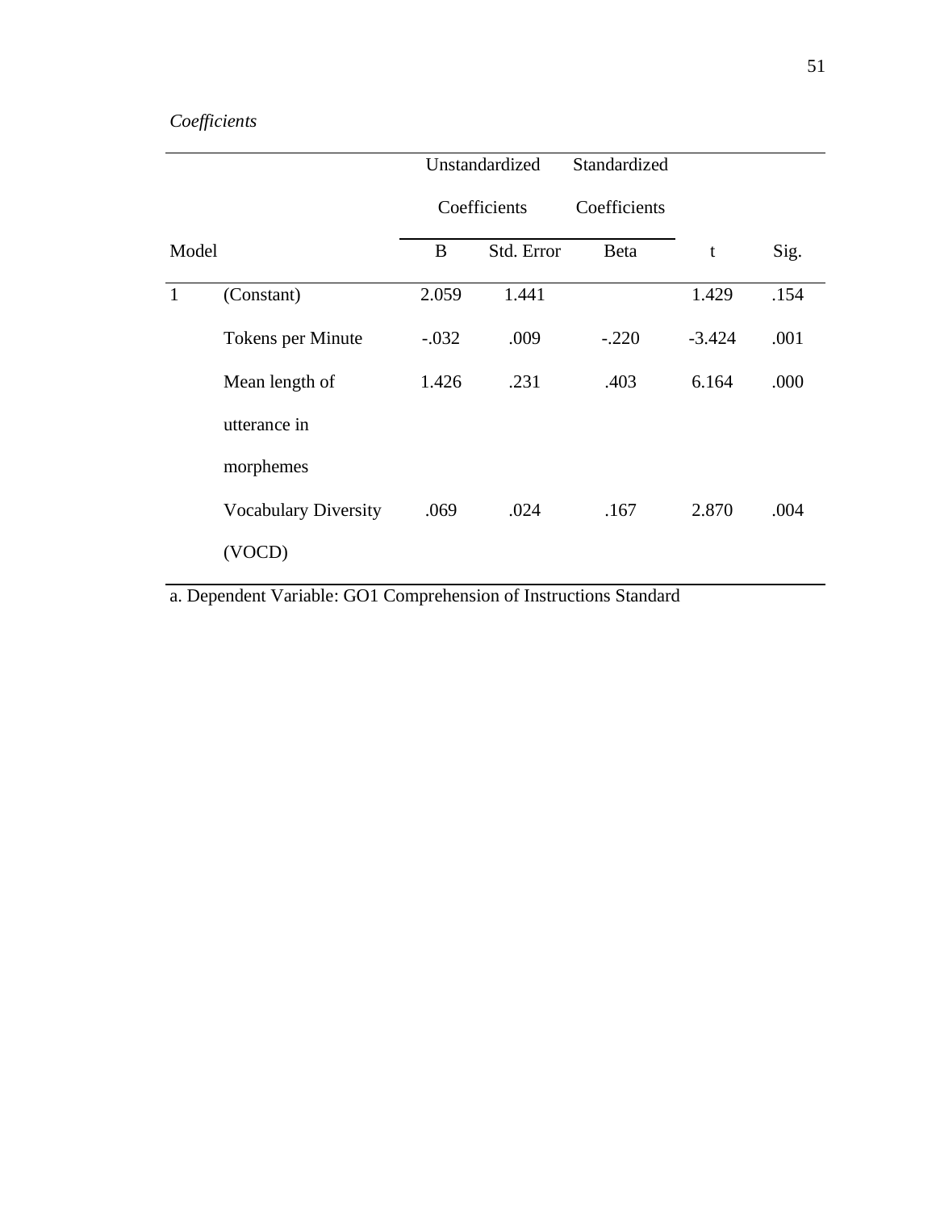*Coefficients*

| Model | | Unstandardized Coefficients | | Standardized Coefficients | | |
|---|---|---|---|---|---|---|
| | | B | Std. Error | Beta | t | Sig. |
| 1 | (Constant) | 2.059 | 1.441 | | 1.429 | .154 |
| | Tokens per Minute | -.032 | .009 | -.220 | -3.424 | .001 |
| | Mean length of utterance in morphemes | 1.426 | .231 | .403 | 6.164 | .000 |
| | Vocabulary Diversity (VOCD) | .069 | .024 | .167 | 2.870 | .004 |

a. Dependent Variable: GO1 Comprehension of Instructions Standard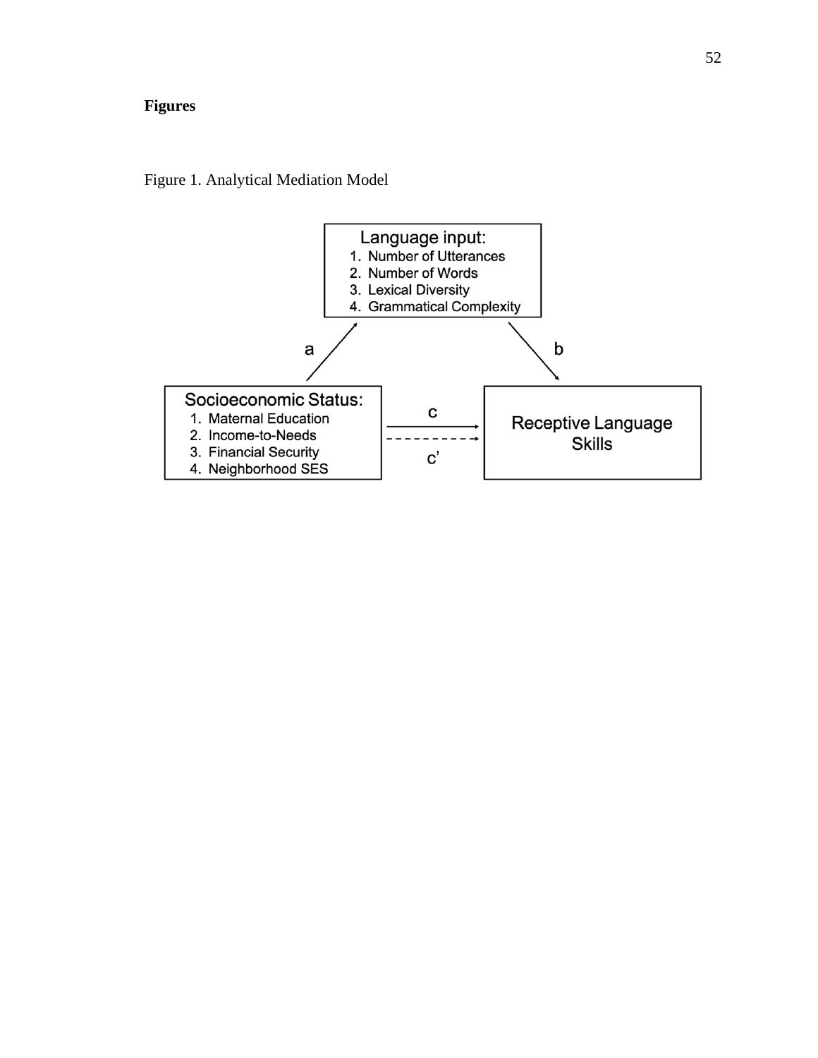**Figures**

Figure 1. Analytical Mediation Model

Language input:
1. Number of Utterances
2. Number of Words
3. Lexical Diversity
4. Grammatical Complexity

a

b

Socioeconomic Status:
1. Maternal Education
2. Income-to-Needs
3. Financial Security
4. Neighborhood SES

c

c'

Receptive Language Skills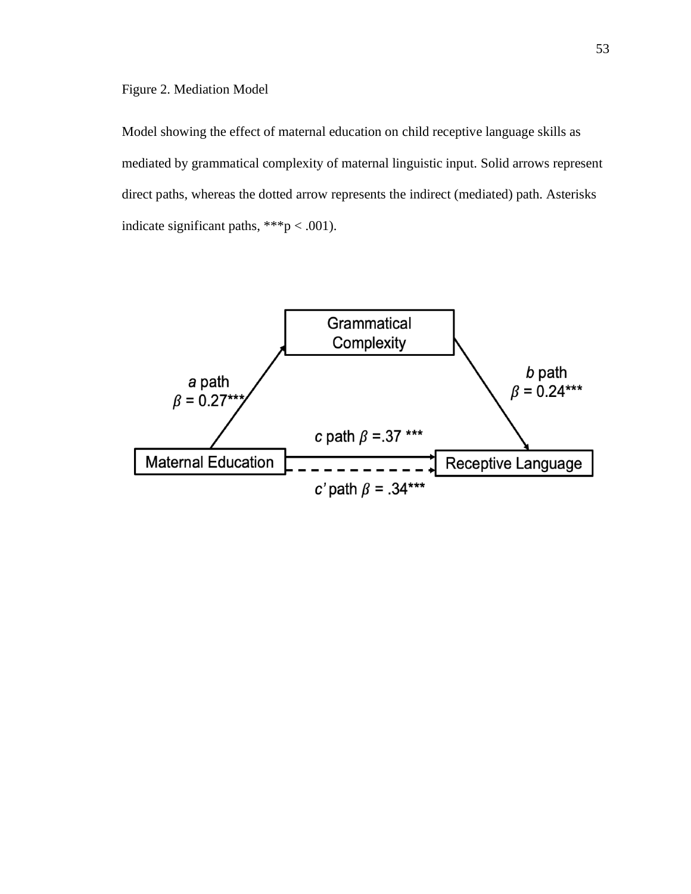Figure 2. Mediation Model

Model showing the effect of maternal education on child receptive language skills as mediated by grammatical complexity of maternal linguistic input. Solid arrows represent direct paths, whereas the dotted arrow represents the indirect (mediated) path. Asterisks indicate significant paths, ***p < .001).

Grammatical Complexity

*a* path $\beta$ = 0.27***

*b* path $\beta$ = 0.24***

*c* path $\beta$ =.37 ***

Maternal Education

Receptive Language

*c'* path $\beta$ = .34***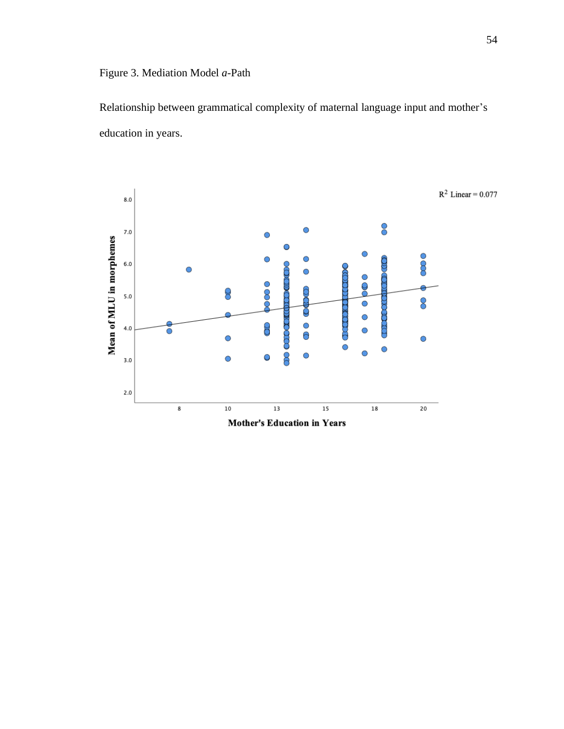Figure 3. Mediation Model *a*-Path

Relationship between grammatical complexity of maternal language input and mother's education in years.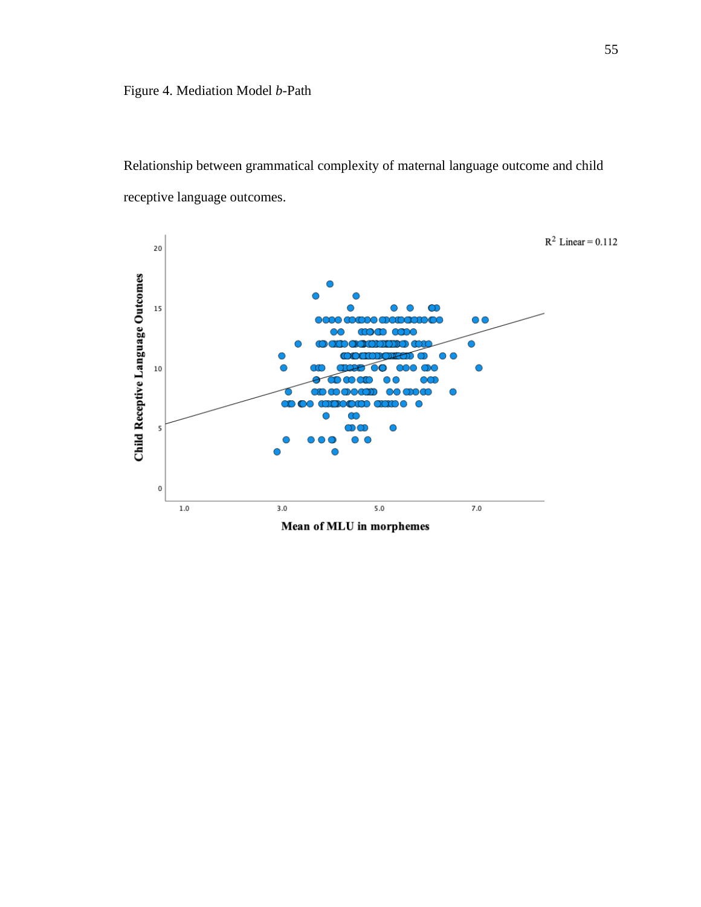Figure 4. Mediation Model *b*-Path

Relationship between grammatical complexity of maternal language outcome and child receptive language outcomes.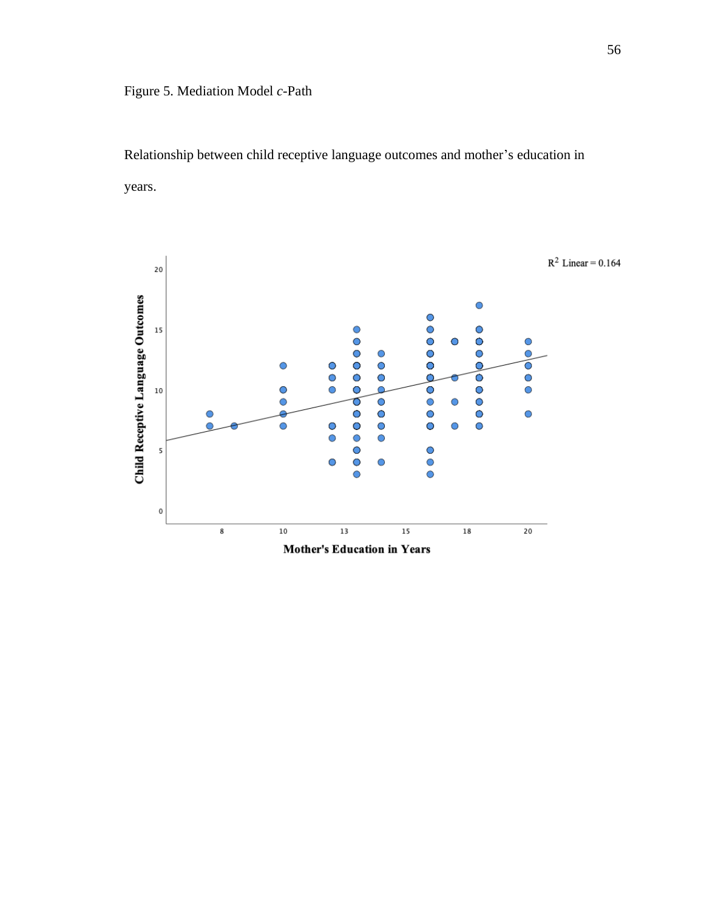Figure 5. Mediation Model *c*-Path

Relationship between child receptive language outcomes and mother's education in years.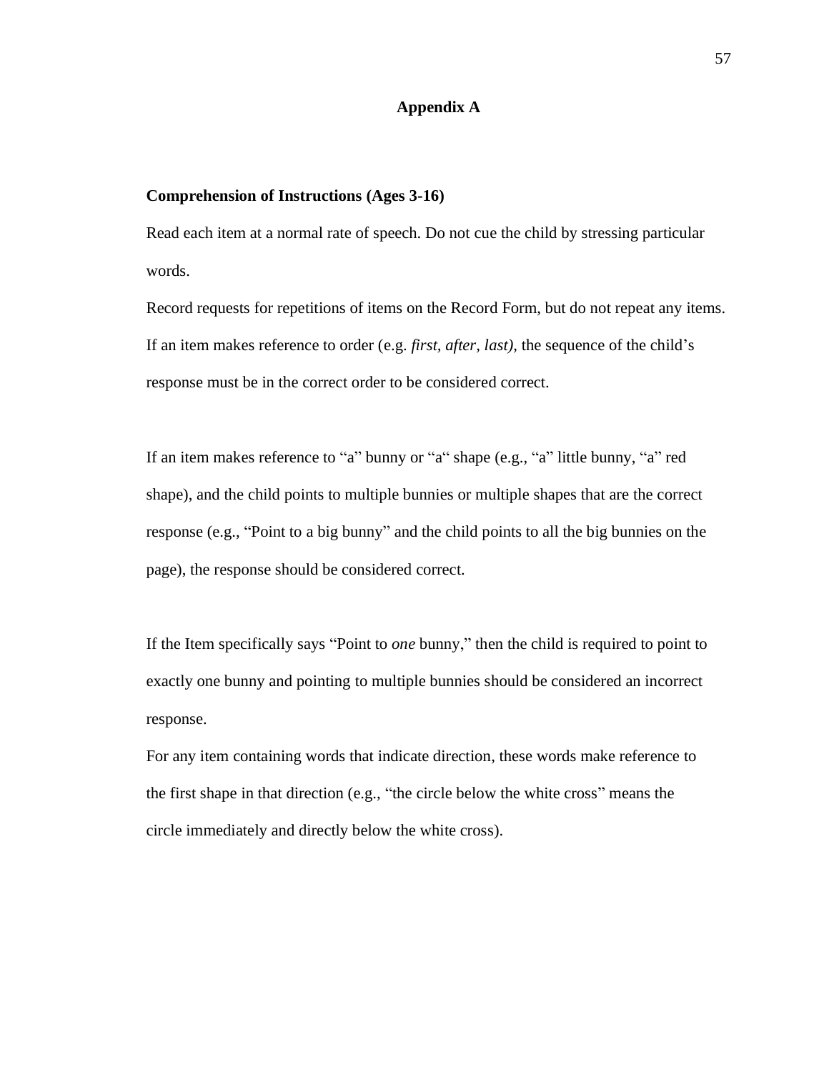# Appendix A

**Comprehension of Instructions (Ages 3-16)**

Read each item at a normal rate of speech. Do not cue the child by stressing particular words.

Record requests for repetitions of items on the Record Form, but do not repeat any items. If an item makes reference to order (e.g. *first, after, last),* the sequence of the child's response must be in the correct order to be considered correct.

If an item makes reference to "a" bunny or "a" shape (e.g., "a" little bunny, "a" red shape), and the child points to multiple bunnies or multiple shapes that are the correct response (e.g., "Point to a big bunny" and the child points to all the big bunnies on the page), the response should be considered correct.

If the Item specifically says "Point to *one* bunny," then the child is required to point to exactly one bunny and pointing to multiple bunnies should be considered an incorrect response.

For any item containing words that indicate direction, these words make reference to the first shape in that direction (e.g., "the circle below the white cross" means the circle immediately and directly below the white cross).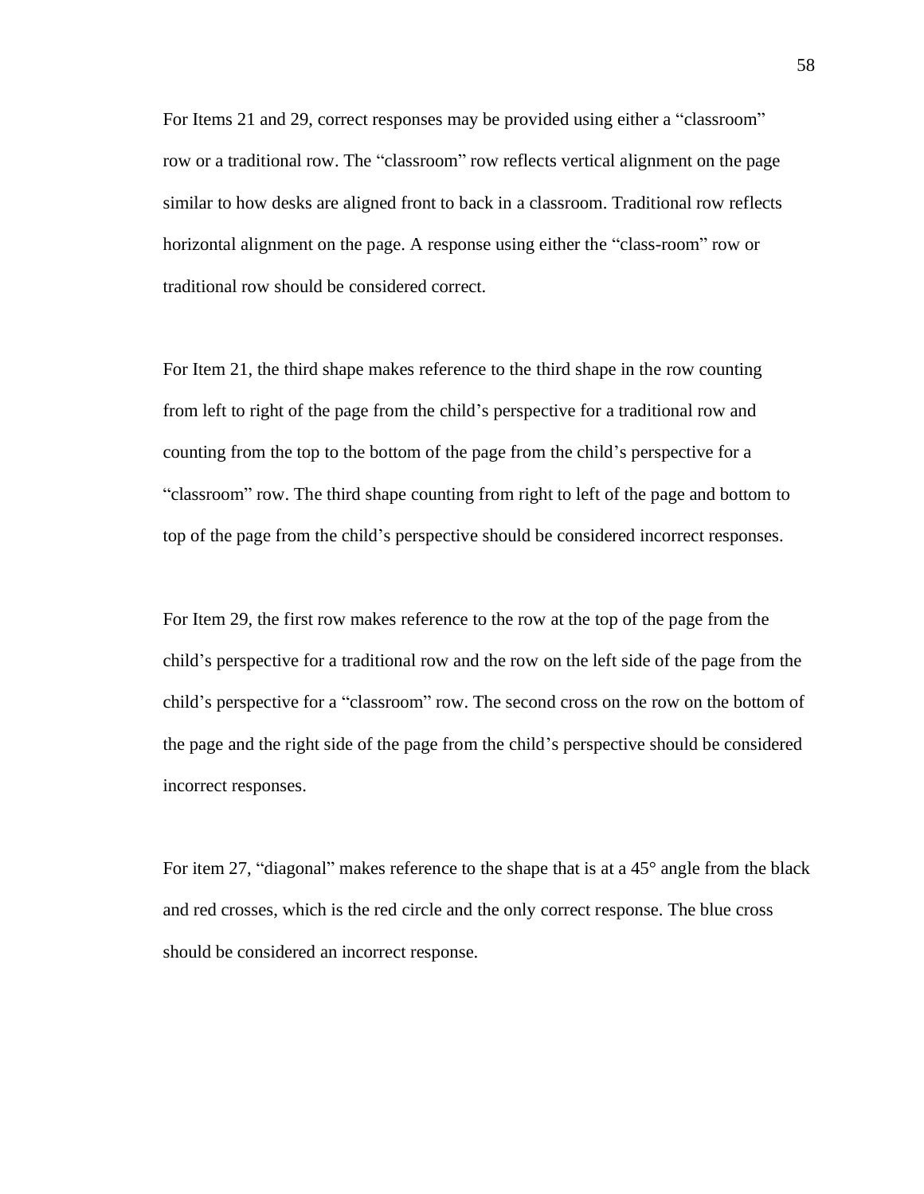For Items 21 and 29, correct responses may be provided using either a "classroom" row or a traditional row. The "classroom" row reflects vertical alignment on the page similar to how desks are aligned front to back in a classroom. Traditional row reflects horizontal alignment on the page. A response using either the "class-room" row or traditional row should be considered correct.

For Item 21, the third shape makes reference to the third shape in the row counting from left to right of the page from the child's perspective for a traditional row and counting from the top to the bottom of the page from the child's perspective for a "classroom" row. The third shape counting from right to left of the page and bottom to top of the page from the child's perspective should be considered incorrect responses.

For Item 29, the first row makes reference to the row at the top of the page from the child's perspective for a traditional row and the row on the left side of the page from the child's perspective for a "classroom" row. The second cross on the row on the bottom of the page and the right side of the page from the child's perspective should be considered incorrect responses.

For item 27, "diagonal" makes reference to the shape that is at a 45° angle from the black and red crosses, which is the red circle and the only correct response. The blue cross should be considered an incorrect response.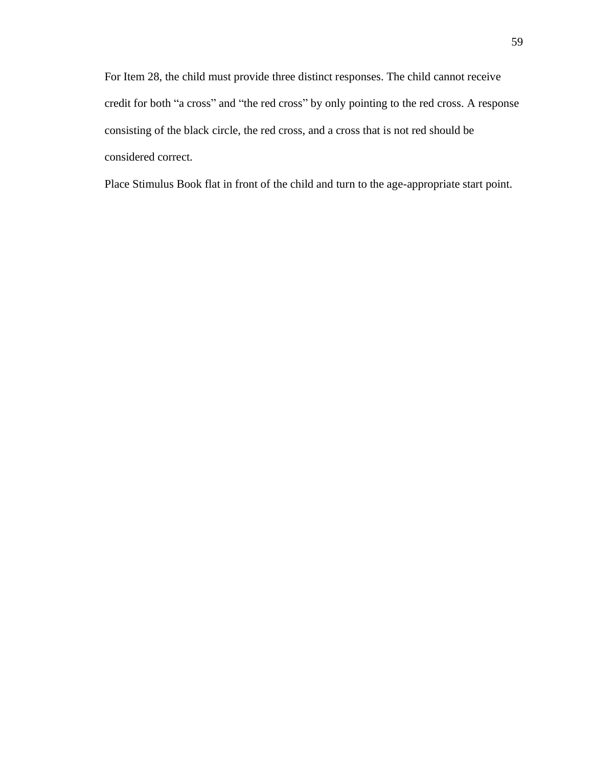For Item 28, the child must provide three distinct responses. The child cannot receive credit for both "a cross" and "the red cross" by only pointing to the red cross. A response consisting of the black circle, the red cross, and a cross that is not red should be considered correct.

Place Stimulus Book flat in front of the child and turn to the age-appropriate start point.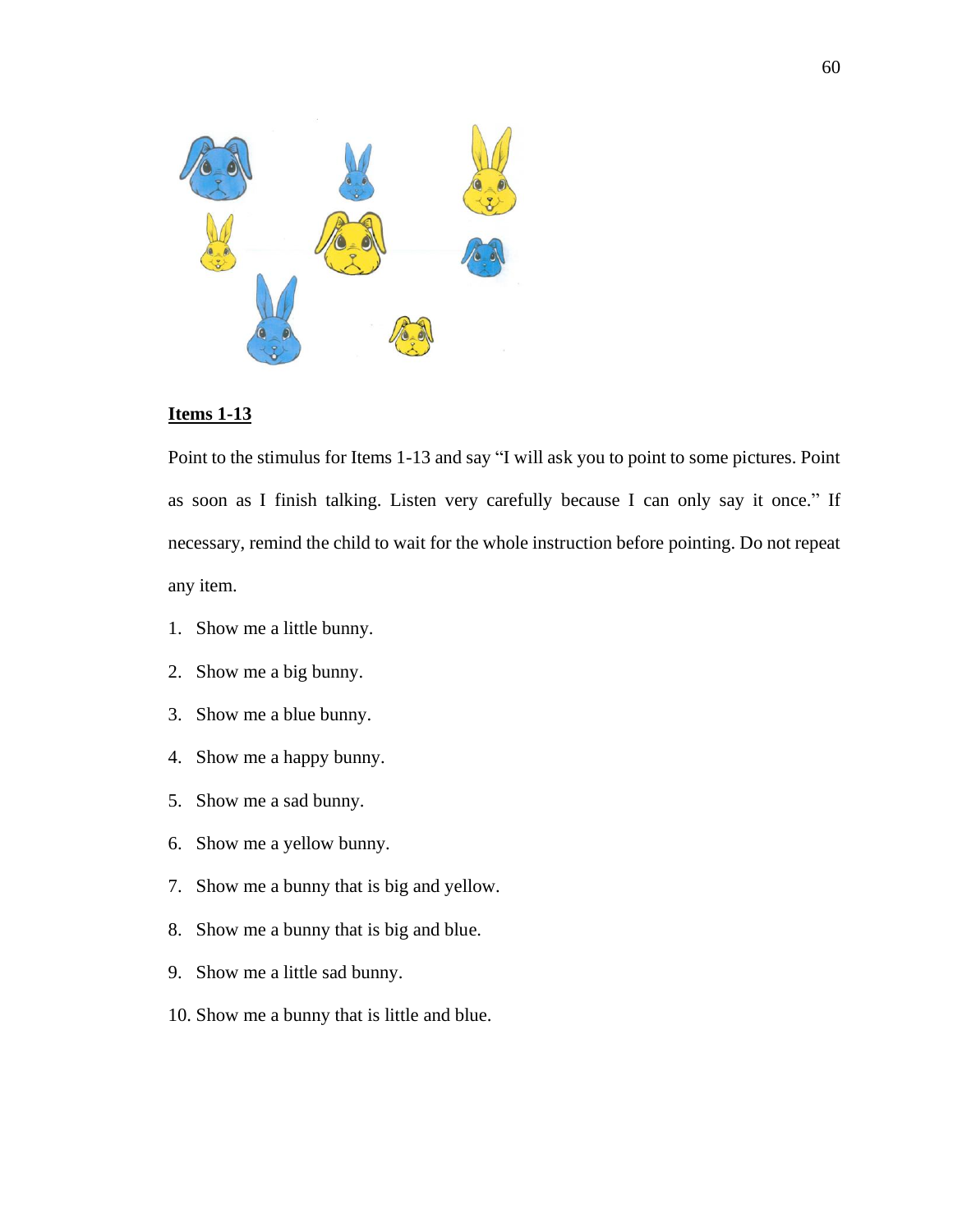**Items 1-13**

Point to the stimulus for Items 1-13 and say “I will ask you to point to some pictures. Point as soon as I finish talking. Listen very carefully because I can only say it once.” If necessary, remind the child to wait for the whole instruction before pointing. Do not repeat any item.

1. Show me a little bunny.
2. Show me a big bunny.
3. Show me a blue bunny.
4. Show me a happy bunny.
5. Show me a sad bunny.
6. Show me a yellow bunny.
7. Show me a bunny that is big and yellow.
8. Show me a bunny that is big and blue.
9. Show me a little sad bunny.
10. Show me a bunny that is little and blue.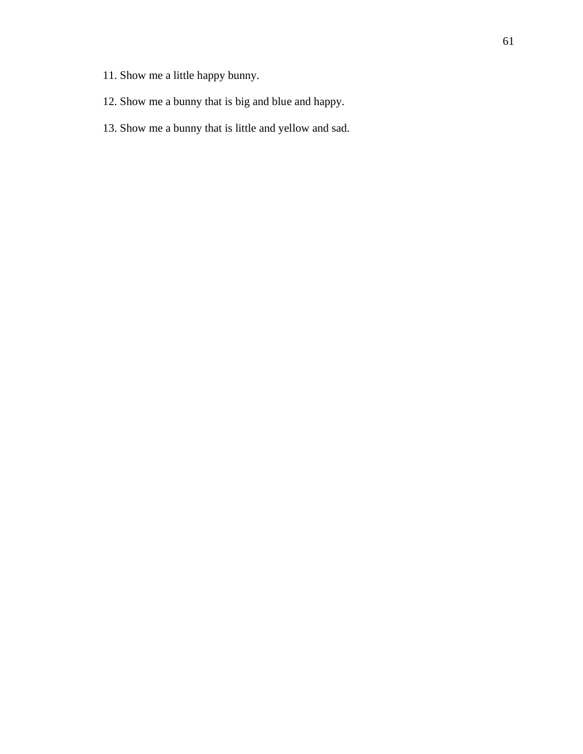11. Show me a little happy bunny.

12. Show me a bunny that is big and blue and happy.

13. Show me a bunny that is little and yellow and sad.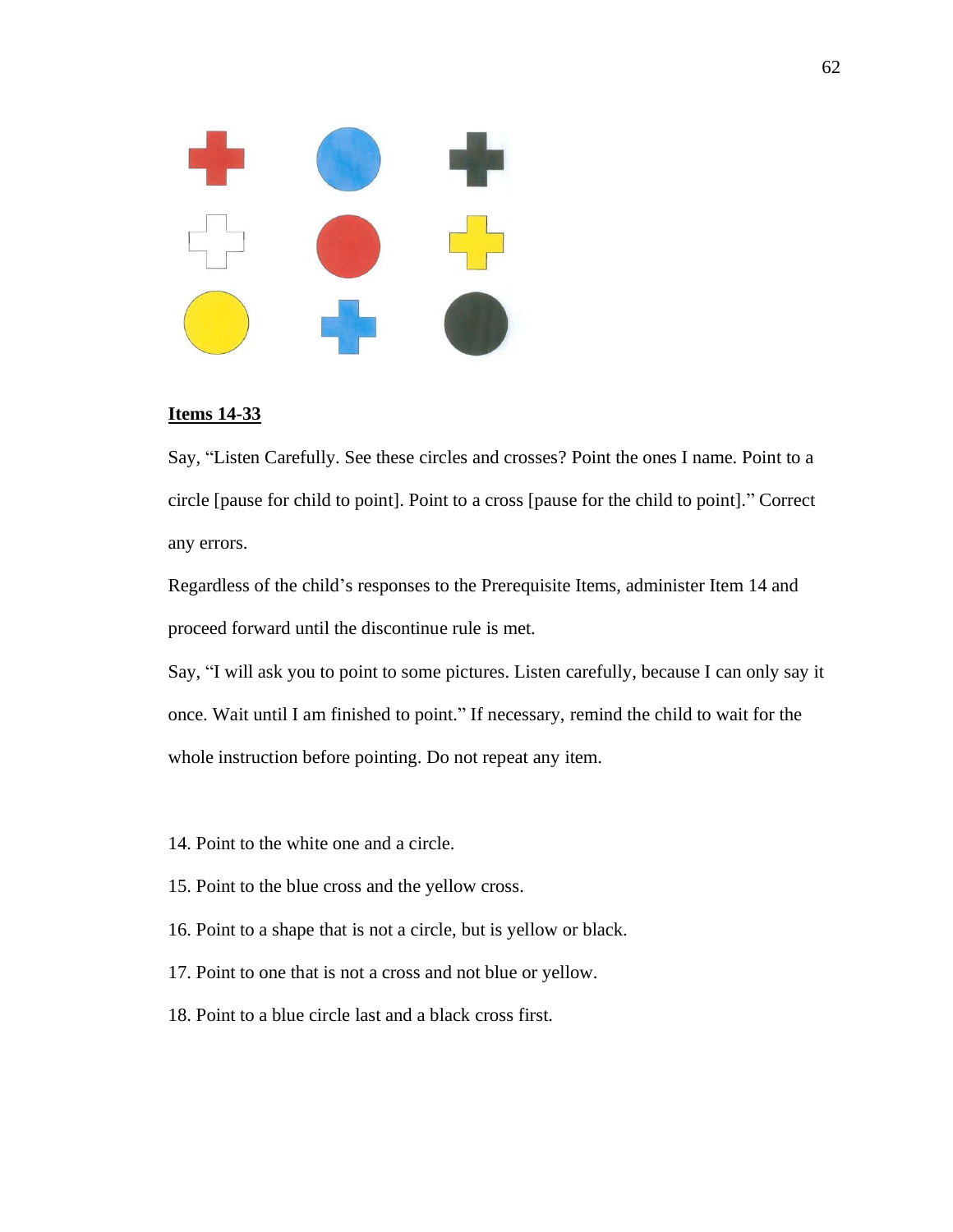**Items 14-33**

Say, "Listen Carefully. See these circles and crosses? Point the ones I name. Point to a circle [pause for child to point]. Point to a cross [pause for the child to point]." Correct any errors.

Regardless of the child's responses to the Prerequisite Items, administer Item 14 and proceed forward until the discontinue rule is met.

Say, "I will ask you to point to some pictures. Listen carefully, because I can only say it once. Wait until I am finished to point." If necessary, remind the child to wait for the whole instruction before pointing. Do not repeat any item.

14. Point to the white one and a circle.
15. Point to the blue cross and the yellow cross.
16. Point to a shape that is not a circle, but is yellow or black.
17. Point to one that is not a cross and not blue or yellow.
18. Point to a blue circle last and a black cross first.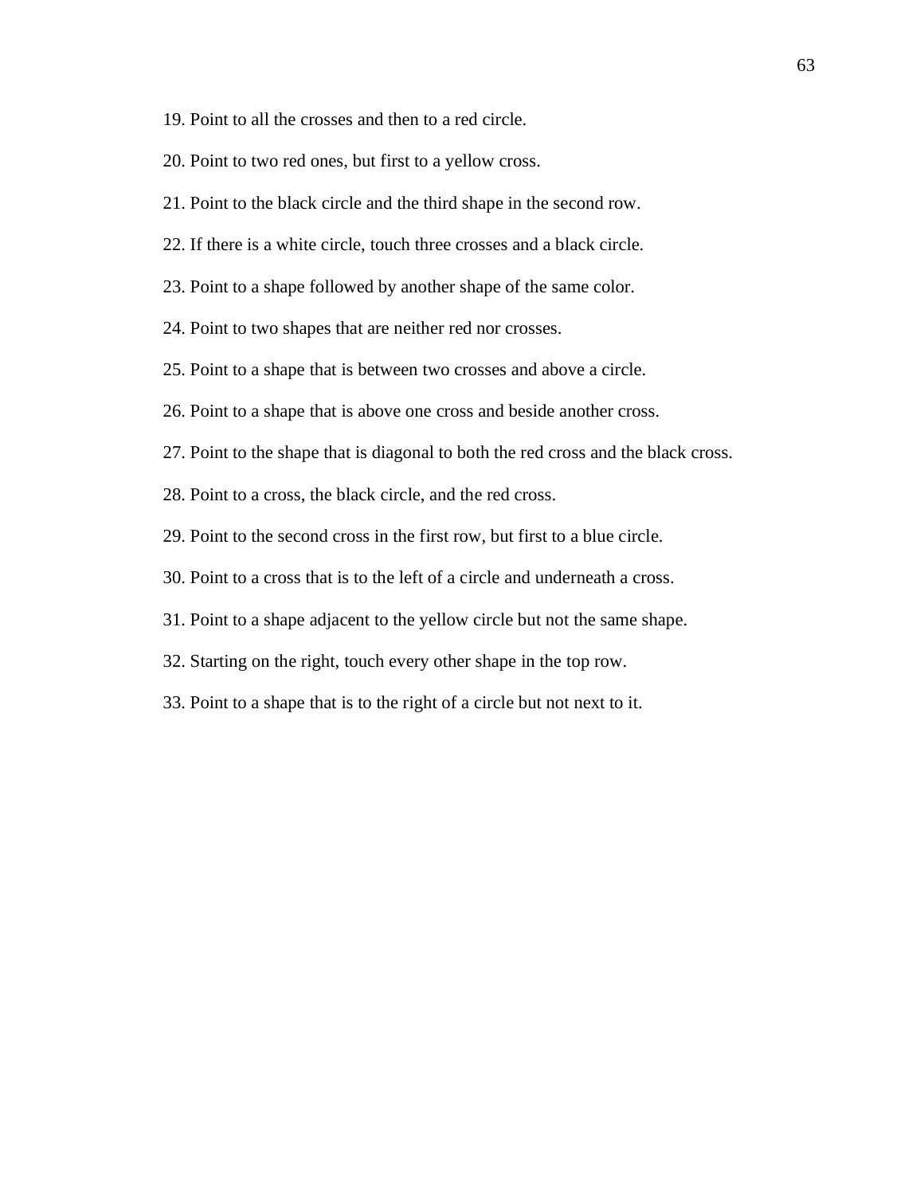19. Point to all the crosses and then to a red circle.

20. Point to two red ones, but first to a yellow cross.

21. Point to the black circle and the third shape in the second row.

22. If there is a white circle, touch three crosses and a black circle.

23. Point to a shape followed by another shape of the same color.

24. Point to two shapes that are neither red nor crosses.

25. Point to a shape that is between two crosses and above a circle.

26. Point to a shape that is above one cross and beside another cross.

27. Point to the shape that is diagonal to both the red cross and the black cross.

28. Point to a cross, the black circle, and the red cross.

29. Point to the second cross in the first row, but first to a blue circle.

30. Point to a cross that is to the left of a circle and underneath a cross.

31. Point to a shape adjacent to the yellow circle but not the same shape.

32. Starting on the right, touch every other shape in the top row.

33. Point to a shape that is to the right of a circle but not next to it.